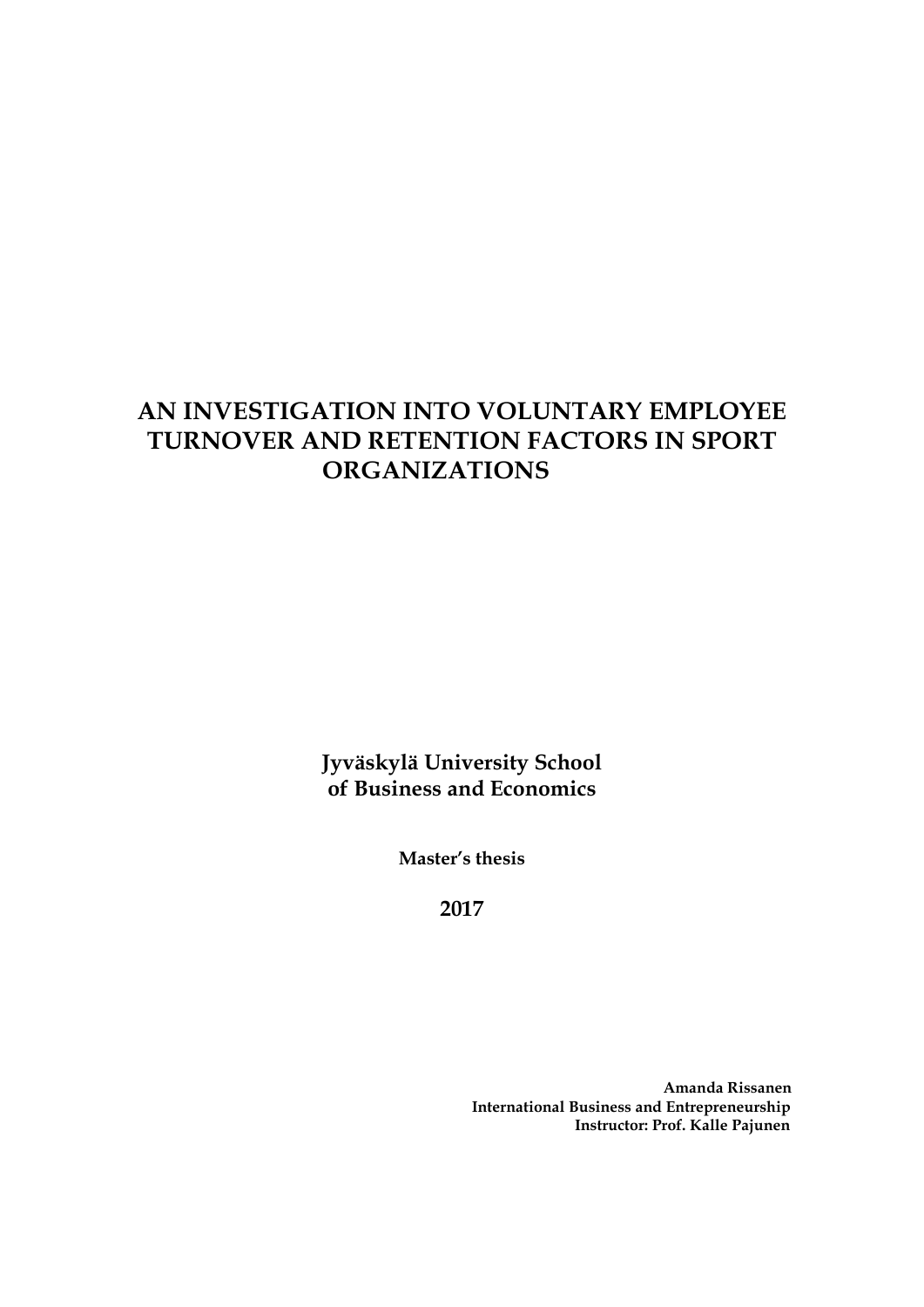# AN INVESTIGATION INTO VOLUNTARY EMPLOYEE TURNOVER AND RETENTION FACTORS IN SPORT ORGANIZATIONS

**Jyväskylä University School of Business and Economics**

**Master's thesis**

**2017**

**Amanda Rissanen**
**International Business and Entrepreneurship**
**Instructor: Prof. Kalle Pajunen**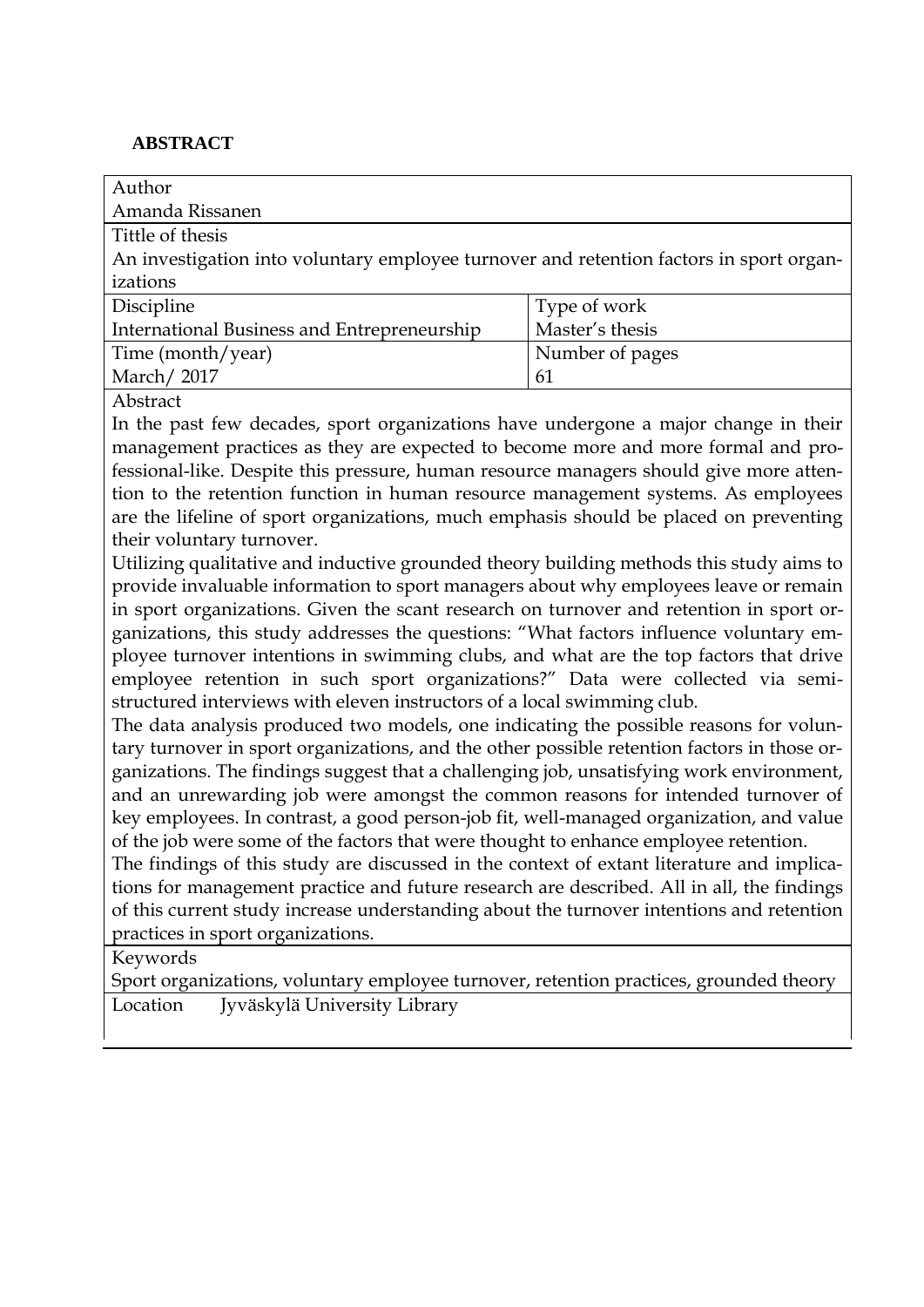**ABSTRACT**

| Author | |
|---|---|
| Amanda Rissanen | |
| Tittle of thesis | |
| An investigation into voluntary employee turnover and retention factors in sport organizations | |
| Discipline | Type of work |
| International Business and Entrepreneurship | Master's thesis |
| Time (month/year) | Number of pages |
| March/ 2017 | 61 |

Abstract

In the past few decades, sport organizations have undergone a major change in their management practices as they are expected to become more and more formal and professional-like. Despite this pressure, human resource managers should give more attention to the retention function in human resource management systems. As employees are the lifeline of sport organizations, much emphasis should be placed on preventing their voluntary turnover.

Utilizing qualitative and inductive grounded theory building methods this study aims to provide invaluable information to sport managers about why employees leave or remain in sport organizations. Given the scant research on turnover and retention in sport organizations, this study addresses the questions: "What factors influence voluntary employee turnover intentions in swimming clubs, and what are the top factors that drive employee retention in such sport organizations?" Data were collected via semi-structured interviews with eleven instructors of a local swimming club.

The data analysis produced two models, one indicating the possible reasons for voluntary turnover in sport organizations, and the other possible retention factors in those organizations. The findings suggest that a challenging job, unsatisfying work environment, and an unrewarding job were amongst the common reasons for intended turnover of key employees. In contrast, a good person-job fit, well-managed organization, and value of the job were some of the factors that were thought to enhance employee retention.

The findings of this study are discussed in the context of extant literature and implications for management practice and future research are described. All in all, the findings of this current study increase understanding about the turnover intentions and retention practices in sport organizations.

Keywords

Sport organizations, voluntary employee turnover, retention practices, grounded theory

Location Jyväskylä University Library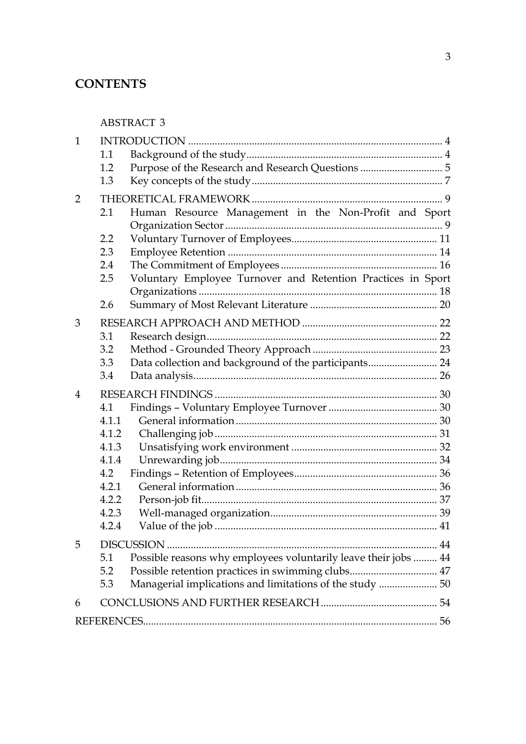# CONTENTS

ABSTRACT 3

1 INTRODUCTION ... 4
- 1.1 Background of the study ... 4
- 1.2 Purpose of the Research and Research Questions ... 5
- 1.3 Key concepts of the study ... 7

2 THEORETICAL FRAMEWORK ... 9
- 2.1 Human Resource Management in the Non-Profit and Sport Organization Sector ... 9
- 2.2 Voluntary Turnover of Employees ... 11
- 2.3 Employee Retention ... 14
- 2.4 The Commitment of Employees ... 16
- 2.5 Voluntary Employee Turnover and Retention Practices in Sport Organizations ... 18
- 2.6 Summary of Most Relevant Literature ... 20

3 RESEARCH APPROACH AND METHOD ... 22
- 3.1 Research design ... 22
- 3.2 Method - Grounded Theory Approach ... 23
- 3.3 Data collection and background of the participants ... 24
- 3.4 Data analysis ... 26

4 RESEARCH FINDINGS ... 30
- 4.1 Findings – Voluntary Employee Turnover ... 30
- 4.1.1 General information ... 30
- 4.1.2 Challenging job ... 31
- 4.1.3 Unsatisfying work environment ... 32
- 4.1.4 Unrewarding job ... 34
- 4.2 Findings – Retention of Employees ... 36
- 4.2.1 General information ... 36
- 4.2.2 Person-job fit ... 37
- 4.2.3 Well-managed organization ... 39
- 4.2.4 Value of the job ... 41

5 DISCUSSION ... 44
- 5.1 Possible reasons why employees voluntarily leave their jobs ... 44
- 5.2 Possible retention practices in swimming clubs ... 47
- 5.3 Managerial implications and limitations of the study ... 50

6 CONCLUSIONS AND FURTHER RESEARCH ... 54

REFERENCES ... 56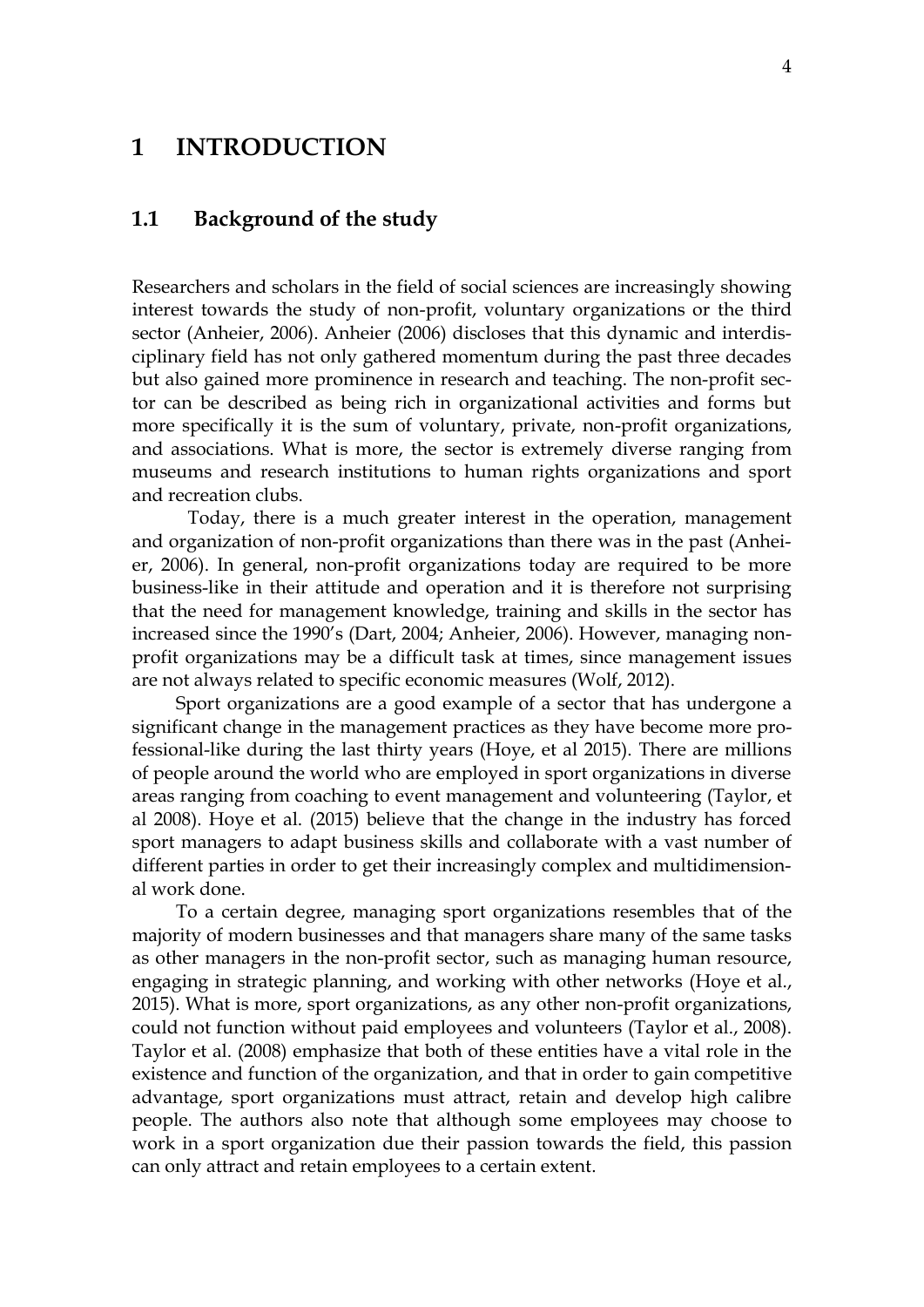# 1 INTRODUCTION

## 1.1 Background of the study

Researchers and scholars in the field of social sciences are increasingly showing interest towards the study of non-profit, voluntary organizations or the third sector (Anheier, 2006). Anheier (2006) discloses that this dynamic and interdisciplinary field has not only gathered momentum during the past three decades but also gained more prominence in research and teaching. The non-profit sector can be described as being rich in organizational activities and forms but more specifically it is the sum of voluntary, private, non-profit organizations, and associations. What is more, the sector is extremely diverse ranging from museums and research institutions to human rights organizations and sport and recreation clubs.

Today, there is a much greater interest in the operation, management and organization of non-profit organizations than there was in the past (Anheier, 2006). In general, non-profit organizations today are required to be more business-like in their attitude and operation and it is therefore not surprising that the need for management knowledge, training and skills in the sector has increased since the 1990's (Dart, 2004; Anheier, 2006). However, managing non-profit organizations may be a difficult task at times, since management issues are not always related to specific economic measures (Wolf, 2012).

Sport organizations are a good example of a sector that has undergone a significant change in the management practices as they have become more professional-like during the last thirty years (Hoye, et al 2015). There are millions of people around the world who are employed in sport organizations in diverse areas ranging from coaching to event management and volunteering (Taylor, et al 2008). Hoye et al. (2015) believe that the change in the industry has forced sport managers to adapt business skills and collaborate with a vast number of different parties in order to get their increasingly complex and multidimensional work done.

To a certain degree, managing sport organizations resembles that of the majority of modern businesses and that managers share many of the same tasks as other managers in the non-profit sector, such as managing human resource, engaging in strategic planning, and working with other networks (Hoye et al., 2015). What is more, sport organizations, as any other non-profit organizations, could not function without paid employees and volunteers (Taylor et al., 2008). Taylor et al. (2008) emphasize that both of these entities have a vital role in the existence and function of the organization, and that in order to gain competitive advantage, sport organizations must attract, retain and develop high calibre people. The authors also note that although some employees may choose to work in a sport organization due their passion towards the field, this passion can only attract and retain employees to a certain extent.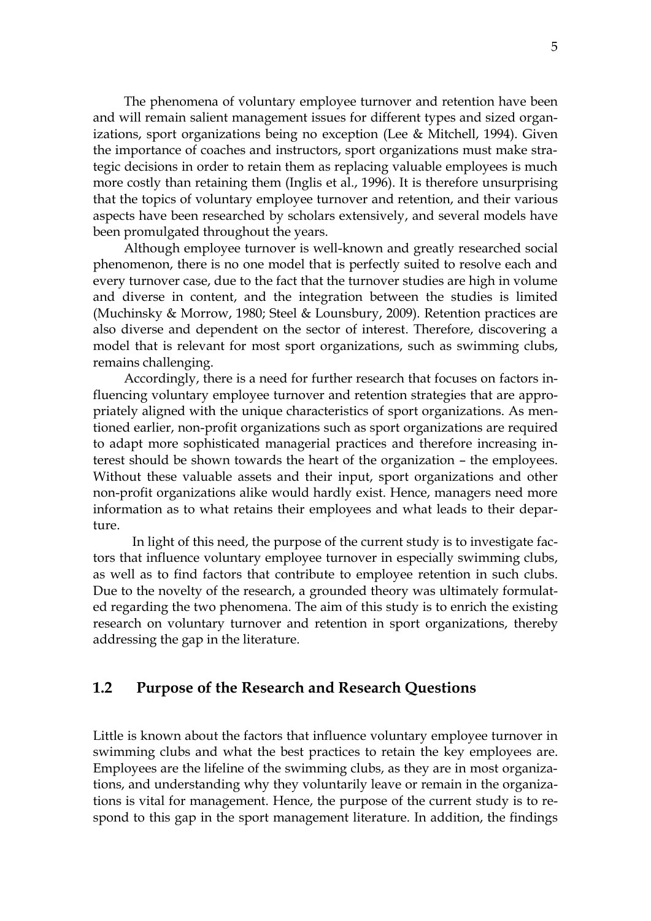The phenomena of voluntary employee turnover and retention have been and will remain salient management issues for different types and sized organizations, sport organizations being no exception (Lee & Mitchell, 1994). Given the importance of coaches and instructors, sport organizations must make strategic decisions in order to retain them as replacing valuable employees is much more costly than retaining them (Inglis et al., 1996). It is therefore unsurprising that the topics of voluntary employee turnover and retention, and their various aspects have been researched by scholars extensively, and several models have been promulgated throughout the years.

Although employee turnover is well-known and greatly researched social phenomenon, there is no one model that is perfectly suited to resolve each and every turnover case, due to the fact that the turnover studies are high in volume and diverse in content, and the integration between the studies is limited (Muchinsky & Morrow, 1980; Steel & Lounsbury, 2009). Retention practices are also diverse and dependent on the sector of interest. Therefore, discovering a model that is relevant for most sport organizations, such as swimming clubs, remains challenging.

Accordingly, there is a need for further research that focuses on factors influencing voluntary employee turnover and retention strategies that are appropriately aligned with the unique characteristics of sport organizations. As mentioned earlier, non-profit organizations such as sport organizations are required to adapt more sophisticated managerial practices and therefore increasing interest should be shown towards the heart of the organization – the employees. Without these valuable assets and their input, sport organizations and other non-profit organizations alike would hardly exist. Hence, managers need more information as to what retains their employees and what leads to their departure.

In light of this need, the purpose of the current study is to investigate factors that influence voluntary employee turnover in especially swimming clubs, as well as to find factors that contribute to employee retention in such clubs. Due to the novelty of the research, a grounded theory was ultimately formulated regarding the two phenomena. The aim of this study is to enrich the existing research on voluntary turnover and retention in sport organizations, thereby addressing the gap in the literature.

## 1.2 Purpose of the Research and Research Questions

Little is known about the factors that influence voluntary employee turnover in swimming clubs and what the best practices to retain the key employees are. Employees are the lifeline of the swimming clubs, as they are in most organizations, and understanding why they voluntarily leave or remain in the organizations is vital for management. Hence, the purpose of the current study is to respond to this gap in the sport management literature. In addition, the findings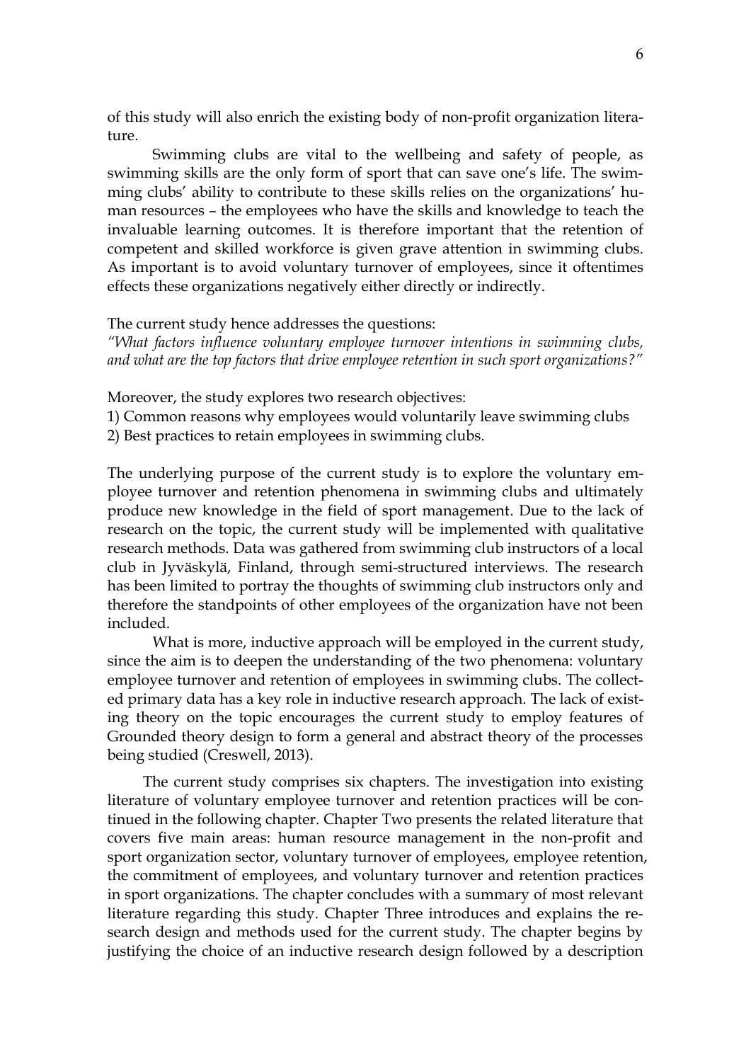of this study will also enrich the existing body of non-profit organization literature.

Swimming clubs are vital to the wellbeing and safety of people, as swimming skills are the only form of sport that can save one's life. The swimming clubs' ability to contribute to these skills relies on the organizations' human resources – the employees who have the skills and knowledge to teach the invaluable learning outcomes. It is therefore important that the retention of competent and skilled workforce is given grave attention in swimming clubs. As important is to avoid voluntary turnover of employees, since it oftentimes effects these organizations negatively either directly or indirectly.

The current study hence addresses the questions:
*"What factors influence voluntary employee turnover intentions in swimming clubs, and what are the top factors that drive employee retention in such sport organizations?"*

Moreover, the study explores two research objectives:
1) Common reasons why employees would voluntarily leave swimming clubs
2) Best practices to retain employees in swimming clubs.

The underlying purpose of the current study is to explore the voluntary employee turnover and retention phenomena in swimming clubs and ultimately produce new knowledge in the field of sport management. Due to the lack of research on the topic, the current study will be implemented with qualitative research methods. Data was gathered from swimming club instructors of a local club in Jyväskylä, Finland, through semi-structured interviews. The research has been limited to portray the thoughts of swimming club instructors only and therefore the standpoints of other employees of the organization have not been included.

What is more, inductive approach will be employed in the current study, since the aim is to deepen the understanding of the two phenomena: voluntary employee turnover and retention of employees in swimming clubs. The collected primary data has a key role in inductive research approach. The lack of existing theory on the topic encourages the current study to employ features of Grounded theory design to form a general and abstract theory of the processes being studied (Creswell, 2013).

The current study comprises six chapters. The investigation into existing literature of voluntary employee turnover and retention practices will be continued in the following chapter. Chapter Two presents the related literature that covers five main areas: human resource management in the non-profit and sport organization sector, voluntary turnover of employees, employee retention, the commitment of employees, and voluntary turnover and retention practices in sport organizations. The chapter concludes with a summary of most relevant literature regarding this study. Chapter Three introduces and explains the research design and methods used for the current study. The chapter begins by justifying the choice of an inductive research design followed by a description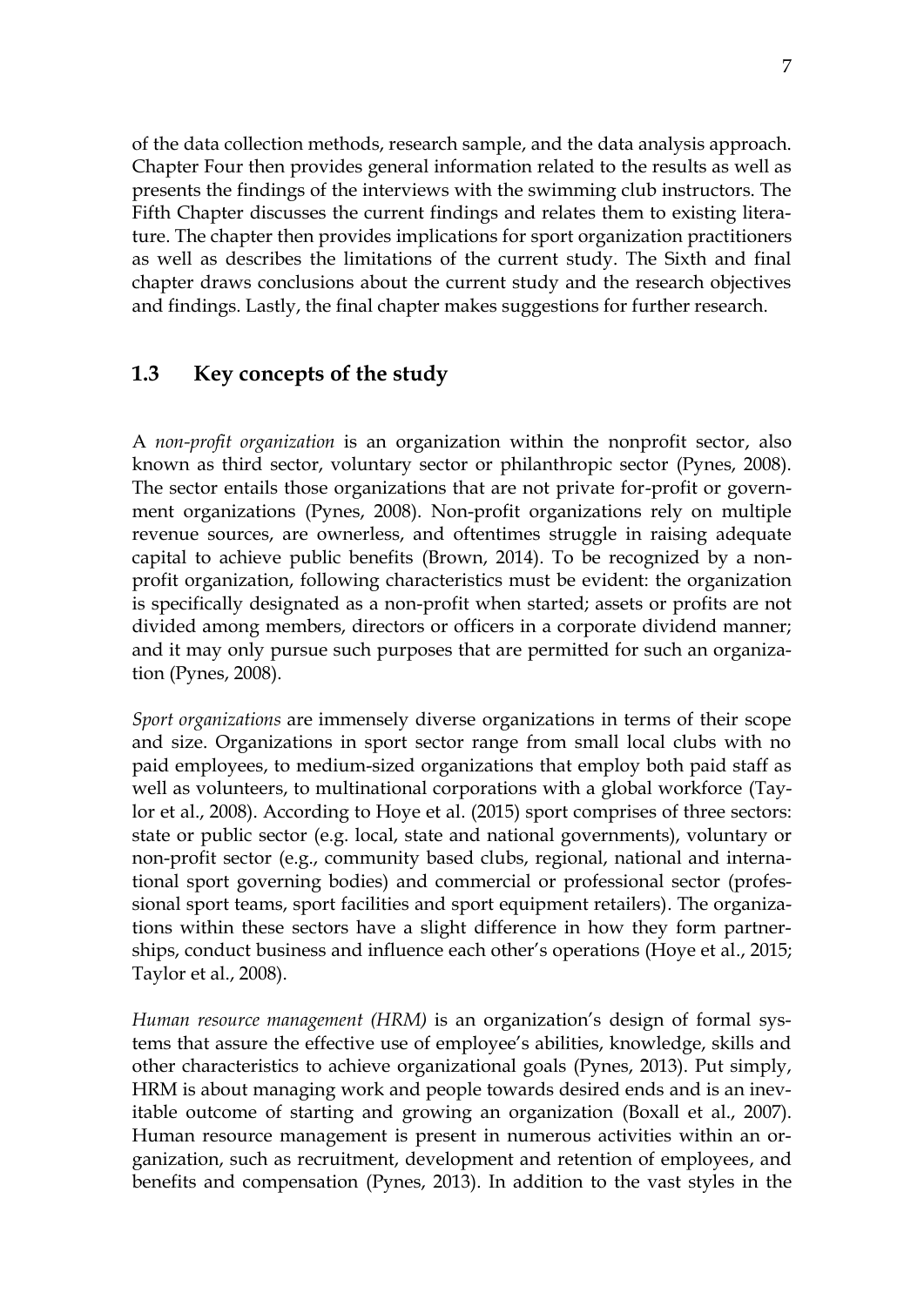of the data collection methods, research sample, and the data analysis approach. Chapter Four then provides general information related to the results as well as presents the findings of the interviews with the swimming club instructors. The Fifth Chapter discusses the current findings and relates them to existing literature. The chapter then provides implications for sport organization practitioners as well as describes the limitations of the current study. The Sixth and final chapter draws conclusions about the current study and the research objectives and findings. Lastly, the final chapter makes suggestions for further research.

## 1.3 Key concepts of the study

A *non-profit organization* is an organization within the nonprofit sector, also known as third sector, voluntary sector or philanthropic sector (Pynes, 2008). The sector entails those organizations that are not private for-profit or government organizations (Pynes, 2008). Non-profit organizations rely on multiple revenue sources, are ownerless, and oftentimes struggle in raising adequate capital to achieve public benefits (Brown, 2014). To be recognized by a non-profit organization, following characteristics must be evident: the organization is specifically designated as a non-profit when started; assets or profits are not divided among members, directors or officers in a corporate dividend manner; and it may only pursue such purposes that are permitted for such an organization (Pynes, 2008).

*Sport organizations* are immensely diverse organizations in terms of their scope and size. Organizations in sport sector range from small local clubs with no paid employees, to medium-sized organizations that employ both paid staff as well as volunteers, to multinational corporations with a global workforce (Taylor et al., 2008). According to Hoye et al. (2015) sport comprises of three sectors: state or public sector (e.g. local, state and national governments), voluntary or non-profit sector (e.g., community based clubs, regional, national and international sport governing bodies) and commercial or professional sector (professional sport teams, sport facilities and sport equipment retailers). The organizations within these sectors have a slight difference in how they form partnerships, conduct business and influence each other's operations (Hoye et al., 2015; Taylor et al., 2008).

*Human resource management (HRM)* is an organization's design of formal systems that assure the effective use of employee's abilities, knowledge, skills and other characteristics to achieve organizational goals (Pynes, 2013). Put simply, HRM is about managing work and people towards desired ends and is an inevitable outcome of starting and growing an organization (Boxall et al., 2007). Human resource management is present in numerous activities within an organization, such as recruitment, development and retention of employees, and benefits and compensation (Pynes, 2013). In addition to the vast styles in the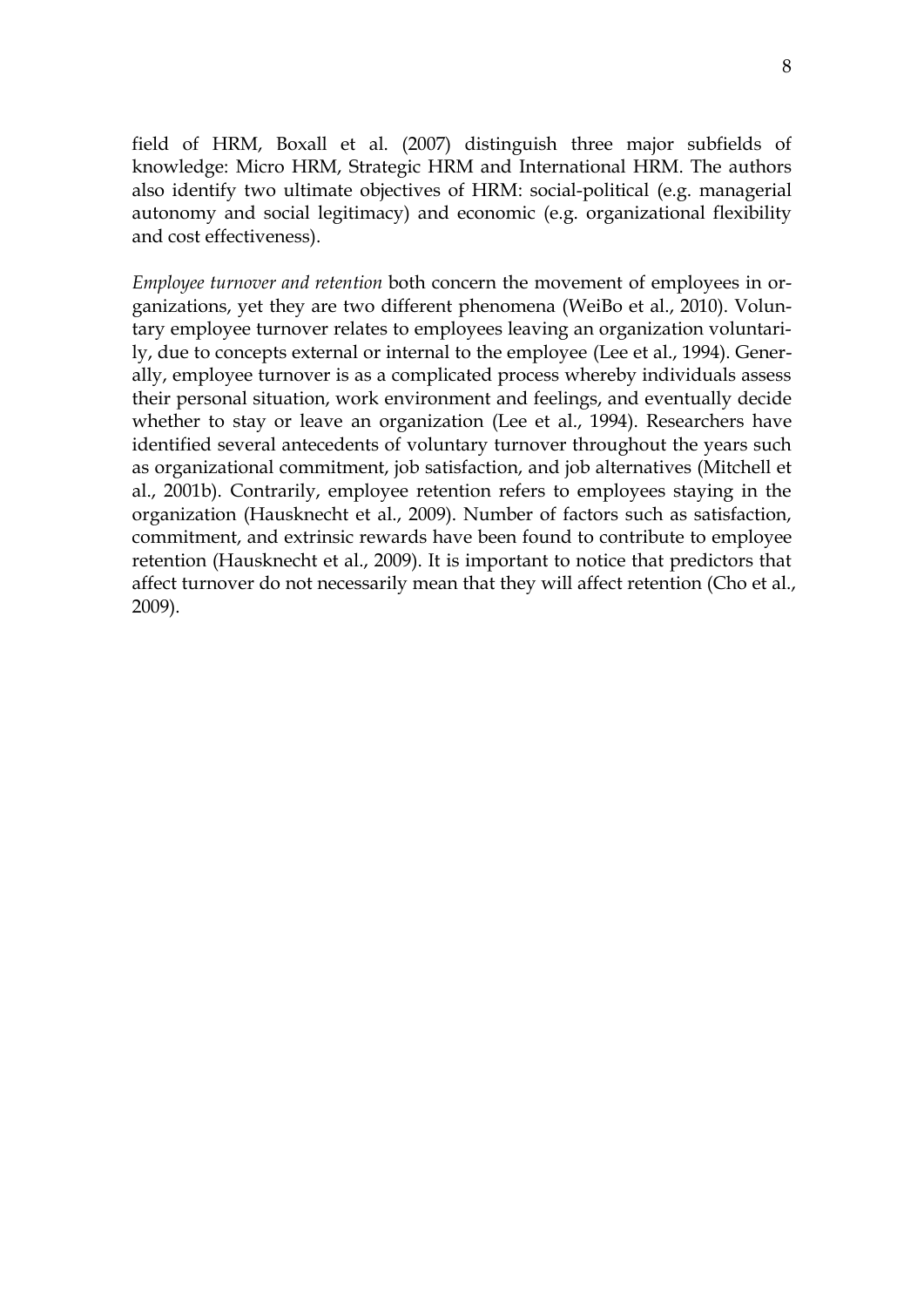field of HRM, Boxall et al. (2007) distinguish three major subfields of knowledge: Micro HRM, Strategic HRM and International HRM. The authors also identify two ultimate objectives of HRM: social-political (e.g. managerial autonomy and social legitimacy) and economic (e.g. organizational flexibility and cost effectiveness).

*Employee turnover and retention* both concern the movement of employees in organizations, yet they are two different phenomena (WeiBo et al., 2010). Voluntary employee turnover relates to employees leaving an organization voluntarily, due to concepts external or internal to the employee (Lee et al., 1994). Generally, employee turnover is as a complicated process whereby individuals assess their personal situation, work environment and feelings, and eventually decide whether to stay or leave an organization (Lee et al., 1994). Researchers have identified several antecedents of voluntary turnover throughout the years such as organizational commitment, job satisfaction, and job alternatives (Mitchell et al., 2001b). Contrarily, employee retention refers to employees staying in the organization (Hausknecht et al., 2009). Number of factors such as satisfaction, commitment, and extrinsic rewards have been found to contribute to employee retention (Hausknecht et al., 2009). It is important to notice that predictors that affect turnover do not necessarily mean that they will affect retention (Cho et al., 2009).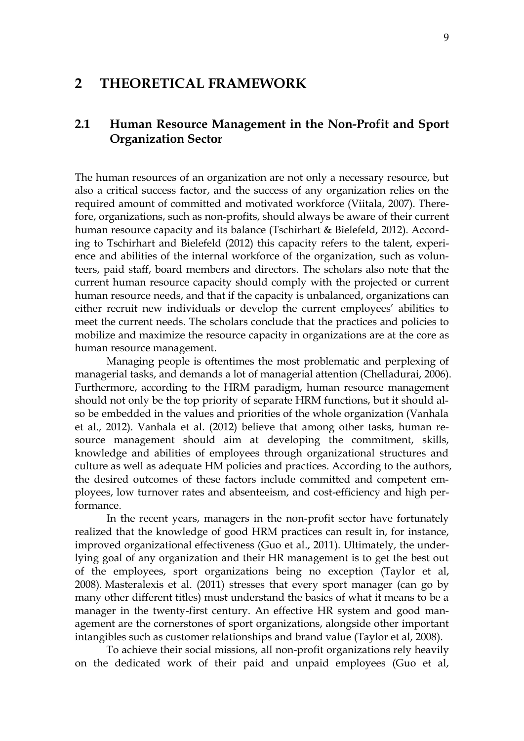# 2 THEORETICAL FRAMEWORK

## 2.1 Human Resource Management in the Non-Profit and Sport Organization Sector

The human resources of an organization are not only a necessary resource, but also a critical success factor, and the success of any organization relies on the required amount of committed and motivated workforce (Viitala, 2007). Therefore, organizations, such as non-profits, should always be aware of their current human resource capacity and its balance (Tschirhart & Bielefeld, 2012). According to Tschirhart and Bielefeld (2012) this capacity refers to the talent, experience and abilities of the internal workforce of the organization, such as volunteers, paid staff, board members and directors. The scholars also note that the current human resource capacity should comply with the projected or current human resource needs, and that if the capacity is unbalanced, organizations can either recruit new individuals or develop the current employees' abilities to meet the current needs. The scholars conclude that the practices and policies to mobilize and maximize the resource capacity in organizations are at the core as human resource management.

Managing people is oftentimes the most problematic and perplexing of managerial tasks, and demands a lot of managerial attention (Chelladurai, 2006). Furthermore, according to the HRM paradigm, human resource management should not only be the top priority of separate HRM functions, but it should also be embedded in the values and priorities of the whole organization (Vanhala et al., 2012). Vanhala et al. (2012) believe that among other tasks, human resource management should aim at developing the commitment, skills, knowledge and abilities of employees through organizational structures and culture as well as adequate HM policies and practices. According to the authors, the desired outcomes of these factors include committed and competent employees, low turnover rates and absenteeism, and cost-efficiency and high performance.

In the recent years, managers in the non-profit sector have fortunately realized that the knowledge of good HRM practices can result in, for instance, improved organizational effectiveness (Guo et al., 2011). Ultimately, the underlying goal of any organization and their HR management is to get the best out of the employees, sport organizations being no exception (Taylor et al, 2008). Masteralexis et al. (2011) stresses that every sport manager (can go by many other different titles) must understand the basics of what it means to be a manager in the twenty-first century. An effective HR system and good management are the cornerstones of sport organizations, alongside other important intangibles such as customer relationships and brand value (Taylor et al, 2008).

To achieve their social missions, all non-profit organizations rely heavily on the dedicated work of their paid and unpaid employees (Guo et al,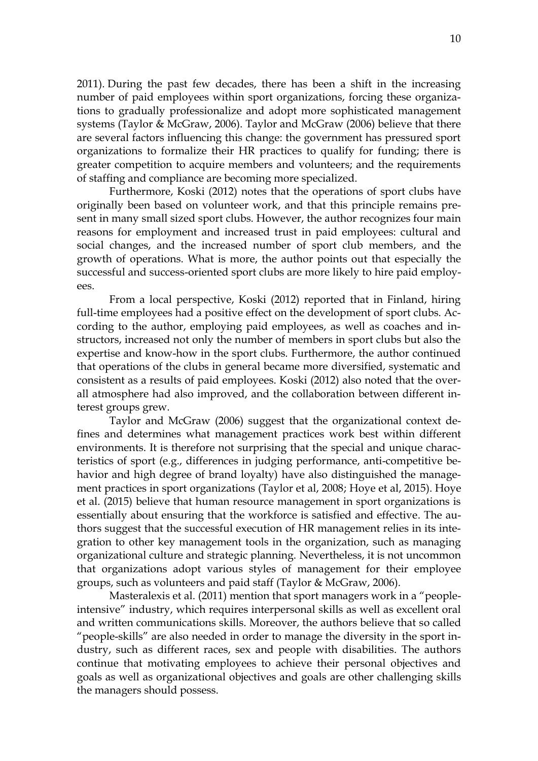2011). During the past few decades, there has been a shift in the increasing number of paid employees within sport organizations, forcing these organizations to gradually professionalize and adopt more sophisticated management systems (Taylor & McGraw, 2006). Taylor and McGraw (2006) believe that there are several factors influencing this change: the government has pressured sport organizations to formalize their HR practices to qualify for funding; there is greater competition to acquire members and volunteers; and the requirements of staffing and compliance are becoming more specialized.

Furthermore, Koski (2012) notes that the operations of sport clubs have originally been based on volunteer work, and that this principle remains present in many small sized sport clubs. However, the author recognizes four main reasons for employment and increased trust in paid employees: cultural and social changes, and the increased number of sport club members, and the growth of operations. What is more, the author points out that especially the successful and success-oriented sport clubs are more likely to hire paid employees.

From a local perspective, Koski (2012) reported that in Finland, hiring full-time employees had a positive effect on the development of sport clubs. According to the author, employing paid employees, as well as coaches and instructors, increased not only the number of members in sport clubs but also the expertise and know-how in the sport clubs. Furthermore, the author continued that operations of the clubs in general became more diversified, systematic and consistent as a results of paid employees. Koski (2012) also noted that the overall atmosphere had also improved, and the collaboration between different interest groups grew.

Taylor and McGraw (2006) suggest that the organizational context defines and determines what management practices work best within different environments. It is therefore not surprising that the special and unique characteristics of sport (e.g., differences in judging performance, anti-competitive behavior and high degree of brand loyalty) have also distinguished the management practices in sport organizations (Taylor et al, 2008; Hoye et al, 2015). Hoye et al. (2015) believe that human resource management in sport organizations is essentially about ensuring that the workforce is satisfied and effective. The authors suggest that the successful execution of HR management relies in its integration to other key management tools in the organization, such as managing organizational culture and strategic planning. Nevertheless, it is not uncommon that organizations adopt various styles of management for their employee groups, such as volunteers and paid staff (Taylor & McGraw, 2006).

Masteralexis et al. (2011) mention that sport managers work in a "people-intensive" industry, which requires interpersonal skills as well as excellent oral and written communications skills. Moreover, the authors believe that so called "people-skills" are also needed in order to manage the diversity in the sport industry, such as different races, sex and people with disabilities. The authors continue that motivating employees to achieve their personal objectives and goals as well as organizational objectives and goals are other challenging skills the managers should possess.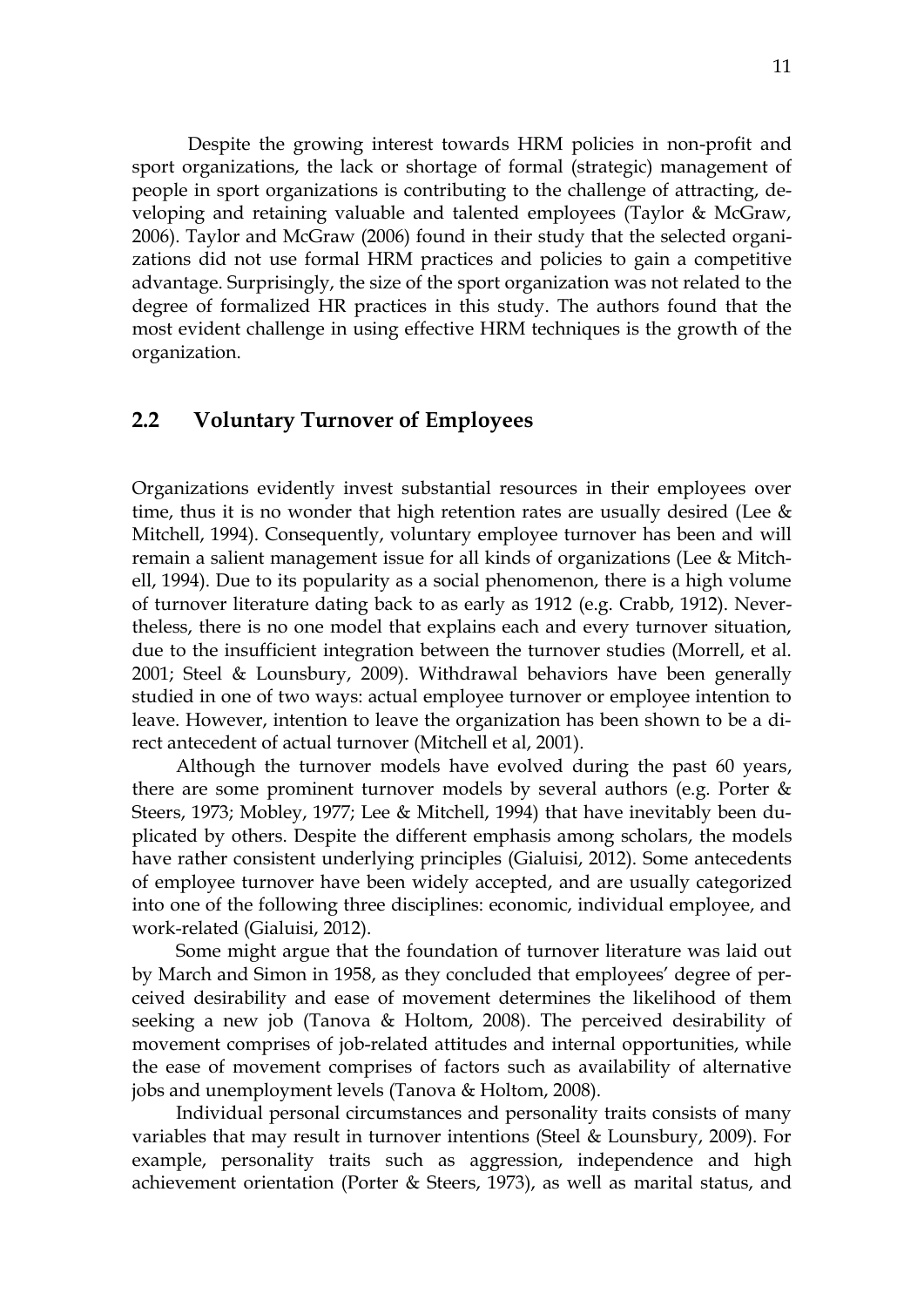Despite the growing interest towards HRM policies in non-profit and sport organizations, the lack or shortage of formal (strategic) management of people in sport organizations is contributing to the challenge of attracting, developing and retaining valuable and talented employees (Taylor & McGraw, 2006). Taylor and McGraw (2006) found in their study that the selected organizations did not use formal HRM practices and policies to gain a competitive advantage. Surprisingly, the size of the sport organization was not related to the degree of formalized HR practices in this study. The authors found that the most evident challenge in using effective HRM techniques is the growth of the organization.

## 2.2 Voluntary Turnover of Employees

Organizations evidently invest substantial resources in their employees over time, thus it is no wonder that high retention rates are usually desired (Lee & Mitchell, 1994). Consequently, voluntary employee turnover has been and will remain a salient management issue for all kinds of organizations (Lee & Mitchell, 1994). Due to its popularity as a social phenomenon, there is a high volume of turnover literature dating back to as early as 1912 (e.g. Crabb, 1912). Nevertheless, there is no one model that explains each and every turnover situation, due to the insufficient integration between the turnover studies (Morrell, et al. 2001; Steel & Lounsbury, 2009). Withdrawal behaviors have been generally studied in one of two ways: actual employee turnover or employee intention to leave. However, intention to leave the organization has been shown to be a direct antecedent of actual turnover (Mitchell et al, 2001).

Although the turnover models have evolved during the past 60 years, there are some prominent turnover models by several authors (e.g. Porter & Steers, 1973; Mobley, 1977; Lee & Mitchell, 1994) that have inevitably been duplicated by others. Despite the different emphasis among scholars, the models have rather consistent underlying principles (Gialuisi, 2012). Some antecedents of employee turnover have been widely accepted, and are usually categorized into one of the following three disciplines: economic, individual employee, and work-related (Gialuisi, 2012).

Some might argue that the foundation of turnover literature was laid out by March and Simon in 1958, as they concluded that employees' degree of perceived desirability and ease of movement determines the likelihood of them seeking a new job (Tanova & Holtom, 2008). The perceived desirability of movement comprises of job-related attitudes and internal opportunities, while the ease of movement comprises of factors such as availability of alternative jobs and unemployment levels (Tanova & Holtom, 2008).

Individual personal circumstances and personality traits consists of many variables that may result in turnover intentions (Steel & Lounsbury, 2009). For example, personality traits such as aggression, independence and high achievement orientation (Porter & Steers, 1973), as well as marital status, and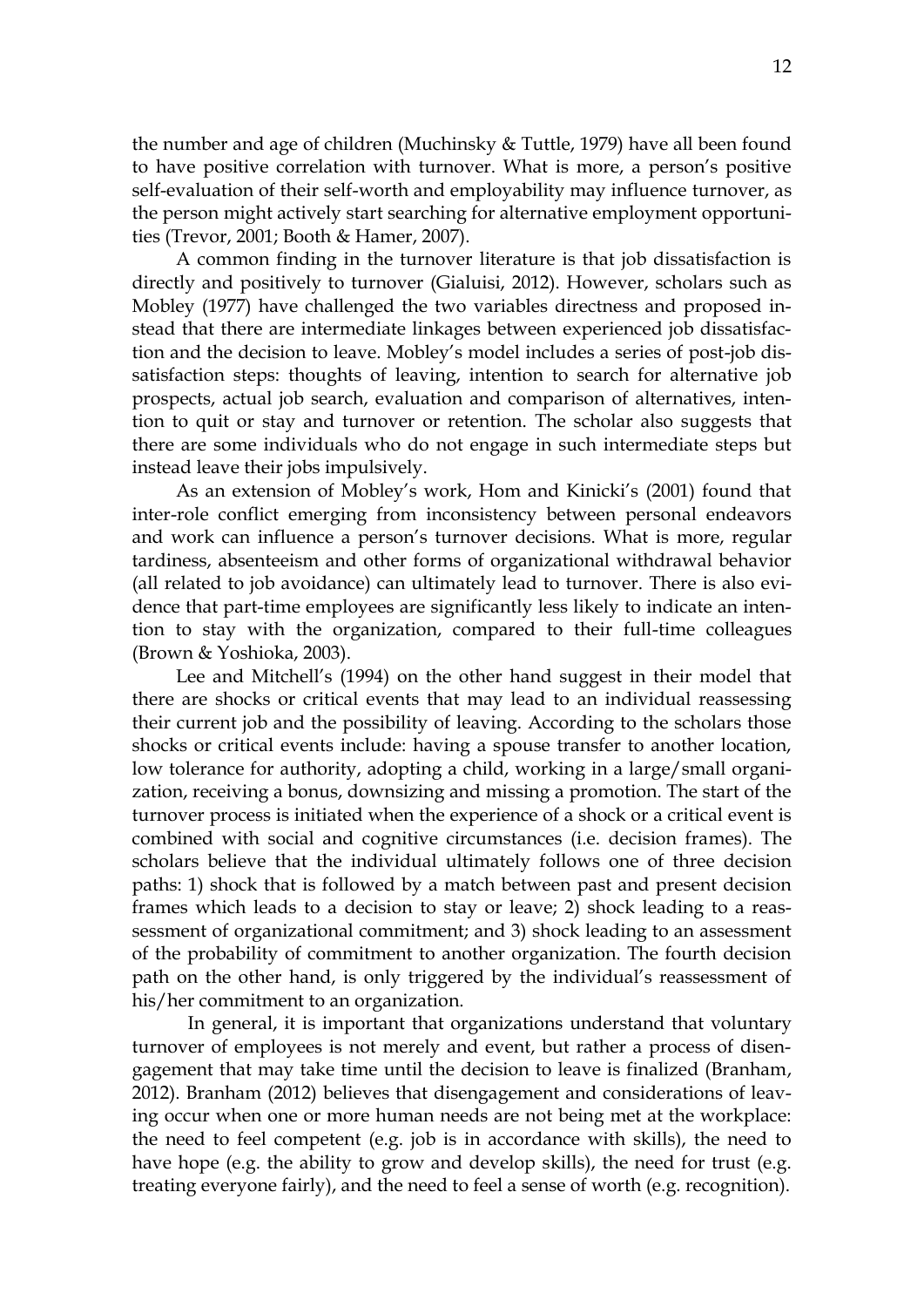the number and age of children (Muchinsky & Tuttle, 1979) have all been found to have positive correlation with turnover. What is more, a person's positive self-evaluation of their self-worth and employability may influence turnover, as the person might actively start searching for alternative employment opportunities (Trevor, 2001; Booth & Hamer, 2007).

A common finding in the turnover literature is that job dissatisfaction is directly and positively to turnover (Gialuisi, 2012). However, scholars such as Mobley (1977) have challenged the two variables directness and proposed instead that there are intermediate linkages between experienced job dissatisfaction and the decision to leave. Mobley's model includes a series of post-job dissatisfaction steps: thoughts of leaving, intention to search for alternative job prospects, actual job search, evaluation and comparison of alternatives, intention to quit or stay and turnover or retention. The scholar also suggests that there are some individuals who do not engage in such intermediate steps but instead leave their jobs impulsively.

As an extension of Mobley's work, Hom and Kinicki's (2001) found that inter-role conflict emerging from inconsistency between personal endeavors and work can influence a person's turnover decisions. What is more, regular tardiness, absenteeism and other forms of organizational withdrawal behavior (all related to job avoidance) can ultimately lead to turnover. There is also evidence that part-time employees are significantly less likely to indicate an intention to stay with the organization, compared to their full-time colleagues (Brown & Yoshioka, 2003).

Lee and Mitchell's (1994) on the other hand suggest in their model that there are shocks or critical events that may lead to an individual reassessing their current job and the possibility of leaving. According to the scholars those shocks or critical events include: having a spouse transfer to another location, low tolerance for authority, adopting a child, working in a large/small organization, receiving a bonus, downsizing and missing a promotion. The start of the turnover process is initiated when the experience of a shock or a critical event is combined with social and cognitive circumstances (i.e. decision frames). The scholars believe that the individual ultimately follows one of three decision paths: 1) shock that is followed by a match between past and present decision frames which leads to a decision to stay or leave; 2) shock leading to a reassessment of organizational commitment; and 3) shock leading to an assessment of the probability of commitment to another organization. The fourth decision path on the other hand, is only triggered by the individual's reassessment of his/her commitment to an organization.

In general, it is important that organizations understand that voluntary turnover of employees is not merely and event, but rather a process of disengagement that may take time until the decision to leave is finalized (Branham, 2012). Branham (2012) believes that disengagement and considerations of leaving occur when one or more human needs are not being met at the workplace: the need to feel competent (e.g. job is in accordance with skills), the need to have hope (e.g. the ability to grow and develop skills), the need for trust (e.g. treating everyone fairly), and the need to feel a sense of worth (e.g. recognition).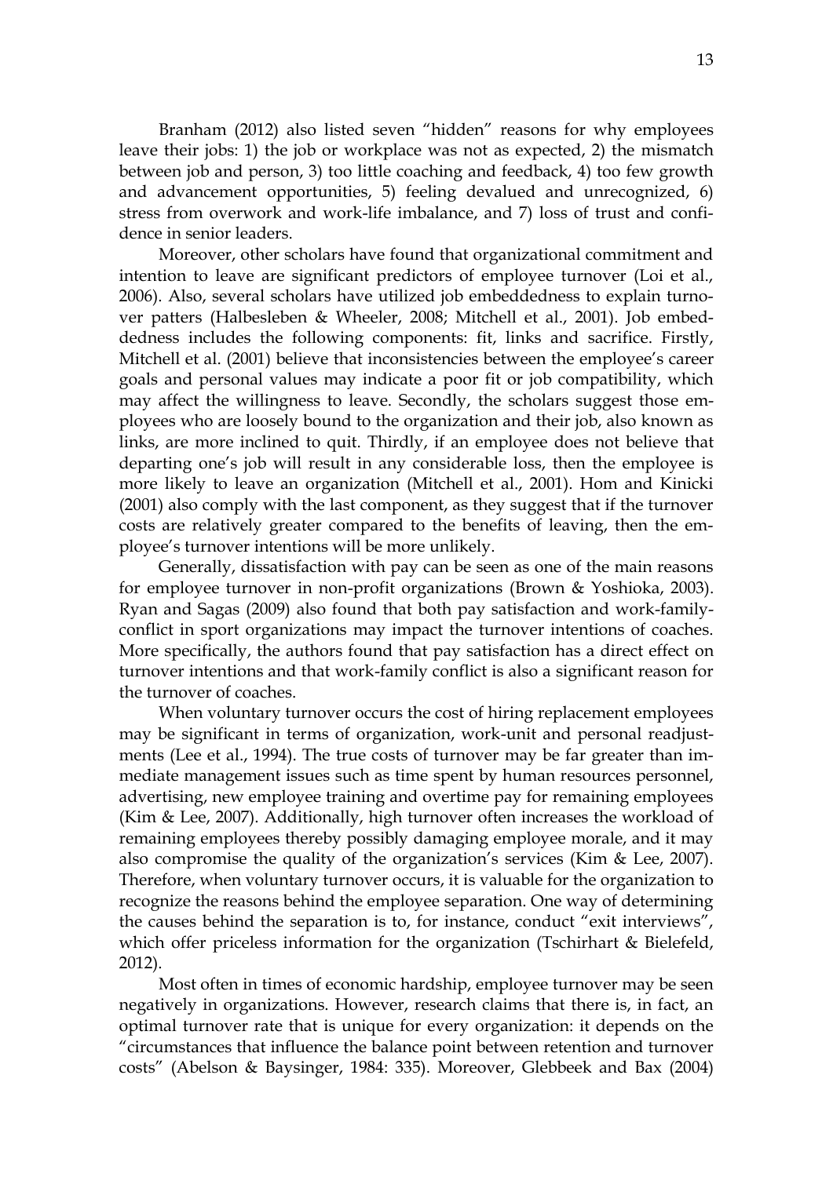Branham (2012) also listed seven "hidden" reasons for why employees leave their jobs: 1) the job or workplace was not as expected, 2) the mismatch between job and person, 3) too little coaching and feedback, 4) too few growth and advancement opportunities, 5) feeling devalued and unrecognized, 6) stress from overwork and work-life imbalance, and 7) loss of trust and confidence in senior leaders.

Moreover, other scholars have found that organizational commitment and intention to leave are significant predictors of employee turnover (Loi et al., 2006). Also, several scholars have utilized job embeddedness to explain turnover patters (Halbesleben & Wheeler, 2008; Mitchell et al., 2001). Job embeddedness includes the following components: fit, links and sacrifice. Firstly, Mitchell et al. (2001) believe that inconsistencies between the employee's career goals and personal values may indicate a poor fit or job compatibility, which may affect the willingness to leave. Secondly, the scholars suggest those employees who are loosely bound to the organization and their job, also known as links, are more inclined to quit. Thirdly, if an employee does not believe that departing one's job will result in any considerable loss, then the employee is more likely to leave an organization (Mitchell et al., 2001). Hom and Kinicki (2001) also comply with the last component, as they suggest that if the turnover costs are relatively greater compared to the benefits of leaving, then the employee's turnover intentions will be more unlikely.

Generally, dissatisfaction with pay can be seen as one of the main reasons for employee turnover in non-profit organizations (Brown & Yoshioka, 2003). Ryan and Sagas (2009) also found that both pay satisfaction and work-family-conflict in sport organizations may impact the turnover intentions of coaches. More specifically, the authors found that pay satisfaction has a direct effect on turnover intentions and that work-family conflict is also a significant reason for the turnover of coaches.

When voluntary turnover occurs the cost of hiring replacement employees may be significant in terms of organization, work-unit and personal readjustments (Lee et al., 1994). The true costs of turnover may be far greater than immediate management issues such as time spent by human resources personnel, advertising, new employee training and overtime pay for remaining employees (Kim & Lee, 2007). Additionally, high turnover often increases the workload of remaining employees thereby possibly damaging employee morale, and it may also compromise the quality of the organization's services (Kim & Lee, 2007). Therefore, when voluntary turnover occurs, it is valuable for the organization to recognize the reasons behind the employee separation. One way of determining the causes behind the separation is to, for instance, conduct "exit interviews", which offer priceless information for the organization (Tschirhart & Bielefeld, 2012).

Most often in times of economic hardship, employee turnover may be seen negatively in organizations. However, research claims that there is, in fact, an optimal turnover rate that is unique for every organization: it depends on the "circumstances that influence the balance point between retention and turnover costs" (Abelson & Baysinger, 1984: 335). Moreover, Glebbeek and Bax (2004)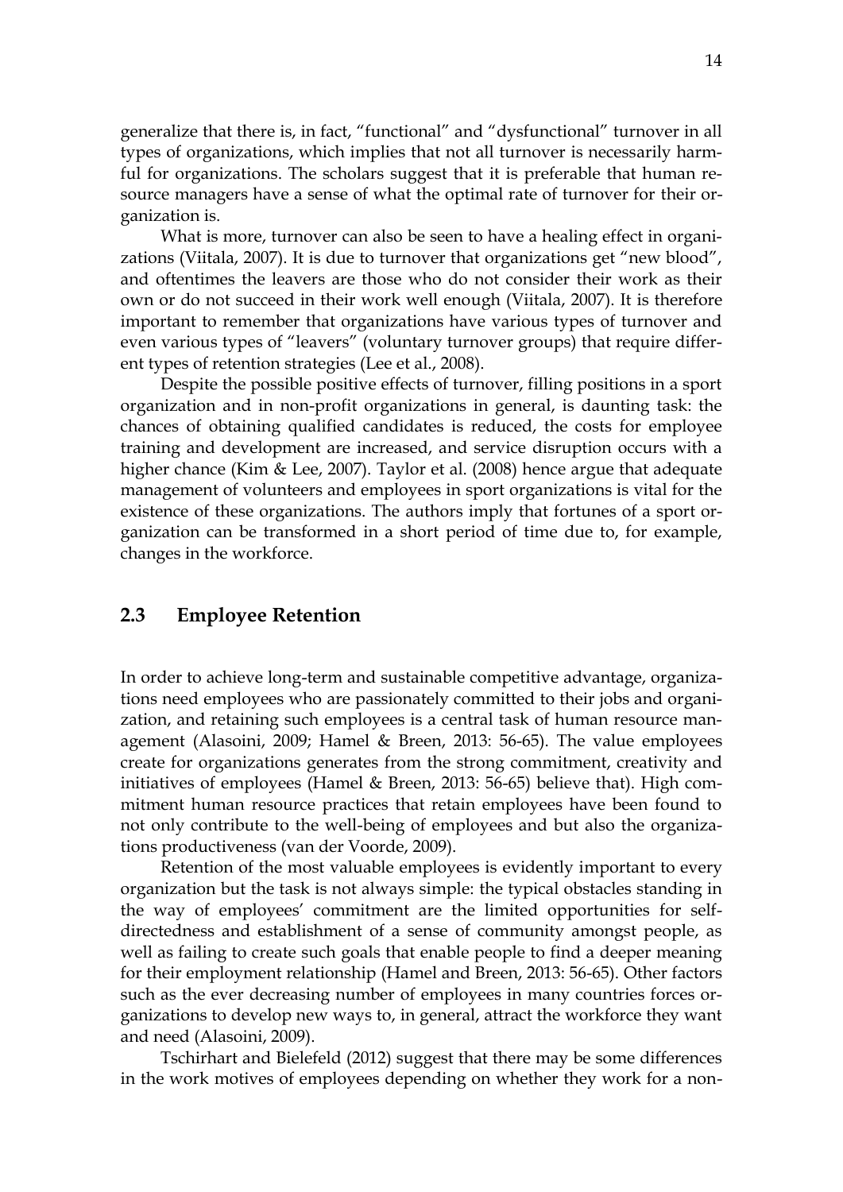generalize that there is, in fact, "functional" and "dysfunctional" turnover in all types of organizations, which implies that not all turnover is necessarily harmful for organizations. The scholars suggest that it is preferable that human resource managers have a sense of what the optimal rate of turnover for their organization is.

What is more, turnover can also be seen to have a healing effect in organizations (Viitala, 2007). It is due to turnover that organizations get "new blood", and oftentimes the leavers are those who do not consider their work as their own or do not succeed in their work well enough (Viitala, 2007). It is therefore important to remember that organizations have various types of turnover and even various types of "leavers" (voluntary turnover groups) that require different types of retention strategies (Lee et al., 2008).

Despite the possible positive effects of turnover, filling positions in a sport organization and in non-profit organizations in general, is daunting task: the chances of obtaining qualified candidates is reduced, the costs for employee training and development are increased, and service disruption occurs with a higher chance (Kim & Lee, 2007). Taylor et al. (2008) hence argue that adequate management of volunteers and employees in sport organizations is vital for the existence of these organizations. The authors imply that fortunes of a sport organization can be transformed in a short period of time due to, for example, changes in the workforce.

## 2.3 Employee Retention

In order to achieve long-term and sustainable competitive advantage, organizations need employees who are passionately committed to their jobs and organization, and retaining such employees is a central task of human resource management (Alasoini, 2009; Hamel & Breen, 2013: 56-65). The value employees create for organizations generates from the strong commitment, creativity and initiatives of employees (Hamel & Breen, 2013: 56-65) believe that). High commitment human resource practices that retain employees have been found to not only contribute to the well-being of employees and but also the organizations productiveness (van der Voorde, 2009).

Retention of the most valuable employees is evidently important to every organization but the task is not always simple: the typical obstacles standing in the way of employees' commitment are the limited opportunities for self-directedness and establishment of a sense of community amongst people, as well as failing to create such goals that enable people to find a deeper meaning for their employment relationship (Hamel and Breen, 2013: 56-65). Other factors such as the ever decreasing number of employees in many countries forces organizations to develop new ways to, in general, attract the workforce they want and need (Alasoini, 2009).

Tschirhart and Bielefeld (2012) suggest that there may be some differences in the work motives of employees depending on whether they work for a non-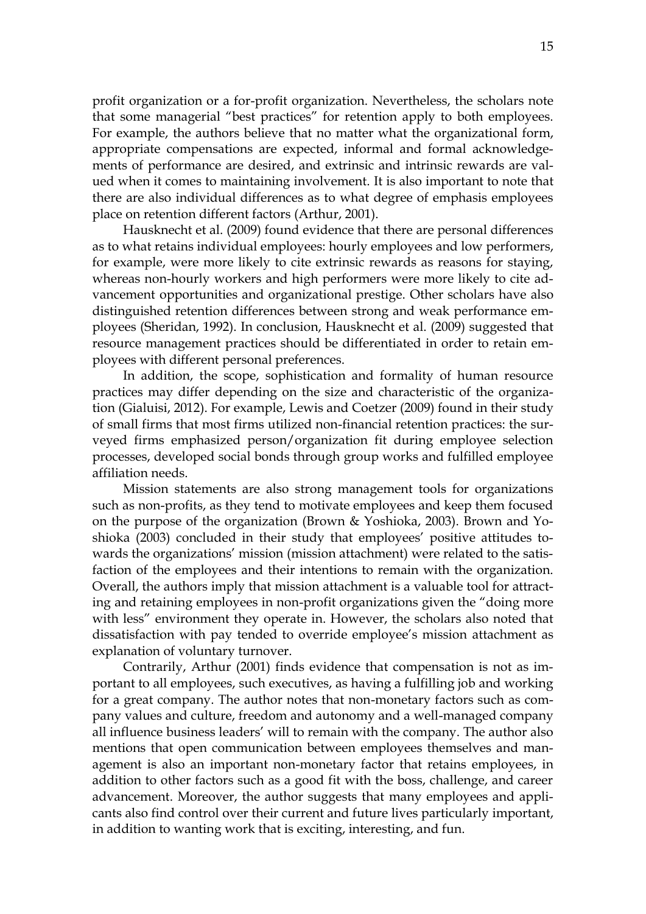profit organization or a for-profit organization. Nevertheless, the scholars note that some managerial "best practices" for retention apply to both employees. For example, the authors believe that no matter what the organizational form, appropriate compensations are expected, informal and formal acknowledgements of performance are desired, and extrinsic and intrinsic rewards are valued when it comes to maintaining involvement. It is also important to note that there are also individual differences as to what degree of emphasis employees place on retention different factors (Arthur, 2001).

Hausknecht et al. (2009) found evidence that there are personal differences as to what retains individual employees: hourly employees and low performers, for example, were more likely to cite extrinsic rewards as reasons for staying, whereas non-hourly workers and high performers were more likely to cite advancement opportunities and organizational prestige. Other scholars have also distinguished retention differences between strong and weak performance employees (Sheridan, 1992). In conclusion, Hausknecht et al. (2009) suggested that resource management practices should be differentiated in order to retain employees with different personal preferences.

In addition, the scope, sophistication and formality of human resource practices may differ depending on the size and characteristic of the organization (Gialuisi, 2012). For example, Lewis and Coetzer (2009) found in their study of small firms that most firms utilized non-financial retention practices: the surveyed firms emphasized person/organization fit during employee selection processes, developed social bonds through group works and fulfilled employee affiliation needs.

Mission statements are also strong management tools for organizations such as non-profits, as they tend to motivate employees and keep them focused on the purpose of the organization (Brown & Yoshioka, 2003). Brown and Yoshioka (2003) concluded in their study that employees' positive attitudes towards the organizations' mission (mission attachment) were related to the satisfaction of the employees and their intentions to remain with the organization. Overall, the authors imply that mission attachment is a valuable tool for attracting and retaining employees in non-profit organizations given the "doing more with less" environment they operate in. However, the scholars also noted that dissatisfaction with pay tended to override employee's mission attachment as explanation of voluntary turnover.

Contrarily, Arthur (2001) finds evidence that compensation is not as important to all employees, such executives, as having a fulfilling job and working for a great company. The author notes that non-monetary factors such as company values and culture, freedom and autonomy and a well-managed company all influence business leaders' will to remain with the company. The author also mentions that open communication between employees themselves and management is also an important non-monetary factor that retains employees, in addition to other factors such as a good fit with the boss, challenge, and career advancement. Moreover, the author suggests that many employees and applicants also find control over their current and future lives particularly important, in addition to wanting work that is exciting, interesting, and fun.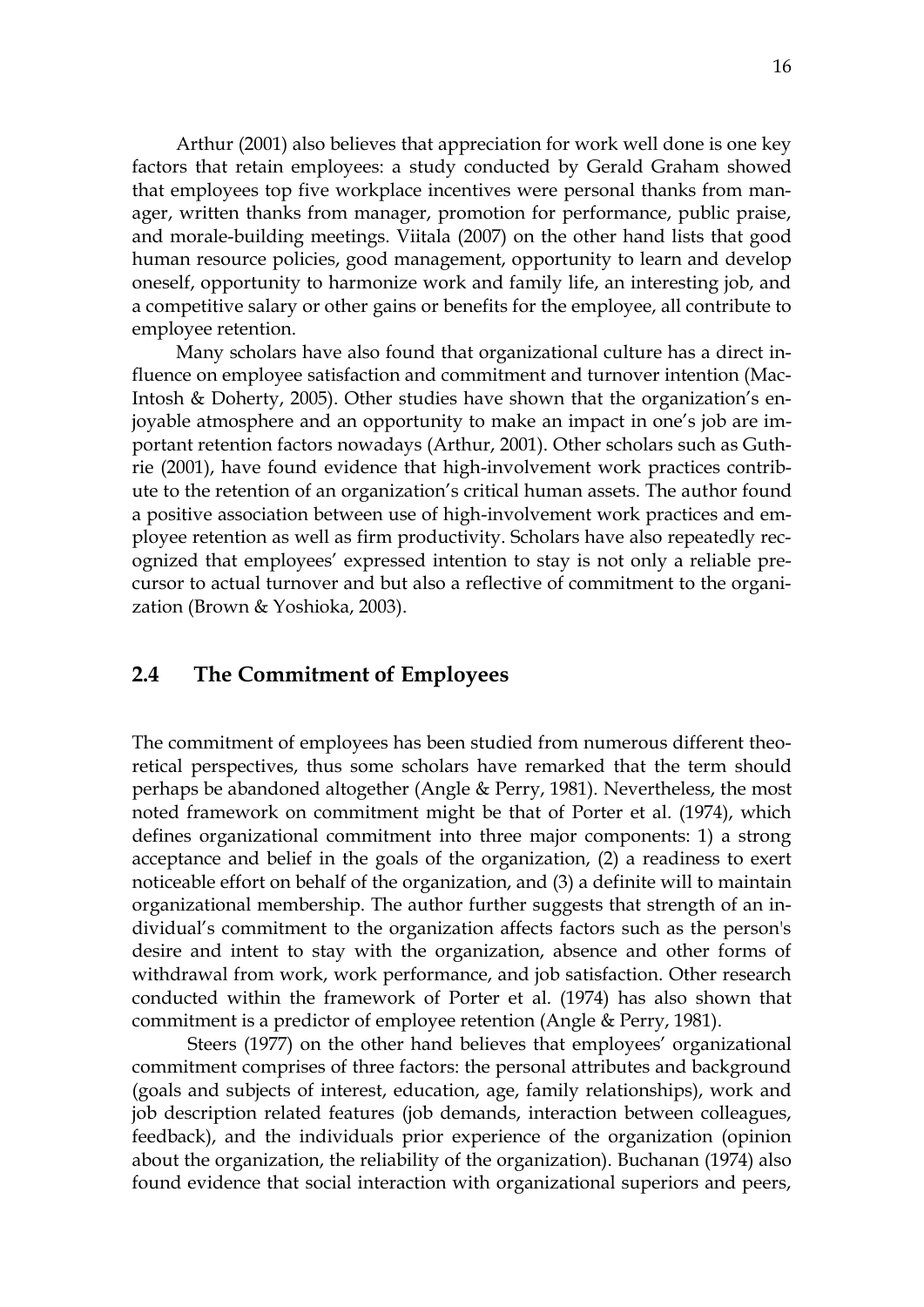Arthur (2001) also believes that appreciation for work well done is one key factors that retain employees: a study conducted by Gerald Graham showed that employees top five workplace incentives were personal thanks from manager, written thanks from manager, promotion for performance, public praise, and morale-building meetings. Viitala (2007) on the other hand lists that good human resource policies, good management, opportunity to learn and develop oneself, opportunity to harmonize work and family life, an interesting job, and a competitive salary or other gains or benefits for the employee, all contribute to employee retention.

Many scholars have also found that organizational culture has a direct influence on employee satisfaction and commitment and turnover intention (MacIntosh & Doherty, 2005). Other studies have shown that the organization's enjoyable atmosphere and an opportunity to make an impact in one's job are important retention factors nowadays (Arthur, 2001). Other scholars such as Guthrie (2001), have found evidence that high-involvement work practices contribute to the retention of an organization's critical human assets. The author found a positive association between use of high-involvement work practices and employee retention as well as firm productivity. Scholars have also repeatedly recognized that employees' expressed intention to stay is not only a reliable precursor to actual turnover and but also a reflective of commitment to the organization (Brown & Yoshioka, 2003).

## 2.4 The Commitment of Employees

The commitment of employees has been studied from numerous different theoretical perspectives, thus some scholars have remarked that the term should perhaps be abandoned altogether (Angle & Perry, 1981). Nevertheless, the most noted framework on commitment might be that of Porter et al. (1974), which defines organizational commitment into three major components: 1) a strong acceptance and belief in the goals of the organization, (2) a readiness to exert noticeable effort on behalf of the organization, and (3) a definite will to maintain organizational membership. The author further suggests that strength of an individual's commitment to the organization affects factors such as the person's desire and intent to stay with the organization, absence and other forms of withdrawal from work, work performance, and job satisfaction. Other research conducted within the framework of Porter et al. (1974) has also shown that commitment is a predictor of employee retention (Angle & Perry, 1981).

Steers (1977) on the other hand believes that employees' organizational commitment comprises of three factors: the personal attributes and background (goals and subjects of interest, education, age, family relationships), work and job description related features (job demands, interaction between colleagues, feedback), and the individuals prior experience of the organization (opinion about the organization, the reliability of the organization). Buchanan (1974) also found evidence that social interaction with organizational superiors and peers,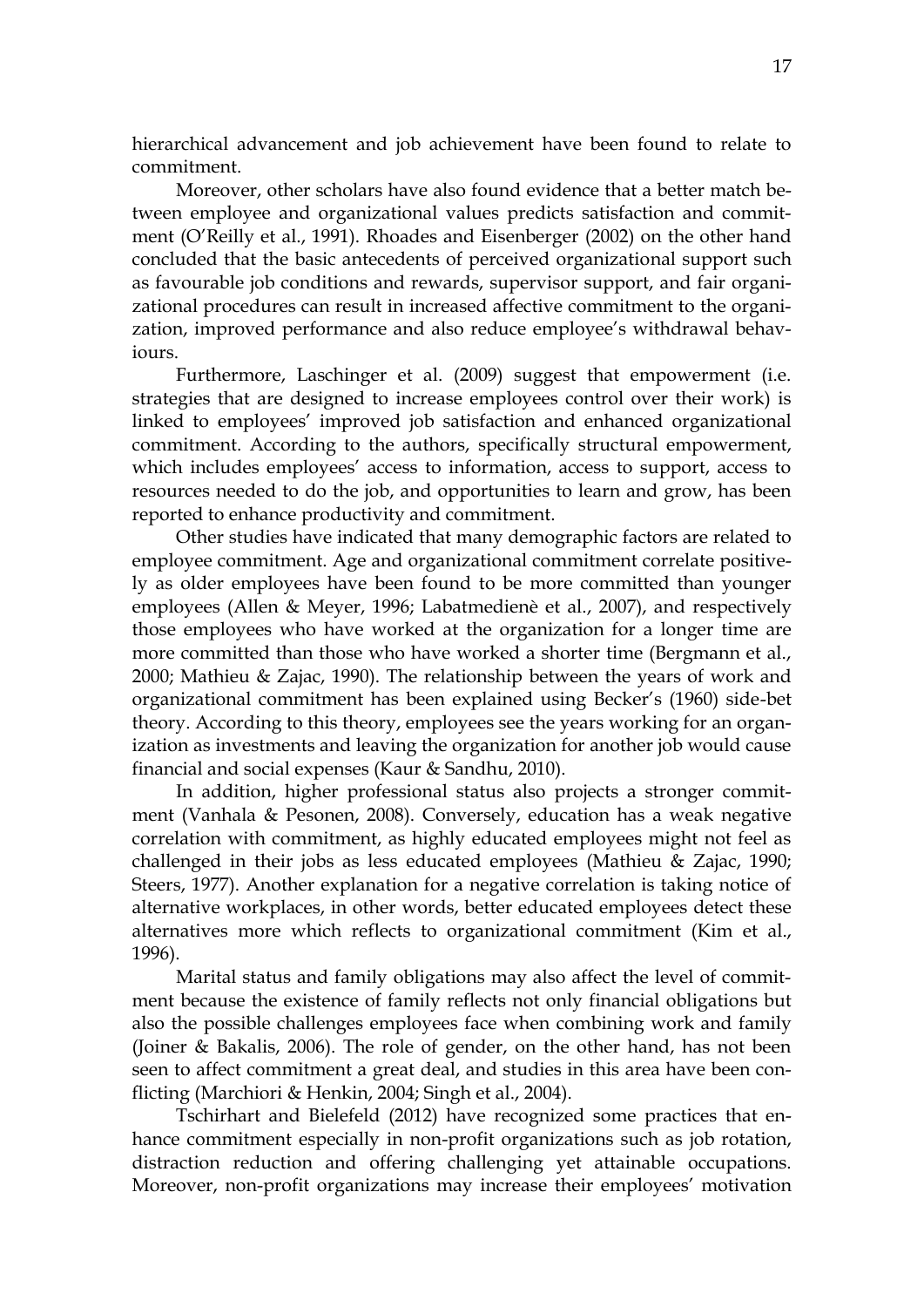hierarchical advancement and job achievement have been found to relate to commitment.

Moreover, other scholars have also found evidence that a better match between employee and organizational values predicts satisfaction and commitment (O'Reilly et al., 1991). Rhoades and Eisenberger (2002) on the other hand concluded that the basic antecedents of perceived organizational support such as favourable job conditions and rewards, supervisor support, and fair organizational procedures can result in increased affective commitment to the organization, improved performance and also reduce employee's withdrawal behaviours.

Furthermore, Laschinger et al. (2009) suggest that empowerment (i.e. strategies that are designed to increase employees control over their work) is linked to employees' improved job satisfaction and enhanced organizational commitment. According to the authors, specifically structural empowerment, which includes employees' access to information, access to support, access to resources needed to do the job, and opportunities to learn and grow, has been reported to enhance productivity and commitment.

Other studies have indicated that many demographic factors are related to employee commitment. Age and organizational commitment correlate positively as older employees have been found to be more committed than younger employees (Allen & Meyer, 1996; Labatmedienè et al., 2007), and respectively those employees who have worked at the organization for a longer time are more committed than those who have worked a shorter time (Bergmann et al., 2000; Mathieu & Zajac, 1990). The relationship between the years of work and organizational commitment has been explained using Becker's (1960) side-bet theory. According to this theory, employees see the years working for an organization as investments and leaving the organization for another job would cause financial and social expenses (Kaur & Sandhu, 2010).

In addition, higher professional status also projects a stronger commitment (Vanhala & Pesonen, 2008). Conversely, education has a weak negative correlation with commitment, as highly educated employees might not feel as challenged in their jobs as less educated employees (Mathieu & Zajac, 1990; Steers, 1977). Another explanation for a negative correlation is taking notice of alternative workplaces, in other words, better educated employees detect these alternatives more which reflects to organizational commitment (Kim et al., 1996).

Marital status and family obligations may also affect the level of commitment because the existence of family reflects not only financial obligations but also the possible challenges employees face when combining work and family (Joiner & Bakalis, 2006). The role of gender, on the other hand, has not been seen to affect commitment a great deal, and studies in this area have been conflicting (Marchiori & Henkin, 2004; Singh et al., 2004).

Tschirhart and Bielefeld (2012) have recognized some practices that enhance commitment especially in non-profit organizations such as job rotation, distraction reduction and offering challenging yet attainable occupations. Moreover, non-profit organizations may increase their employees' motivation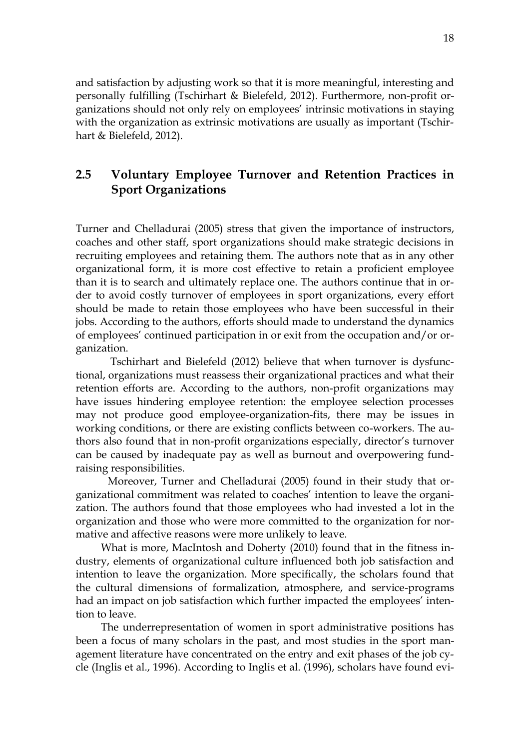and satisfaction by adjusting work so that it is more meaningful, interesting and personally fulfilling (Tschirhart & Bielefeld, 2012). Furthermore, non-profit organizations should not only rely on employees' intrinsic motivations in staying with the organization as extrinsic motivations are usually as important (Tschirhart & Bielefeld, 2012).

## 2.5 Voluntary Employee Turnover and Retention Practices in Sport Organizations

Turner and Chelladurai (2005) stress that given the importance of instructors, coaches and other staff, sport organizations should make strategic decisions in recruiting employees and retaining them. The authors note that as in any other organizational form, it is more cost effective to retain a proficient employee than it is to search and ultimately replace one. The authors continue that in order to avoid costly turnover of employees in sport organizations, every effort should be made to retain those employees who have been successful in their jobs. According to the authors, efforts should made to understand the dynamics of employees' continued participation in or exit from the occupation and/or organization.

Tschirhart and Bielefeld (2012) believe that when turnover is dysfunctional, organizations must reassess their organizational practices and what their retention efforts are. According to the authors, non-profit organizations may have issues hindering employee retention: the employee selection processes may not produce good employee-organization-fits, there may be issues in working conditions, or there are existing conflicts between co-workers. The authors also found that in non-profit organizations especially, director's turnover can be caused by inadequate pay as well as burnout and overpowering fundraising responsibilities.

Moreover, Turner and Chelladurai (2005) found in their study that organizational commitment was related to coaches' intention to leave the organization. The authors found that those employees who had invested a lot in the organization and those who were more committed to the organization for normative and affective reasons were more unlikely to leave.

What is more, MacIntosh and Doherty (2010) found that in the fitness industry, elements of organizational culture influenced both job satisfaction and intention to leave the organization. More specifically, the scholars found that the cultural dimensions of formalization, atmosphere, and service-programs had an impact on job satisfaction which further impacted the employees' intention to leave.

The underrepresentation of women in sport administrative positions has been a focus of many scholars in the past, and most studies in the sport management literature have concentrated on the entry and exit phases of the job cycle (Inglis et al., 1996). According to Inglis et al. (1996), scholars have found evi-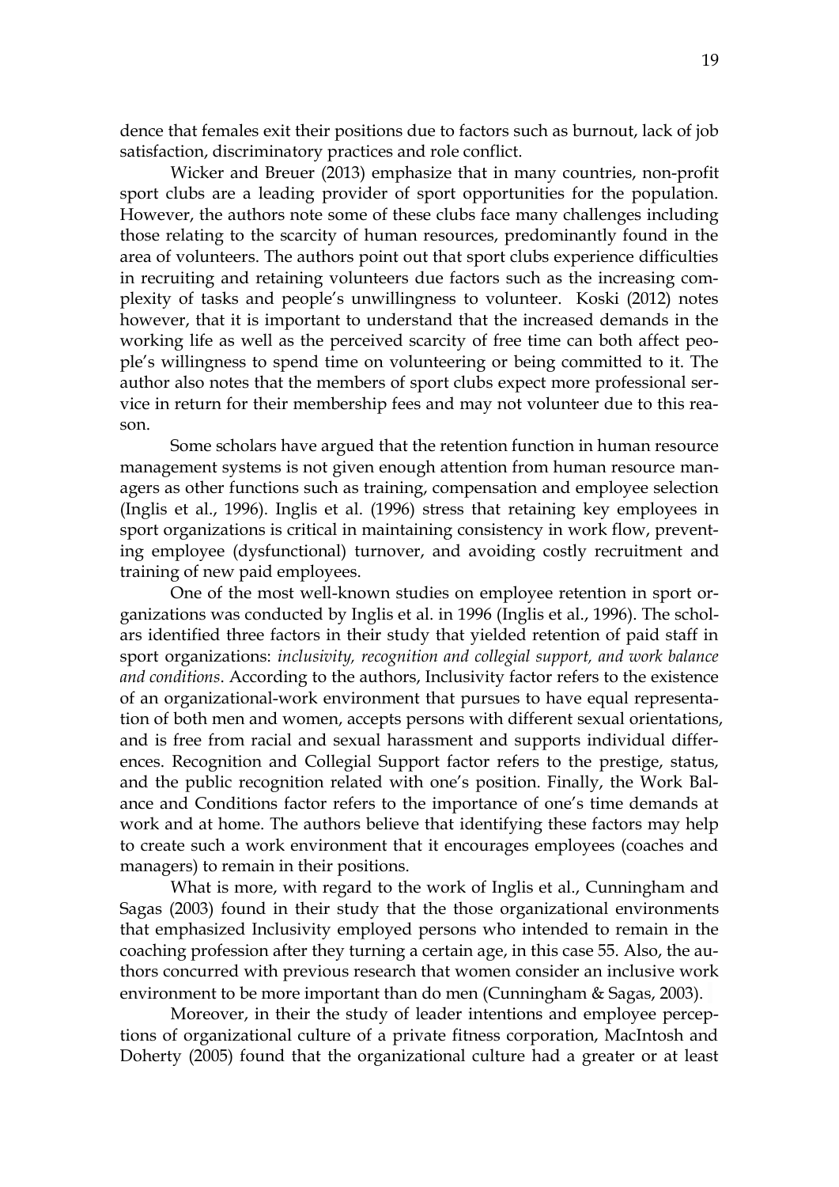dence that females exit their positions due to factors such as burnout, lack of job satisfaction, discriminatory practices and role conflict.

Wicker and Breuer (2013) emphasize that in many countries, non-profit sport clubs are a leading provider of sport opportunities for the population. However, the authors note some of these clubs face many challenges including those relating to the scarcity of human resources, predominantly found in the area of volunteers. The authors point out that sport clubs experience difficulties in recruiting and retaining volunteers due factors such as the increasing complexity of tasks and people's unwillingness to volunteer. Koski (2012) notes however, that it is important to understand that the increased demands in the working life as well as the perceived scarcity of free time can both affect people's willingness to spend time on volunteering or being committed to it. The author also notes that the members of sport clubs expect more professional service in return for their membership fees and may not volunteer due to this reason.

Some scholars have argued that the retention function in human resource management systems is not given enough attention from human resource managers as other functions such as training, compensation and employee selection (Inglis et al., 1996). Inglis et al. (1996) stress that retaining key employees in sport organizations is critical in maintaining consistency in work flow, preventing employee (dysfunctional) turnover, and avoiding costly recruitment and training of new paid employees.

One of the most well-known studies on employee retention in sport organizations was conducted by Inglis et al. in 1996 (Inglis et al., 1996). The scholars identified three factors in their study that yielded retention of paid staff in sport organizations: *inclusivity, recognition and collegial support, and work balance and conditions*. According to the authors, Inclusivity factor refers to the existence of an organizational-work environment that pursues to have equal representation of both men and women, accepts persons with different sexual orientations, and is free from racial and sexual harassment and supports individual differences. Recognition and Collegial Support factor refers to the prestige, status, and the public recognition related with one's position. Finally, the Work Balance and Conditions factor refers to the importance of one's time demands at work and at home. The authors believe that identifying these factors may help to create such a work environment that it encourages employees (coaches and managers) to remain in their positions.

What is more, with regard to the work of Inglis et al., Cunningham and Sagas (2003) found in their study that the those organizational environments that emphasized Inclusivity employed persons who intended to remain in the coaching profession after they turning a certain age, in this case 55. Also, the authors concurred with previous research that women consider an inclusive work environment to be more important than do men (Cunningham & Sagas, 2003).

Moreover, in their the study of leader intentions and employee perceptions of organizational culture of a private fitness corporation, MacIntosh and Doherty (2005) found that the organizational culture had a greater or at least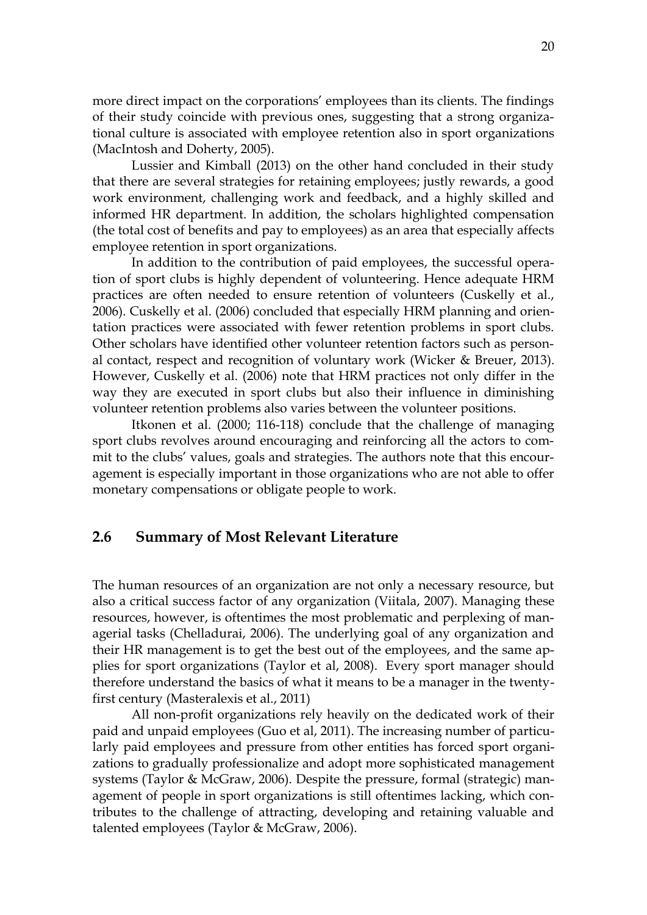more direct impact on the corporations' employees than its clients. The findings of their study coincide with previous ones, suggesting that a strong organizational culture is associated with employee retention also in sport organizations (MacIntosh and Doherty, 2005).

Lussier and Kimball (2013) on the other hand concluded in their study that there are several strategies for retaining employees; justly rewards, a good work environment, challenging work and feedback, and a highly skilled and informed HR department. In addition, the scholars highlighted compensation (the total cost of benefits and pay to employees) as an area that especially affects employee retention in sport organizations.

In addition to the contribution of paid employees, the successful operation of sport clubs is highly dependent of volunteering. Hence adequate HRM practices are often needed to ensure retention of volunteers (Cuskelly et al., 2006). Cuskelly et al. (2006) concluded that especially HRM planning and orientation practices were associated with fewer retention problems in sport clubs. Other scholars have identified other volunteer retention factors such as personal contact, respect and recognition of voluntary work (Wicker & Breuer, 2013). However, Cuskelly et al. (2006) note that HRM practices not only differ in the way they are executed in sport clubs but also their influence in diminishing volunteer retention problems also varies between the volunteer positions.

Itkonen et al. (2000; 116-118) conclude that the challenge of managing sport clubs revolves around encouraging and reinforcing all the actors to commit to the clubs' values, goals and strategies. The authors note that this encouragement is especially important in those organizations who are not able to offer monetary compensations or obligate people to work.

## 2.6 Summary of Most Relevant Literature

The human resources of an organization are not only a necessary resource, but also a critical success factor of any organization (Viitala, 2007). Managing these resources, however, is oftentimes the most problematic and perplexing of managerial tasks (Chelladurai, 2006). The underlying goal of any organization and their HR management is to get the best out of the employees, and the same applies for sport organizations (Taylor et al, 2008). Every sport manager should therefore understand the basics of what it means to be a manager in the twenty-first century (Masteralexis et al., 2011)

All non-profit organizations rely heavily on the dedicated work of their paid and unpaid employees (Guo et al, 2011). The increasing number of particularly paid employees and pressure from other entities has forced sport organizations to gradually professionalize and adopt more sophisticated management systems (Taylor & McGraw, 2006). Despite the pressure, formal (strategic) management of people in sport organizations is still oftentimes lacking, which contributes to the challenge of attracting, developing and retaining valuable and talented employees (Taylor & McGraw, 2006).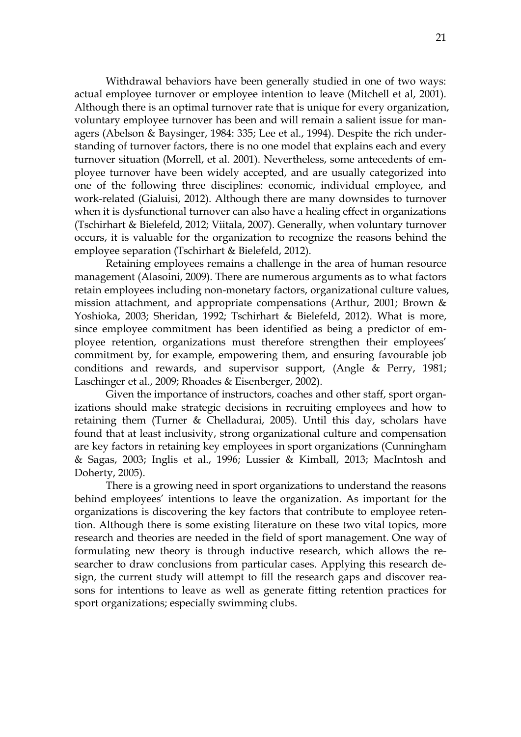Withdrawal behaviors have been generally studied in one of two ways: actual employee turnover or employee intention to leave (Mitchell et al, 2001). Although there is an optimal turnover rate that is unique for every organization, voluntary employee turnover has been and will remain a salient issue for managers (Abelson & Baysinger, 1984: 335; Lee et al., 1994). Despite the rich understanding of turnover factors, there is no one model that explains each and every turnover situation (Morrell, et al. 2001). Nevertheless, some antecedents of employee turnover have been widely accepted, and are usually categorized into one of the following three disciplines: economic, individual employee, and work-related (Gialuisi, 2012). Although there are many downsides to turnover when it is dysfunctional turnover can also have a healing effect in organizations (Tschirhart & Bielefeld, 2012; Viitala, 2007). Generally, when voluntary turnover occurs, it is valuable for the organization to recognize the reasons behind the employee separation (Tschirhart & Bielefeld, 2012).

Retaining employees remains a challenge in the area of human resource management (Alasoini, 2009). There are numerous arguments as to what factors retain employees including non-monetary factors, organizational culture values, mission attachment, and appropriate compensations (Arthur, 2001; Brown & Yoshioka, 2003; Sheridan, 1992; Tschirhart & Bielefeld, 2012). What is more, since employee commitment has been identified as being a predictor of employee retention, organizations must therefore strengthen their employees' commitment by, for example, empowering them, and ensuring favourable job conditions and rewards, and supervisor support, (Angle & Perry, 1981; Laschinger et al., 2009; Rhoades & Eisenberger, 2002).

Given the importance of instructors, coaches and other staff, sport organizations should make strategic decisions in recruiting employees and how to retaining them (Turner & Chelladurai, 2005). Until this day, scholars have found that at least inclusivity, strong organizational culture and compensation are key factors in retaining key employees in sport organizations (Cunningham & Sagas, 2003; Inglis et al., 1996; Lussier & Kimball, 2013; MacIntosh and Doherty, 2005).

There is a growing need in sport organizations to understand the reasons behind employees' intentions to leave the organization. As important for the organizations is discovering the key factors that contribute to employee retention. Although there is some existing literature on these two vital topics, more research and theories are needed in the field of sport management. One way of formulating new theory is through inductive research, which allows the researcher to draw conclusions from particular cases. Applying this research design, the current study will attempt to fill the research gaps and discover reasons for intentions to leave as well as generate fitting retention practices for sport organizations; especially swimming clubs.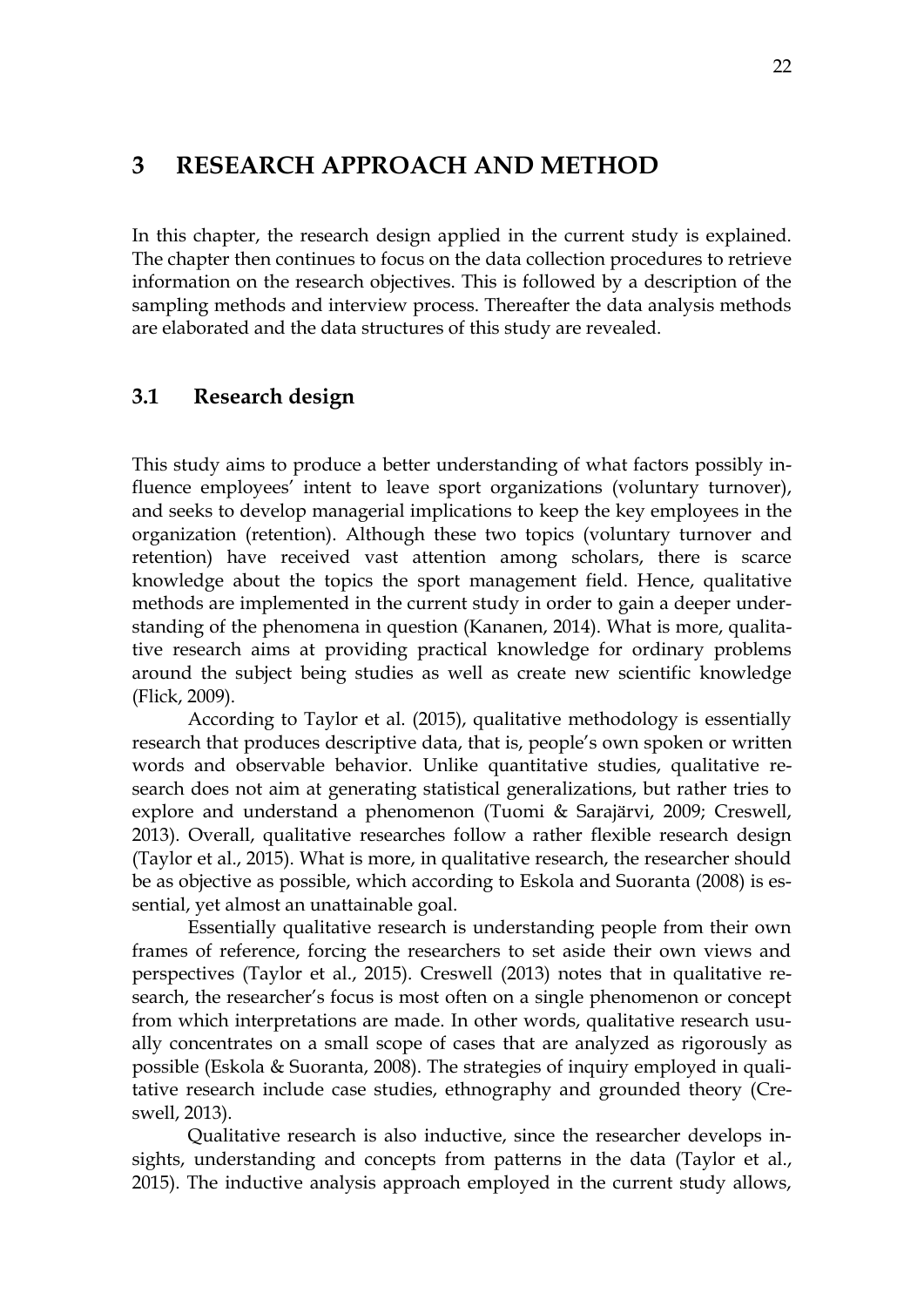# 3 RESEARCH APPROACH AND METHOD

In this chapter, the research design applied in the current study is explained. The chapter then continues to focus on the data collection procedures to retrieve information on the research objectives. This is followed by a description of the sampling methods and interview process. Thereafter the data analysis methods are elaborated and the data structures of this study are revealed.

## 3.1 Research design

This study aims to produce a better understanding of what factors possibly influence employees' intent to leave sport organizations (voluntary turnover), and seeks to develop managerial implications to keep the key employees in the organization (retention). Although these two topics (voluntary turnover and retention) have received vast attention among scholars, there is scarce knowledge about the topics the sport management field. Hence, qualitative methods are implemented in the current study in order to gain a deeper understanding of the phenomena in question (Kananen, 2014). What is more, qualitative research aims at providing practical knowledge for ordinary problems around the subject being studies as well as create new scientific knowledge (Flick, 2009).

According to Taylor et al. (2015), qualitative methodology is essentially research that produces descriptive data, that is, people's own spoken or written words and observable behavior. Unlike quantitative studies, qualitative research does not aim at generating statistical generalizations, but rather tries to explore and understand a phenomenon (Tuomi & Sarajärvi, 2009; Creswell, 2013). Overall, qualitative researches follow a rather flexible research design (Taylor et al., 2015). What is more, in qualitative research, the researcher should be as objective as possible, which according to Eskola and Suoranta (2008) is essential, yet almost an unattainable goal.

Essentially qualitative research is understanding people from their own frames of reference, forcing the researchers to set aside their own views and perspectives (Taylor et al., 2015). Creswell (2013) notes that in qualitative research, the researcher's focus is most often on a single phenomenon or concept from which interpretations are made. In other words, qualitative research usually concentrates on a small scope of cases that are analyzed as rigorously as possible (Eskola & Suoranta, 2008). The strategies of inquiry employed in qualitative research include case studies, ethnography and grounded theory (Creswell, 2013).

Qualitative research is also inductive, since the researcher develops insights, understanding and concepts from patterns in the data (Taylor et al., 2015). The inductive analysis approach employed in the current study allows,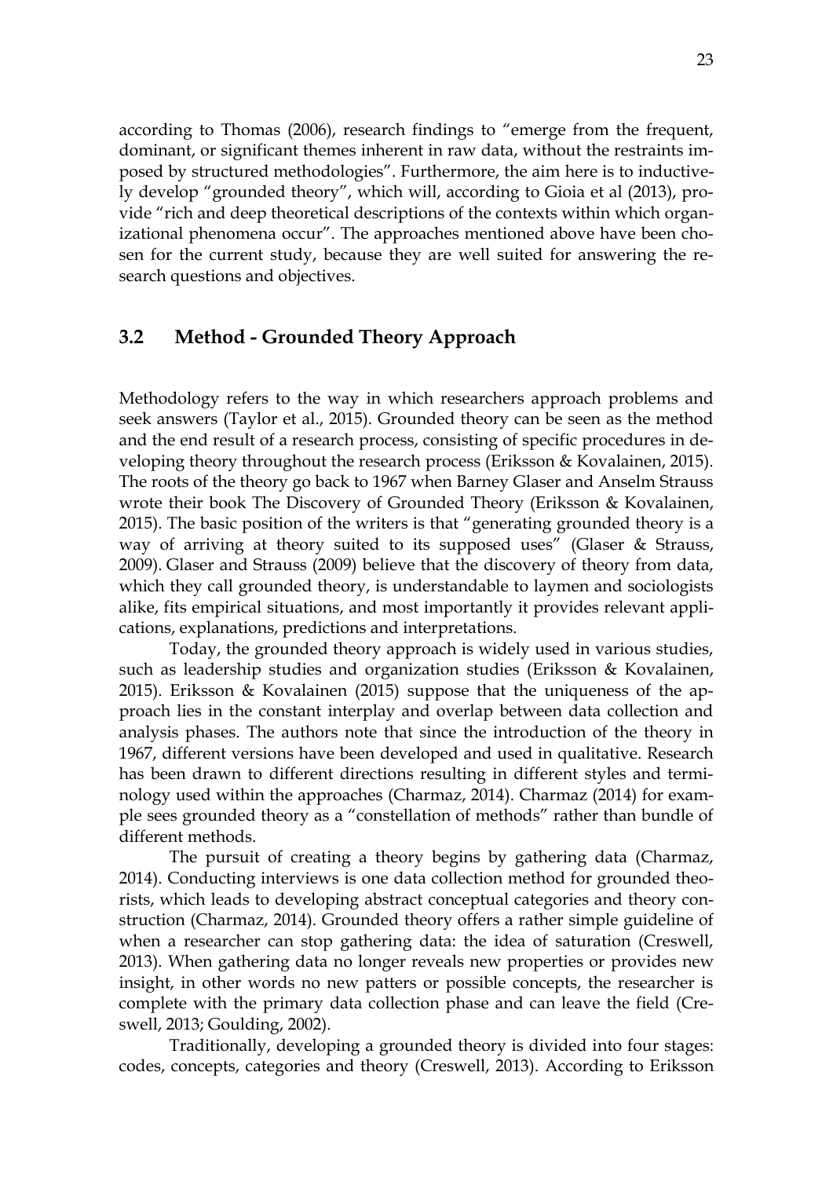according to Thomas (2006), research findings to "emerge from the frequent, dominant, or significant themes inherent in raw data, without the restraints imposed by structured methodologies". Furthermore, the aim here is to inductively develop "grounded theory", which will, according to Gioia et al (2013), provide "rich and deep theoretical descriptions of the contexts within which organizational phenomena occur". The approaches mentioned above have been chosen for the current study, because they are well suited for answering the research questions and objectives.

## 3.2 Method - Grounded Theory Approach

Methodology refers to the way in which researchers approach problems and seek answers (Taylor et al., 2015). Grounded theory can be seen as the method and the end result of a research process, consisting of specific procedures in developing theory throughout the research process (Eriksson & Kovalainen, 2015). The roots of the theory go back to 1967 when Barney Glaser and Anselm Strauss wrote their book The Discovery of Grounded Theory (Eriksson & Kovalainen, 2015). The basic position of the writers is that "generating grounded theory is a way of arriving at theory suited to its supposed uses" (Glaser & Strauss, 2009). Glaser and Strauss (2009) believe that the discovery of theory from data, which they call grounded theory, is understandable to laymen and sociologists alike, fits empirical situations, and most importantly it provides relevant applications, explanations, predictions and interpretations.

Today, the grounded theory approach is widely used in various studies, such as leadership studies and organization studies (Eriksson & Kovalainen, 2015). Eriksson & Kovalainen (2015) suppose that the uniqueness of the approach lies in the constant interplay and overlap between data collection and analysis phases. The authors note that since the introduction of the theory in 1967, different versions have been developed and used in qualitative. Research has been drawn to different directions resulting in different styles and terminology used within the approaches (Charmaz, 2014). Charmaz (2014) for example sees grounded theory as a "constellation of methods" rather than bundle of different methods.

The pursuit of creating a theory begins by gathering data (Charmaz, 2014). Conducting interviews is one data collection method for grounded theorists, which leads to developing abstract conceptual categories and theory construction (Charmaz, 2014). Grounded theory offers a rather simple guideline of when a researcher can stop gathering data: the idea of saturation (Creswell, 2013). When gathering data no longer reveals new properties or provides new insight, in other words no new patters or possible concepts, the researcher is complete with the primary data collection phase and can leave the field (Creswell, 2013; Goulding, 2002).

Traditionally, developing a grounded theory is divided into four stages: codes, concepts, categories and theory (Creswell, 2013). According to Eriksson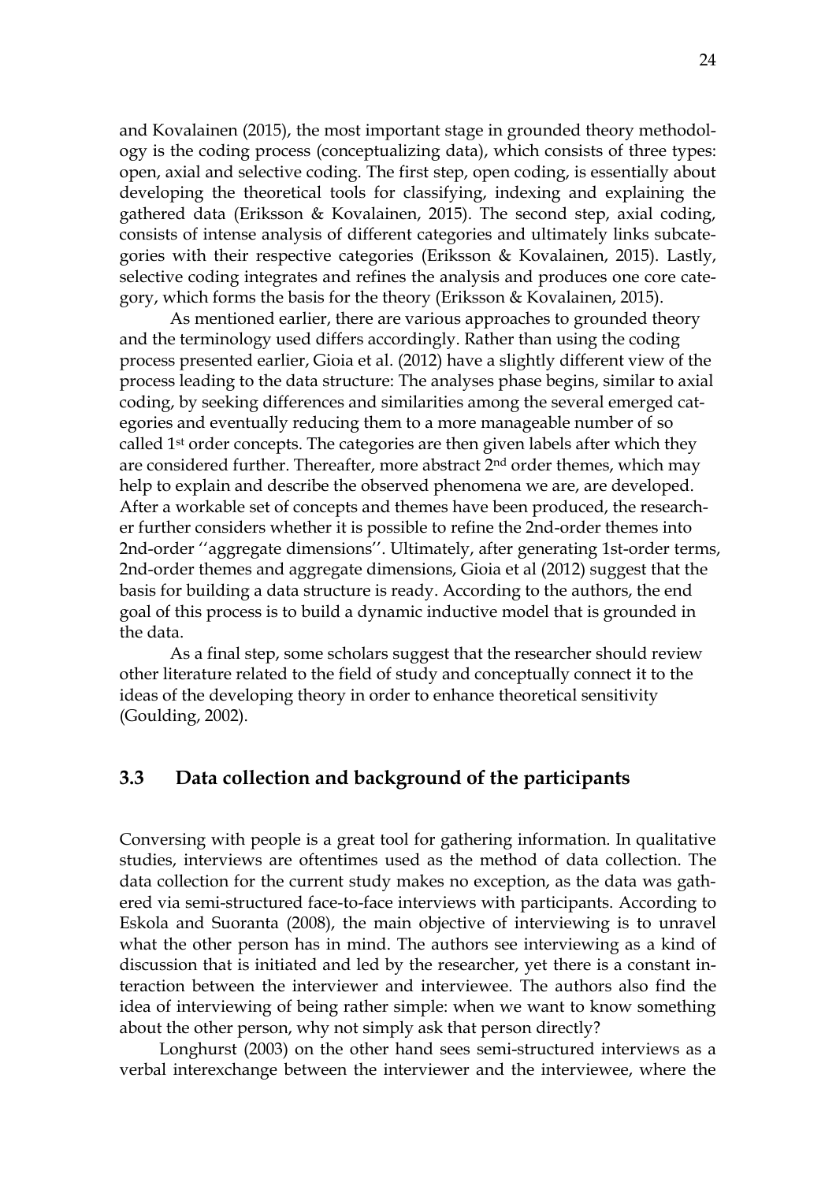and Kovalainen (2015), the most important stage in grounded theory methodology is the coding process (conceptualizing data), which consists of three types: open, axial and selective coding. The first step, open coding, is essentially about developing the theoretical tools for classifying, indexing and explaining the gathered data (Eriksson & Kovalainen, 2015). The second step, axial coding, consists of intense analysis of different categories and ultimately links subcategories with their respective categories (Eriksson & Kovalainen, 2015). Lastly, selective coding integrates and refines the analysis and produces one core category, which forms the basis for the theory (Eriksson & Kovalainen, 2015).

As mentioned earlier, there are various approaches to grounded theory and the terminology used differs accordingly. Rather than using the coding process presented earlier, Gioia et al. (2012) have a slightly different view of the process leading to the data structure: The analyses phase begins, similar to axial coding, by seeking differences and similarities among the several emerged categories and eventually reducing them to a more manageable number of so called 1st order concepts. The categories are then given labels after which they are considered further. Thereafter, more abstract 2nd order themes, which may help to explain and describe the observed phenomena we are, are developed. After a workable set of concepts and themes have been produced, the researcher further considers whether it is possible to refine the 2nd-order themes into 2nd-order ''aggregate dimensions''. Ultimately, after generating 1st-order terms, 2nd-order themes and aggregate dimensions, Gioia et al (2012) suggest that the basis for building a data structure is ready. According to the authors, the end goal of this process is to build a dynamic inductive model that is grounded in the data.

As a final step, some scholars suggest that the researcher should review other literature related to the field of study and conceptually connect it to the ideas of the developing theory in order to enhance theoretical sensitivity (Goulding, 2002).

## 3.3 Data collection and background of the participants

Conversing with people is a great tool for gathering information. In qualitative studies, interviews are oftentimes used as the method of data collection. The data collection for the current study makes no exception, as the data was gathered via semi-structured face-to-face interviews with participants. According to Eskola and Suoranta (2008), the main objective of interviewing is to unravel what the other person has in mind. The authors see interviewing as a kind of discussion that is initiated and led by the researcher, yet there is a constant interaction between the interviewer and interviewee. The authors also find the idea of interviewing of being rather simple: when we want to know something about the other person, why not simply ask that person directly?

Longhurst (2003) on the other hand sees semi-structured interviews as a verbal interexchange between the interviewer and the interviewee, where the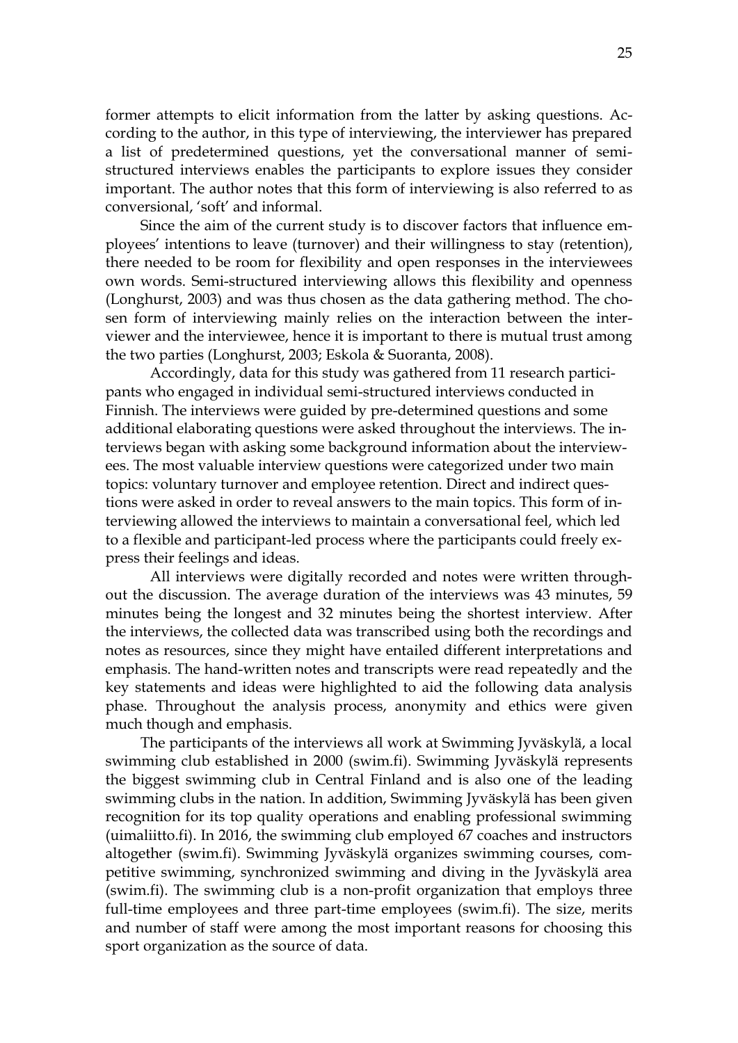former attempts to elicit information from the latter by asking questions. According to the author, in this type of interviewing, the interviewer has prepared a list of predetermined questions, yet the conversational manner of semi-structured interviews enables the participants to explore issues they consider important. The author notes that this form of interviewing is also referred to as conversional, 'soft' and informal.

Since the aim of the current study is to discover factors that influence employees' intentions to leave (turnover) and their willingness to stay (retention), there needed to be room for flexibility and open responses in the interviewees own words. Semi-structured interviewing allows this flexibility and openness (Longhurst, 2003) and was thus chosen as the data gathering method. The chosen form of interviewing mainly relies on the interaction between the interviewer and the interviewee, hence it is important to there is mutual trust among the two parties (Longhurst, 2003; Eskola & Suoranta, 2008).

Accordingly, data for this study was gathered from 11 research participants who engaged in individual semi-structured interviews conducted in Finnish. The interviews were guided by pre-determined questions and some additional elaborating questions were asked throughout the interviews. The interviews began with asking some background information about the interviewees. The most valuable interview questions were categorized under two main topics: voluntary turnover and employee retention. Direct and indirect questions were asked in order to reveal answers to the main topics. This form of interviewing allowed the interviews to maintain a conversational feel, which led to a flexible and participant-led process where the participants could freely express their feelings and ideas.

All interviews were digitally recorded and notes were written throughout the discussion. The average duration of the interviews was 43 minutes, 59 minutes being the longest and 32 minutes being the shortest interview. After the interviews, the collected data was transcribed using both the recordings and notes as resources, since they might have entailed different interpretations and emphasis. The hand-written notes and transcripts were read repeatedly and the key statements and ideas were highlighted to aid the following data analysis phase. Throughout the analysis process, anonymity and ethics were given much though and emphasis.

The participants of the interviews all work at Swimming Jyväskylä, a local swimming club established in 2000 (swim.fi). Swimming Jyväskylä represents the biggest swimming club in Central Finland and is also one of the leading swimming clubs in the nation. In addition, Swimming Jyväskylä has been given recognition for its top quality operations and enabling professional swimming (uimaliitto.fi). In 2016, the swimming club employed 67 coaches and instructors altogether (swim.fi). Swimming Jyväskylä organizes swimming courses, competitive swimming, synchronized swimming and diving in the Jyväskylä area (swim.fi). The swimming club is a non-profit organization that employs three full-time employees and three part-time employees (swim.fi). The size, merits and number of staff were among the most important reasons for choosing this sport organization as the source of data.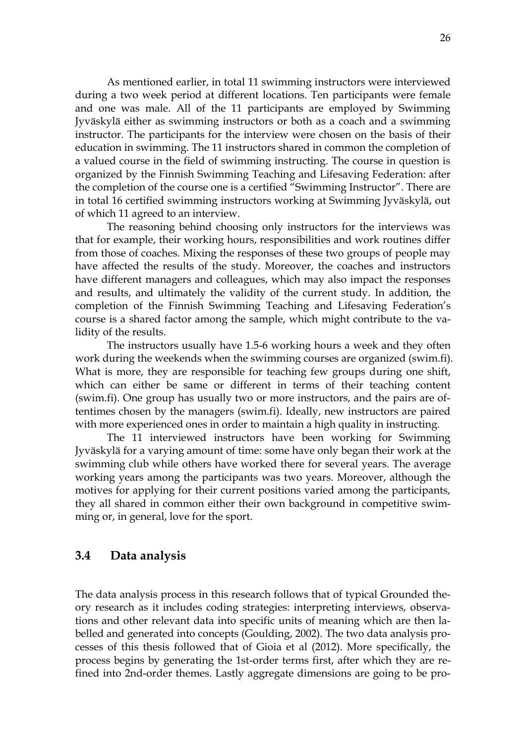As mentioned earlier, in total 11 swimming instructors were interviewed during a two week period at different locations. Ten participants were female and one was male. All of the 11 participants are employed by Swimming Jyväskylä either as swimming instructors or both as a coach and a swimming instructor. The participants for the interview were chosen on the basis of their education in swimming. The 11 instructors shared in common the completion of a valued course in the field of swimming instructing. The course in question is organized by the Finnish Swimming Teaching and Lifesaving Federation: after the completion of the course one is a certified "Swimming Instructor". There are in total 16 certified swimming instructors working at Swimming Jyväskylä, out of which 11 agreed to an interview.

The reasoning behind choosing only instructors for the interviews was that for example, their working hours, responsibilities and work routines differ from those of coaches. Mixing the responses of these two groups of people may have affected the results of the study. Moreover, the coaches and instructors have different managers and colleagues, which may also impact the responses and results, and ultimately the validity of the current study. In addition, the completion of the Finnish Swimming Teaching and Lifesaving Federation's course is a shared factor among the sample, which might contribute to the validity of the results.

The instructors usually have 1.5-6 working hours a week and they often work during the weekends when the swimming courses are organized (swim.fi). What is more, they are responsible for teaching few groups during one shift, which can either be same or different in terms of their teaching content (swim.fi). One group has usually two or more instructors, and the pairs are oftentimes chosen by the managers (swim.fi). Ideally, new instructors are paired with more experienced ones in order to maintain a high quality in instructing.

The 11 interviewed instructors have been working for Swimming Jyväskylä for a varying amount of time: some have only began their work at the swimming club while others have worked there for several years. The average working years among the participants was two years. Moreover, although the motives for applying for their current positions varied among the participants, they all shared in common either their own background in competitive swimming or, in general, love for the sport.

## 3.4 Data analysis

The data analysis process in this research follows that of typical Grounded theory research as it includes coding strategies: interpreting interviews, observations and other relevant data into specific units of meaning which are then labelled and generated into concepts (Goulding, 2002). The two data analysis processes of this thesis followed that of Gioia et al (2012). More specifically, the process begins by generating the 1st-order terms first, after which they are refined into 2nd-order themes. Lastly aggregate dimensions are going to be pro-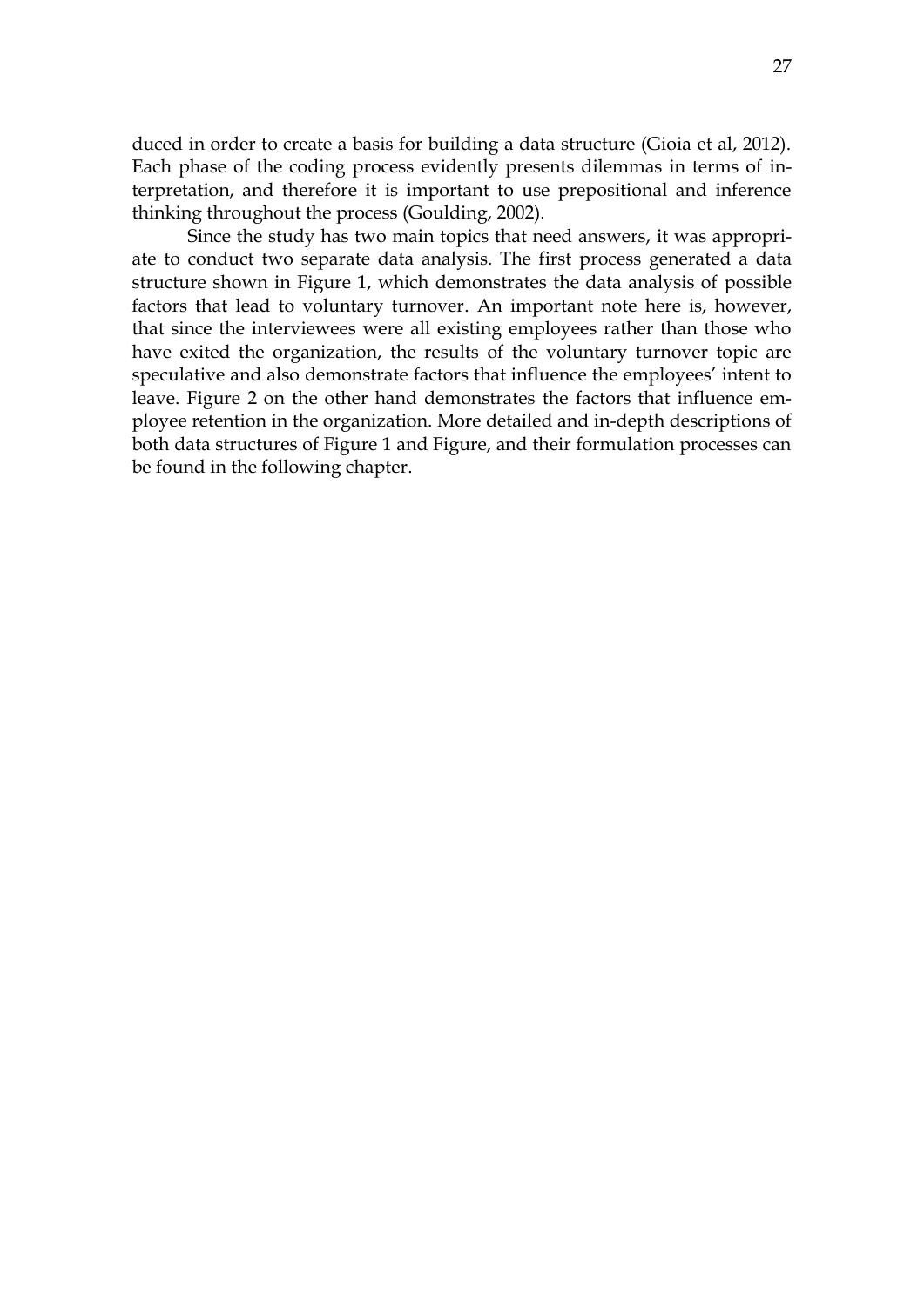duced in order to create a basis for building a data structure (Gioia et al, 2012). Each phase of the coding process evidently presents dilemmas in terms of interpretation, and therefore it is important to use prepositional and inference thinking throughout the process (Goulding, 2002).

Since the study has two main topics that need answers, it was appropriate to conduct two separate data analysis. The first process generated a data structure shown in Figure 1, which demonstrates the data analysis of possible factors that lead to voluntary turnover. An important note here is, however, that since the interviewees were all existing employees rather than those who have exited the organization, the results of the voluntary turnover topic are speculative and also demonstrate factors that influence the employees' intent to leave. Figure 2 on the other hand demonstrates the factors that influence employee retention in the organization. More detailed and in-depth descriptions of both data structures of Figure 1 and Figure, and their formulation processes can be found in the following chapter.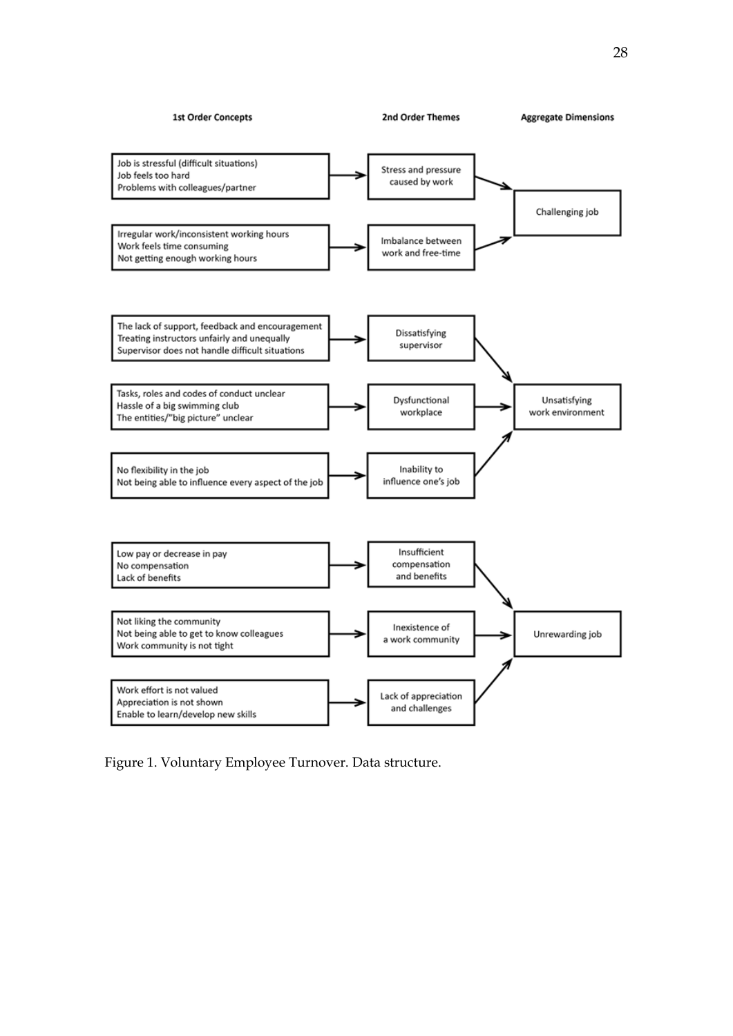| 1st Order Concepts | 2nd Order Themes | Aggregate Dimensions |
| --- | --- | --- |
| Job is stressful (difficult situations)<br>Job feels too hard<br>Problems with colleagues/partner | Stress and pressure caused by work | Challenging job |
| Irregular work/inconsistent working hours<br>Work feels time consuming<br>Not getting enough working hours | Imbalance between work and free-time | Challenging job |
| The lack of support, feedback and encouragement<br>Treating instructors unfairly and unequally<br>Supervisor does not handle difficult situations | Dissatisfying supervisor | Unsatisfying work environment |
| Tasks, roles and codes of conduct unclear<br>Hassle of a big swimming club<br>The entities/"big picture" unclear | Dysfunctional workplace | Unsatisfying work environment |
| No flexibility in the job<br>Not being able to influence every aspect of the job | Inability to influence one's job | Unsatisfying work environment |
| Low pay or decrease in pay<br>No compensation<br>Lack of benefits | Insufficient compensation and benefits | Unrewarding job |
| Not liking the community<br>Not being able to get to know colleagues<br>Work community is not tight | Inexistence of a work community | Unrewarding job |
| Work effort is not valued<br>Appreciation is not shown<br>Enable to learn/develop new skills | Lack of appreciation and challenges | Unrewarding job |

Figure 1. Voluntary Employee Turnover. Data structure.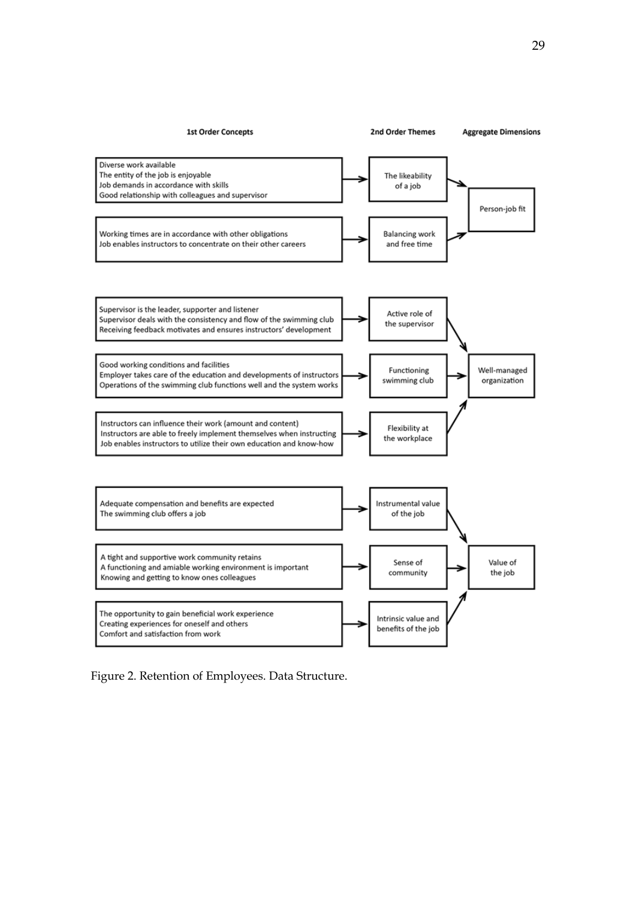| 1st Order Concepts | 2nd Order Themes | Aggregate Dimensions |
| --- | --- | --- |
| Diverse work available<br>The entity of the job is enjoyable<br>Job demands in accordance with skills<br>Good relationship with colleagues and supervisor | The likeability of a job | Person-job fit |
| Working times are in accordance with other obligations<br>Job enables instructors to concentrate on their other careers | Balancing work and free time | Person-job fit |
| Supervisor is the leader, supporter and listener<br>Supervisor deals with the consistency and flow of the swimming club<br>Receiving feedback motivates and ensures instructors' development | Active role of the supervisor | Well-managed organization |
| Good working conditions and facilities<br>Employer takes care of the education and developments of instructors<br>Operations of the swimming club functions well and the system works | Functioning swimming club | Well-managed organization |
| Instructors can influence their work (amount and content)<br>Instructors are able to freely implement themselves when instructing<br>Job enables instructors to utilize their own education and know-how | Flexibility at the workplace | Well-managed organization |
| Adequate compensation and benefits are expected<br>The swimming club offers a job | Instrumental value of the job | Value of the job |
| A tight and supportive work community retains<br>A functioning and amiable working environment is important<br>Knowing and getting to know ones colleagues | Sense of community | Value of the job |
| The opportunity to gain beneficial work experience<br>Creating experiences for oneself and others<br>Comfort and satisfaction from work | Intrinsic value and benefits of the job | Value of the job |

Figure 2. Retention of Employees. Data Structure.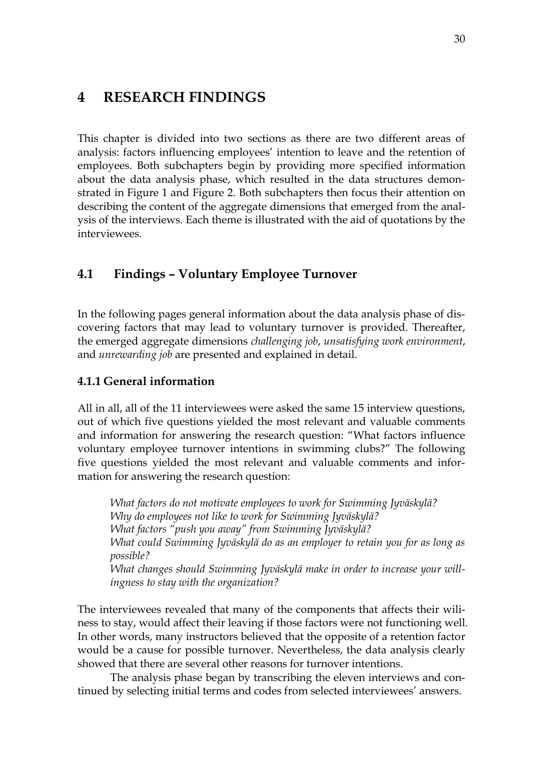# 4 RESEARCH FINDINGS

This chapter is divided into two sections as there are two different areas of analysis: factors influencing employees' intention to leave and the retention of employees. Both subchapters begin by providing more specified information about the data analysis phase, which resulted in the data structures demonstrated in Figure 1 and Figure 2. Both subchapters then focus their attention on describing the content of the aggregate dimensions that emerged from the analysis of the interviews. Each theme is illustrated with the aid of quotations by the interviewees.

## 4.1 Findings – Voluntary Employee Turnover

In the following pages general information about the data analysis phase of discovering factors that may lead to voluntary turnover is provided. Thereafter, the emerged aggregate dimensions *challenging job*, *unsatisfying work environment*, and *unrewarding job* are presented and explained in detail.

### 4.1.1 General information

All in all, all of the 11 interviewees were asked the same 15 interview questions, out of which five questions yielded the most relevant and valuable comments and information for answering the research question: "What factors influence voluntary employee turnover intentions in swimming clubs?" The following five questions yielded the most relevant and valuable comments and information for answering the research question:

> *What factors do not motivate employees to work for Swimming Jyväskylä?*
> *Why do employees not like to work for Swimming Jyväskylä?*
> *What factors "push you away" from Swimming Jyväskylä?*
> *What could Swimming Jyväskylä do as an employer to retain you for as long as possible?*
> *What changes should Swimming Jyväskylä make in order to increase your willingness to stay with the organization?*

The interviewees revealed that many of the components that affects their wiliness to stay, would affect their leaving if those factors were not functioning well. In other words, many instructors believed that the opposite of a retention factor would be a cause for possible turnover. Nevertheless, the data analysis clearly showed that there are several other reasons for turnover intentions.

The analysis phase began by transcribing the eleven interviews and continued by selecting initial terms and codes from selected interviewees' answers.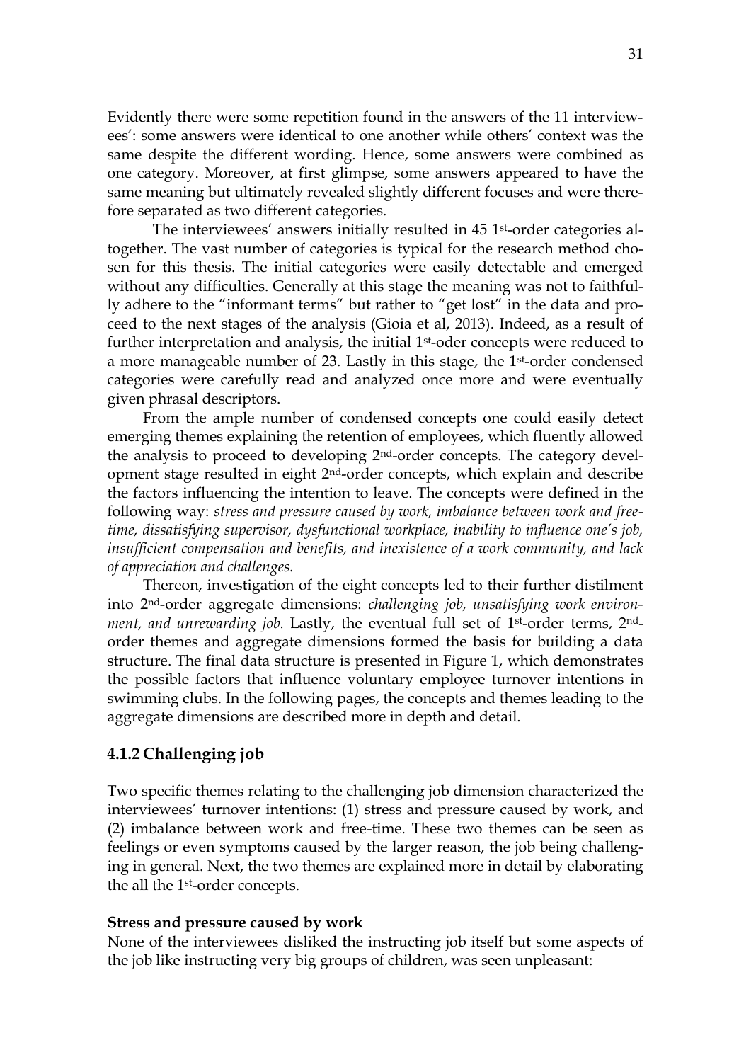Evidently there were some repetition found in the answers of the 11 interviewees': some answers were identical to one another while others' context was the same despite the different wording. Hence, some answers were combined as one category. Moreover, at first glimpse, some answers appeared to have the same meaning but ultimately revealed slightly different focuses and were therefore separated as two different categories.

The interviewees' answers initially resulted in 45 1st-order categories altogether. The vast number of categories is typical for the research method chosen for this thesis. The initial categories were easily detectable and emerged without any difficulties. Generally at this stage the meaning was not to faithfully adhere to the "informant terms" but rather to "get lost" in the data and proceed to the next stages of the analysis (Gioia et al, 2013). Indeed, as a result of further interpretation and analysis, the initial 1st-oder concepts were reduced to a more manageable number of 23. Lastly in this stage, the 1st-order condensed categories were carefully read and analyzed once more and were eventually given phrasal descriptors.

From the ample number of condensed concepts one could easily detect emerging themes explaining the retention of employees, which fluently allowed the analysis to proceed to developing 2nd-order concepts. The category development stage resulted in eight 2nd-order concepts, which explain and describe the factors influencing the intention to leave. The concepts were defined in the following way: *stress and pressure caused by work, imbalance between work and free-time, dissatisfying supervisor, dysfunctional workplace, inability to influence one's job, insufficient compensation and benefits, and inexistence of a work community, and lack of appreciation and challenges.*

Thereon, investigation of the eight concepts led to their further distilment into 2nd-order aggregate dimensions: *challenging job, unsatisfying work environment, and unrewarding job.* Lastly, the eventual full set of 1st-order terms, 2nd-order themes and aggregate dimensions formed the basis for building a data structure. The final data structure is presented in Figure 1, which demonstrates the possible factors that influence voluntary employee turnover intentions in swimming clubs. In the following pages, the concepts and themes leading to the aggregate dimensions are described more in depth and detail.

### 4.1.2 Challenging job

Two specific themes relating to the challenging job dimension characterized the interviewees' turnover intentions: (1) stress and pressure caused by work, and (2) imbalance between work and free-time. These two themes can be seen as feelings or even symptoms caused by the larger reason, the job being challenging in general. Next, the two themes are explained more in detail by elaborating the all the 1st-order concepts.

**Stress and pressure caused by work**

None of the interviewees disliked the instructing job itself but some aspects of the job like instructing very big groups of children, was seen unpleasant: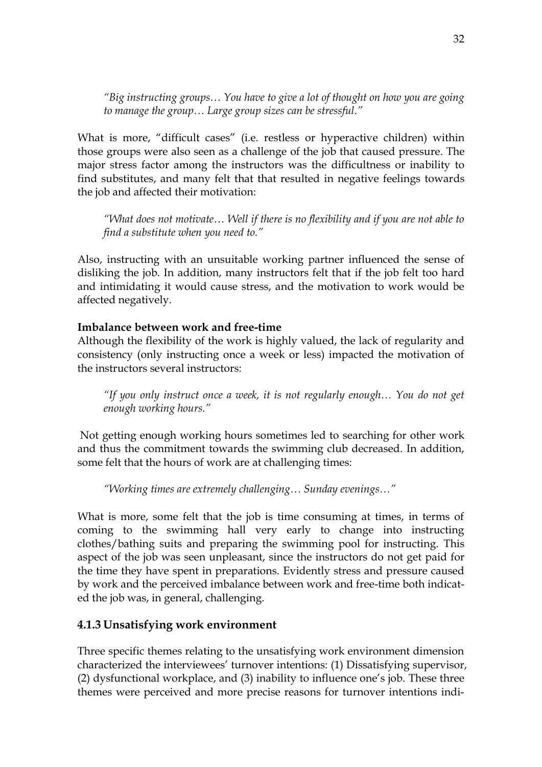*"Big instructing groups… You have to give a lot of thought on how you are going to manage the group… Large group sizes can be stressful."*

What is more, "difficult cases" (i.e. restless or hyperactive children) within those groups were also seen as a challenge of the job that caused pressure. The major stress factor among the instructors was the difficultness or inability to find substitutes, and many felt that that resulted in negative feelings towards the job and affected their motivation:

*"What does not motivate… Well if there is no flexibility and if you are not able to find a substitute when you need to."*

Also, instructing with an unsuitable working partner influenced the sense of disliking the job. In addition, many instructors felt that if the job felt too hard and intimidating it would cause stress, and the motivation to work would be affected negatively.

**Imbalance between work and free-time**

Although the flexibility of the work is highly valued, the lack of regularity and consistency (only instructing once a week or less) impacted the motivation of the instructors several instructors:

*"If you only instruct once a week, it is not regularly enough… You do not get enough working hours."*

Not getting enough working hours sometimes led to searching for other work and thus the commitment towards the swimming club decreased. In addition, some felt that the hours of work are at challenging times:

*"Working times are extremely challenging… Sunday evenings…"*

What is more, some felt that the job is time consuming at times, in terms of coming to the swimming hall very early to change into instructing clothes/bathing suits and preparing the swimming pool for instructing. This aspect of the job was seen unpleasant, since the instructors do not get paid for the time they have spent in preparations. Evidently stress and pressure caused by work and the perceived imbalance between work and free-time both indicated the job was, in general, challenging.

### 4.1.3 Unsatisfying work environment

Three specific themes relating to the unsatisfying work environment dimension characterized the interviewees' turnover intentions: (1) Dissatisfying supervisor, (2) dysfunctional workplace, and (3) inability to influence one's job. These three themes were perceived and more precise reasons for turnover intentions indi-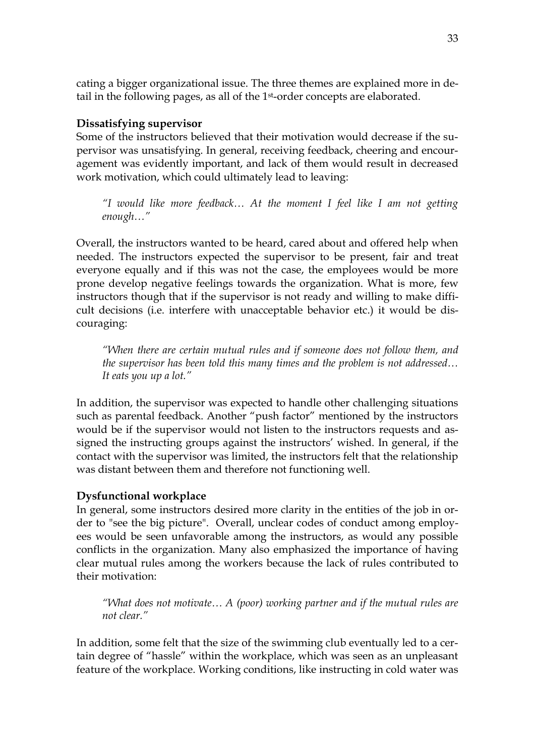cating a bigger organizational issue. The three themes are explained more in detail in the following pages, as all of the 1st-order concepts are elaborated.

**Dissatisfying supervisor**

Some of the instructors believed that their motivation would decrease if the supervisor was unsatisfying. In general, receiving feedback, cheering and encouragement was evidently important, and lack of them would result in decreased work motivation, which could ultimately lead to leaving:

> *"I would like more feedback… At the moment I feel like I am not getting enough…"*

Overall, the instructors wanted to be heard, cared about and offered help when needed. The instructors expected the supervisor to be present, fair and treat everyone equally and if this was not the case, the employees would be more prone develop negative feelings towards the organization. What is more, few instructors though that if the supervisor is not ready and willing to make difficult decisions (i.e. interfere with unacceptable behavior etc.) it would be discouraging:

> *"When there are certain mutual rules and if someone does not follow them, and the supervisor has been told this many times and the problem is not addressed… It eats you up a lot."*

In addition, the supervisor was expected to handle other challenging situations such as parental feedback. Another "push factor" mentioned by the instructors would be if the supervisor would not listen to the instructors requests and assigned the instructing groups against the instructors' wished. In general, if the contact with the supervisor was limited, the instructors felt that the relationship was distant between them and therefore not functioning well.

**Dysfunctional workplace**

In general, some instructors desired more clarity in the entities of the job in order to "see the big picture". Overall, unclear codes of conduct among employees would be seen unfavorable among the instructors, as would any possible conflicts in the organization. Many also emphasized the importance of having clear mutual rules among the workers because the lack of rules contributed to their motivation:

> *"What does not motivate… A (poor) working partner and if the mutual rules are not clear."*

In addition, some felt that the size of the swimming club eventually led to a certain degree of "hassle" within the workplace, which was seen as an unpleasant feature of the workplace. Working conditions, like instructing in cold water was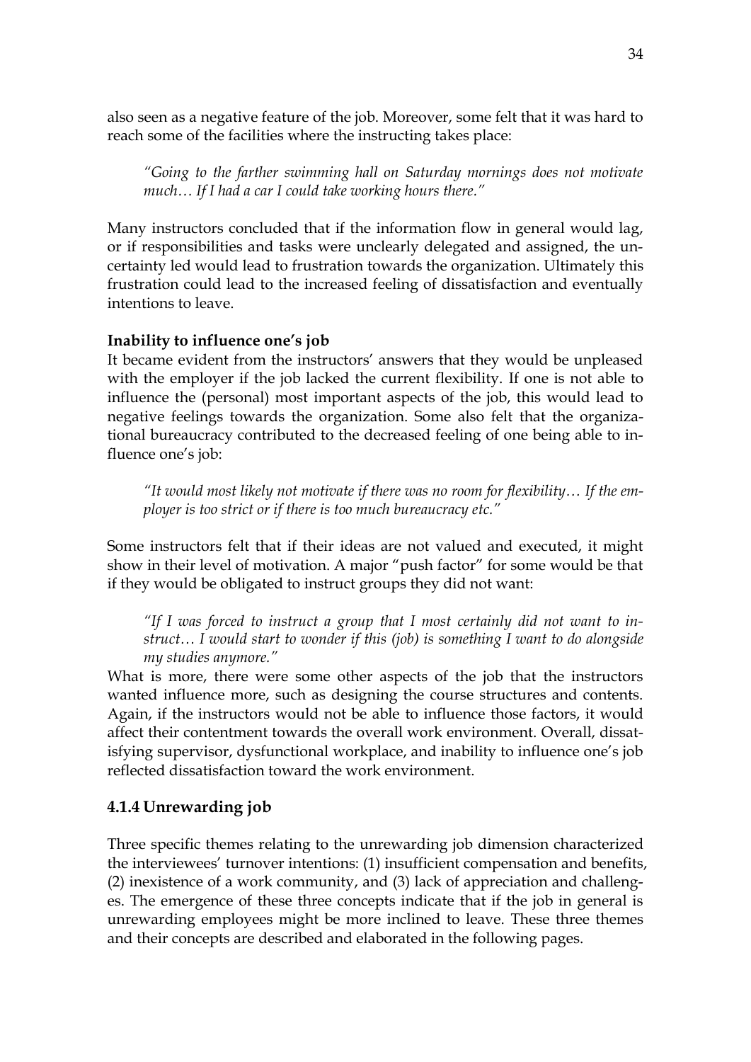also seen as a negative feature of the job. Moreover, some felt that it was hard to reach some of the facilities where the instructing takes place:

> *"Going to the farther swimming hall on Saturday mornings does not motivate much… If I had a car I could take working hours there."*

Many instructors concluded that if the information flow in general would lag, or if responsibilities and tasks were unclearly delegated and assigned, the uncertainty led would lead to frustration towards the organization. Ultimately this frustration could lead to the increased feeling of dissatisfaction and eventually intentions to leave.

**Inability to influence one's job**

It became evident from the instructors' answers that they would be unpleased with the employer if the job lacked the current flexibility. If one is not able to influence the (personal) most important aspects of the job, this would lead to negative feelings towards the organization. Some also felt that the organizational bureaucracy contributed to the decreased feeling of one being able to influence one's job:

> *"It would most likely not motivate if there was no room for flexibility… If the employer is too strict or if there is too much bureaucracy etc."*

Some instructors felt that if their ideas are not valued and executed, it might show in their level of motivation. A major "push factor" for some would be that if they would be obligated to instruct groups they did not want:

> *"If I was forced to instruct a group that I most certainly did not want to instruct… I would start to wonder if this (job) is something I want to do alongside my studies anymore."*

What is more, there were some other aspects of the job that the instructors wanted influence more, such as designing the course structures and contents. Again, if the instructors would not be able to influence those factors, it would affect their contentment towards the overall work environment. Overall, dissatisfying supervisor, dysfunctional workplace, and inability to influence one's job reflected dissatisfaction toward the work environment.

### 4.1.4 Unrewarding job

Three specific themes relating to the unrewarding job dimension characterized the interviewees' turnover intentions: (1) insufficient compensation and benefits, (2) inexistence of a work community, and (3) lack of appreciation and challenges. The emergence of these three concepts indicate that if the job in general is unrewarding employees might be more inclined to leave. These three themes and their concepts are described and elaborated in the following pages.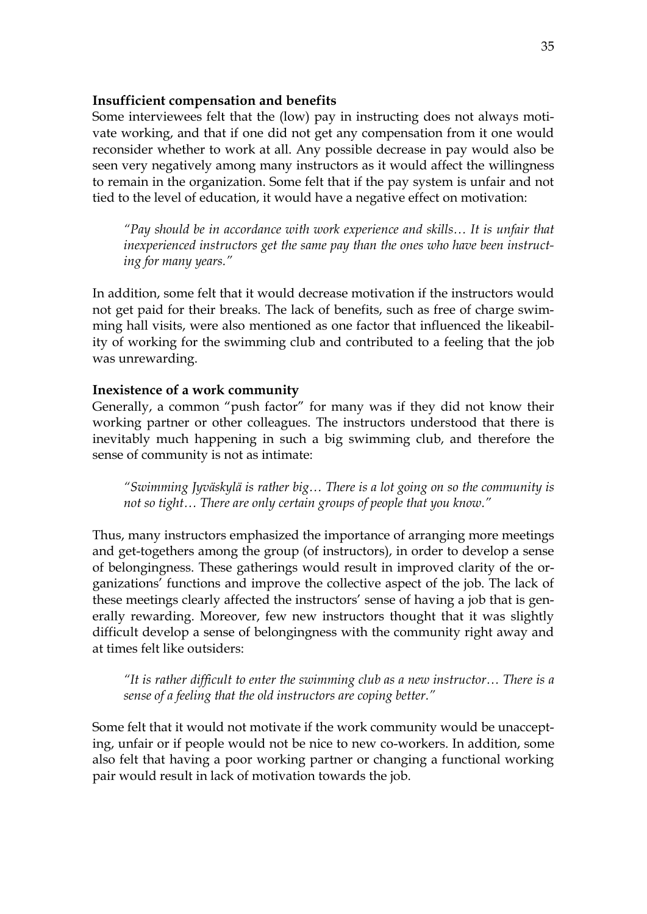**Insufficient compensation and benefits**

Some interviewees felt that the (low) pay in instructing does not always motivate working, and that if one did not get any compensation from it one would reconsider whether to work at all. Any possible decrease in pay would also be seen very negatively among many instructors as it would affect the willingness to remain in the organization. Some felt that if the pay system is unfair and not tied to the level of education, it would have a negative effect on motivation:

> *"Pay should be in accordance with work experience and skills… It is unfair that inexperienced instructors get the same pay than the ones who have been instructing for many years."*

In addition, some felt that it would decrease motivation if the instructors would not get paid for their breaks. The lack of benefits, such as free of charge swimming hall visits, were also mentioned as one factor that influenced the likeability of working for the swimming club and contributed to a feeling that the job was unrewarding.

**Inexistence of a work community**

Generally, a common "push factor" for many was if they did not know their working partner or other colleagues. The instructors understood that there is inevitably much happening in such a big swimming club, and therefore the sense of community is not as intimate:

> *"Swimming Jyväskylä is rather big… There is a lot going on so the community is not so tight… There are only certain groups of people that you know."*

Thus, many instructors emphasized the importance of arranging more meetings and get-togethers among the group (of instructors), in order to develop a sense of belongingness. These gatherings would result in improved clarity of the organizations' functions and improve the collective aspect of the job. The lack of these meetings clearly affected the instructors' sense of having a job that is generally rewarding. Moreover, few new instructors thought that it was slightly difficult develop a sense of belongingness with the community right away and at times felt like outsiders:

> *"It is rather difficult to enter the swimming club as a new instructor… There is a sense of a feeling that the old instructors are coping better."*

Some felt that it would not motivate if the work community would be unaccepting, unfair or if people would not be nice to new co-workers. In addition, some also felt that having a poor working partner or changing a functional working pair would result in lack of motivation towards the job.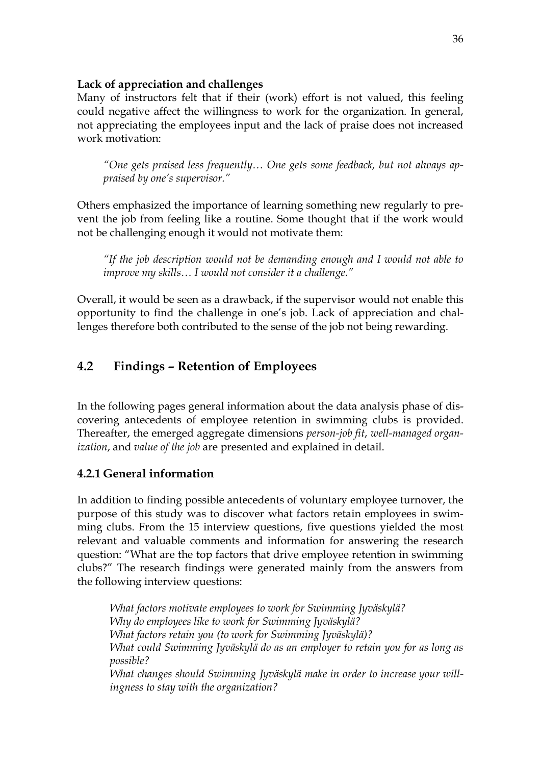**Lack of appreciation and challenges**

Many of instructors felt that if their (work) effort is not valued, this feeling could negative affect the willingness to work for the organization. In general, not appreciating the employees input and the lack of praise does not increased work motivation:

> *"One gets praised less frequently… One gets some feedback, but not always appraised by one's supervisor."*

Others emphasized the importance of learning something new regularly to prevent the job from feeling like a routine. Some thought that if the work would not be challenging enough it would not motivate them:

> *"If the job description would not be demanding enough and I would not able to improve my skills… I would not consider it a challenge."*

Overall, it would be seen as a drawback, if the supervisor would not enable this opportunity to find the challenge in one's job. Lack of appreciation and challenges therefore both contributed to the sense of the job not being rewarding.

## 4.2 Findings – Retention of Employees

In the following pages general information about the data analysis phase of discovering antecedents of employee retention in swimming clubs is provided. Thereafter, the emerged aggregate dimensions *person-job fit*, *well-managed organization*, and *value of the job* are presented and explained in detail.

### 4.2.1 General information

In addition to finding possible antecedents of voluntary employee turnover, the purpose of this study was to discover what factors retain employees in swimming clubs. From the 15 interview questions, five questions yielded the most relevant and valuable comments and information for answering the research question: "What are the top factors that drive employee retention in swimming clubs?" The research findings were generated mainly from the answers from the following interview questions:

> *What factors motivate employees to work for Swimming Jyväskylä?*
> *Why do employees like to work for Swimming Jyväskylä?*
> *What factors retain you (to work for Swimming Jyväskylä)?*
> *What could Swimming Jyväskylä do as an employer to retain you for as long as possible?*
> *What changes should Swimming Jyväskylä make in order to increase your willingness to stay with the organization?*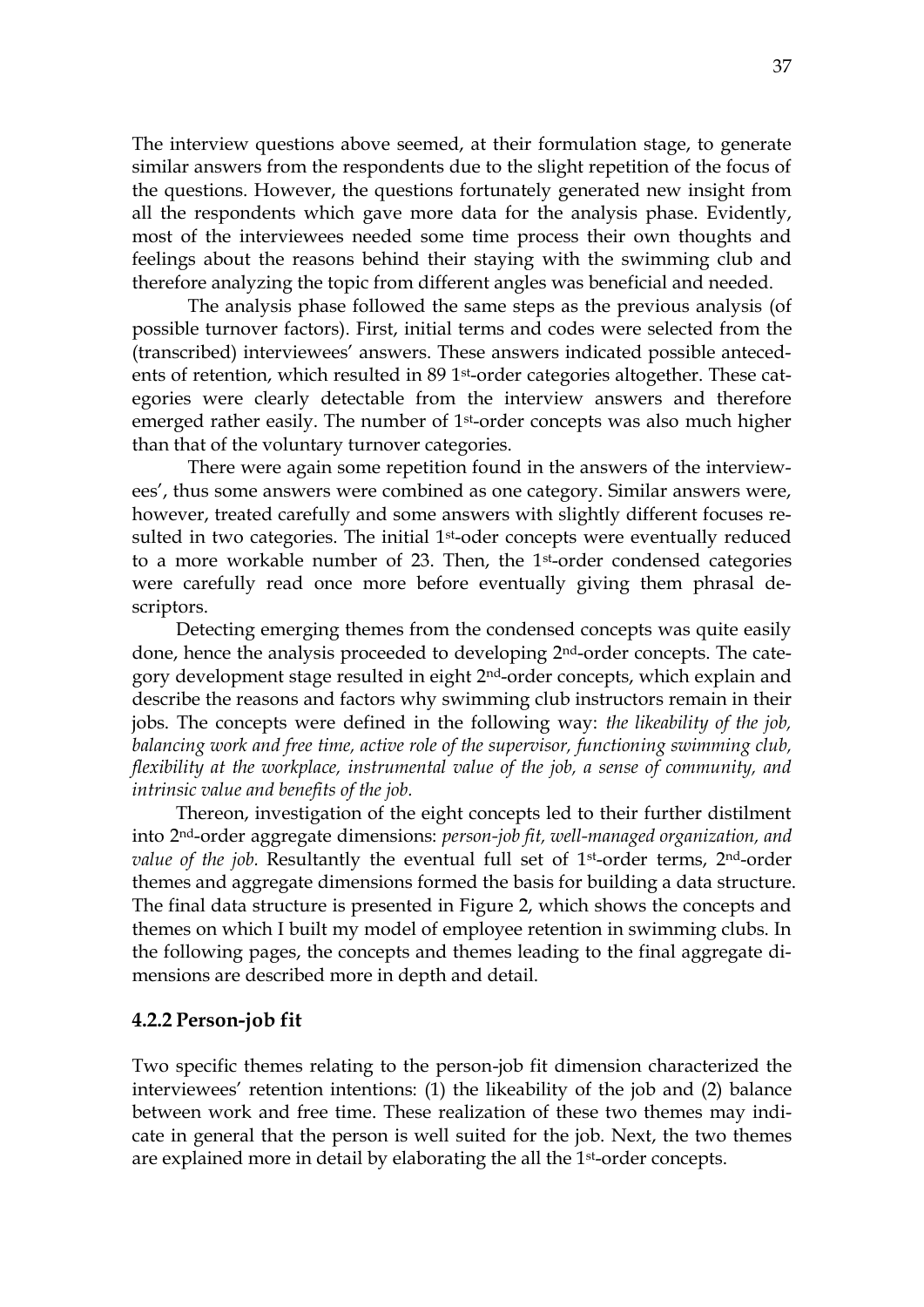The interview questions above seemed, at their formulation stage, to generate similar answers from the respondents due to the slight repetition of the focus of the questions. However, the questions fortunately generated new insight from all the respondents which gave more data for the analysis phase. Evidently, most of the interviewees needed some time process their own thoughts and feelings about the reasons behind their staying with the swimming club and therefore analyzing the topic from different angles was beneficial and needed.

The analysis phase followed the same steps as the previous analysis (of possible turnover factors). First, initial terms and codes were selected from the (transcribed) interviewees' answers. These answers indicated possible antecedents of retention, which resulted in 89 1st-order categories altogether. These categories were clearly detectable from the interview answers and therefore emerged rather easily. The number of 1st-order concepts was also much higher than that of the voluntary turnover categories.

There were again some repetition found in the answers of the interviewees', thus some answers were combined as one category. Similar answers were, however, treated carefully and some answers with slightly different focuses resulted in two categories. The initial 1st-oder concepts were eventually reduced to a more workable number of 23. Then, the 1st-order condensed categories were carefully read once more before eventually giving them phrasal descriptors.

Detecting emerging themes from the condensed concepts was quite easily done, hence the analysis proceeded to developing 2nd-order concepts. The category development stage resulted in eight 2nd-order concepts, which explain and describe the reasons and factors why swimming club instructors remain in their jobs. The concepts were defined in the following way: *the likeability of the job, balancing work and free time, active role of the supervisor, functioning swimming club, flexibility at the workplace, instrumental value of the job, a sense of community, and intrinsic value and benefits of the job.*

Thereon, investigation of the eight concepts led to their further distilment into 2nd-order aggregate dimensions: *person-job fit, well-managed organization, and value of the job.* Resultantly the eventual full set of 1st-order terms, 2nd-order themes and aggregate dimensions formed the basis for building a data structure. The final data structure is presented in Figure 2, which shows the concepts and themes on which I built my model of employee retention in swimming clubs. In the following pages, the concepts and themes leading to the final aggregate dimensions are described more in depth and detail.

### 4.2.2 Person-job fit

Two specific themes relating to the person-job fit dimension characterized the interviewees' retention intentions: (1) the likeability of the job and (2) balance between work and free time. These realization of these two themes may indicate in general that the person is well suited for the job. Next, the two themes are explained more in detail by elaborating the all the 1st-order concepts.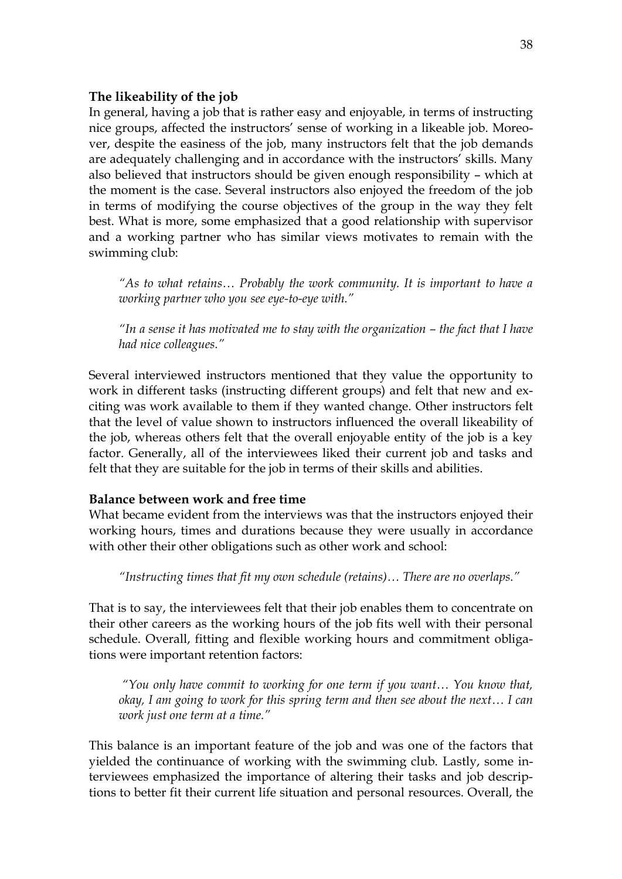**The likeability of the job**

In general, having a job that is rather easy and enjoyable, in terms of instructing nice groups, affected the instructors' sense of working in a likeable job. Moreover, despite the easiness of the job, many instructors felt that the job demands are adequately challenging and in accordance with the instructors' skills. Many also believed that instructors should be given enough responsibility – which at the moment is the case. Several instructors also enjoyed the freedom of the job in terms of modifying the course objectives of the group in the way they felt best. What is more, some emphasized that a good relationship with supervisor and a working partner who has similar views motivates to remain with the swimming club:

> *"As to what retains… Probably the work community. It is important to have a working partner who you see eye-to-eye with."*

> *"In a sense it has motivated me to stay with the organization – the fact that I have had nice colleagues."*

Several interviewed instructors mentioned that they value the opportunity to work in different tasks (instructing different groups) and felt that new and exciting was work available to them if they wanted change. Other instructors felt that the level of value shown to instructors influenced the overall likeability of the job, whereas others felt that the overall enjoyable entity of the job is a key factor. Generally, all of the interviewees liked their current job and tasks and felt that they are suitable for the job in terms of their skills and abilities.

**Balance between work and free time**

What became evident from the interviews was that the instructors enjoyed their working hours, times and durations because they were usually in accordance with other their other obligations such as other work and school:

> *"Instructing times that fit my own schedule (retains)… There are no overlaps."*

That is to say, the interviewees felt that their job enables them to concentrate on their other careers as the working hours of the job fits well with their personal schedule. Overall, fitting and flexible working hours and commitment obligations were important retention factors:

> *"You only have commit to working for one term if you want… You know that, okay, I am going to work for this spring term and then see about the next… I can work just one term at a time."*

This balance is an important feature of the job and was one of the factors that yielded the continuance of working with the swimming club. Lastly, some interviewees emphasized the importance of altering their tasks and job descriptions to better fit their current life situation and personal resources. Overall, the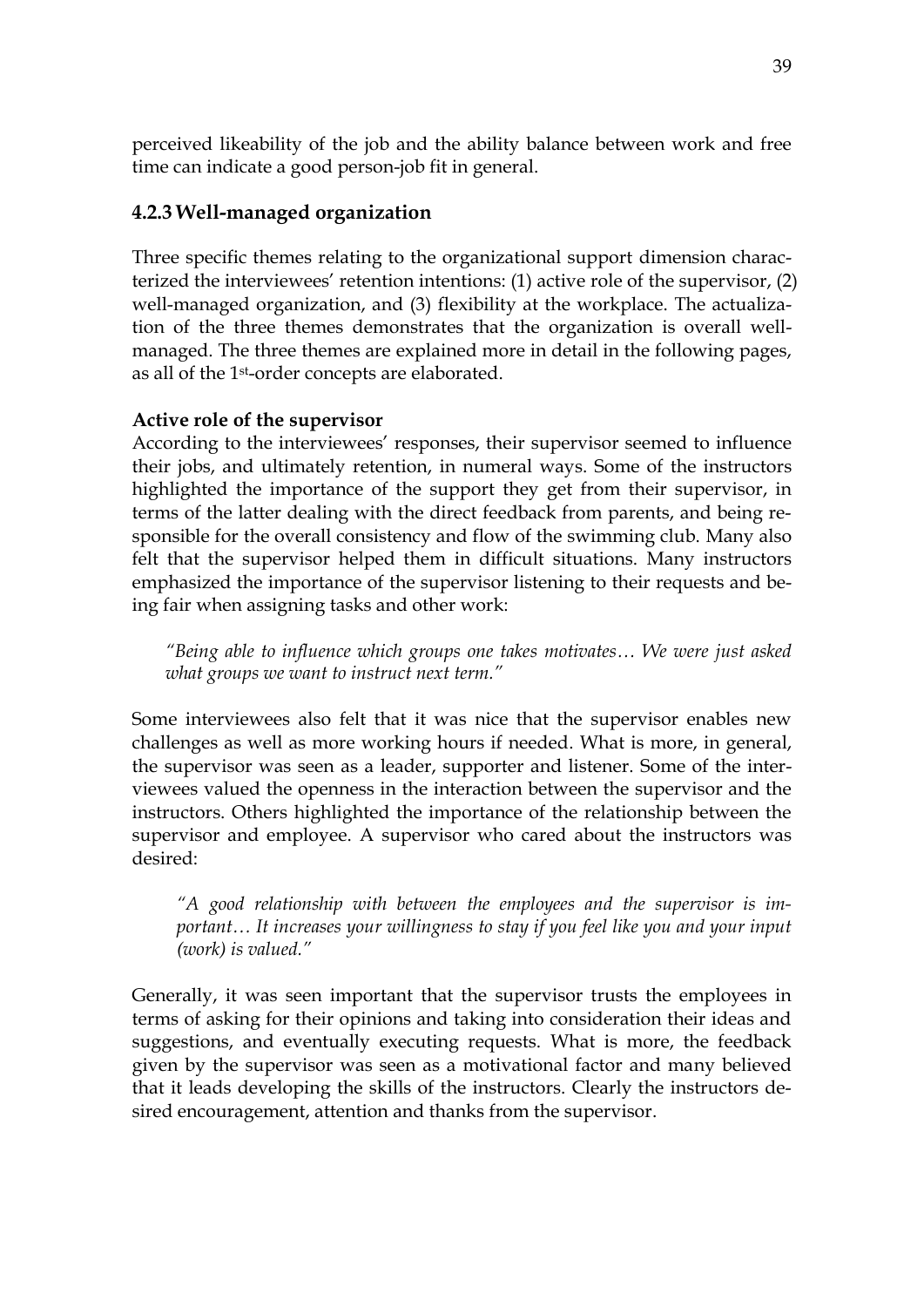perceived likeability of the job and the ability balance between work and free time can indicate a good person-job fit in general.

### 4.2.3 Well-managed organization

Three specific themes relating to the organizational support dimension characterized the interviewees' retention intentions: (1) active role of the supervisor, (2) well-managed organization, and (3) flexibility at the workplace. The actualization of the three themes demonstrates that the organization is overall well-managed. The three themes are explained more in detail in the following pages, as all of the 1st-order concepts are elaborated.

**Active role of the supervisor**

According to the interviewees' responses, their supervisor seemed to influence their jobs, and ultimately retention, in numeral ways. Some of the instructors highlighted the importance of the support they get from their supervisor, in terms of the latter dealing with the direct feedback from parents, and being responsible for the overall consistency and flow of the swimming club. Many also felt that the supervisor helped them in difficult situations. Many instructors emphasized the importance of the supervisor listening to their requests and being fair when assigning tasks and other work:

> *"Being able to influence which groups one takes motivates… We were just asked what groups we want to instruct next term."*

Some interviewees also felt that it was nice that the supervisor enables new challenges as well as more working hours if needed. What is more, in general, the supervisor was seen as a leader, supporter and listener. Some of the interviewees valued the openness in the interaction between the supervisor and the instructors. Others highlighted the importance of the relationship between the supervisor and employee. A supervisor who cared about the instructors was desired:

> *"A good relationship with between the employees and the supervisor is important… It increases your willingness to stay if you feel like you and your input (work) is valued."*

Generally, it was seen important that the supervisor trusts the employees in terms of asking for their opinions and taking into consideration their ideas and suggestions, and eventually executing requests. What is more, the feedback given by the supervisor was seen as a motivational factor and many believed that it leads developing the skills of the instructors. Clearly the instructors desired encouragement, attention and thanks from the supervisor.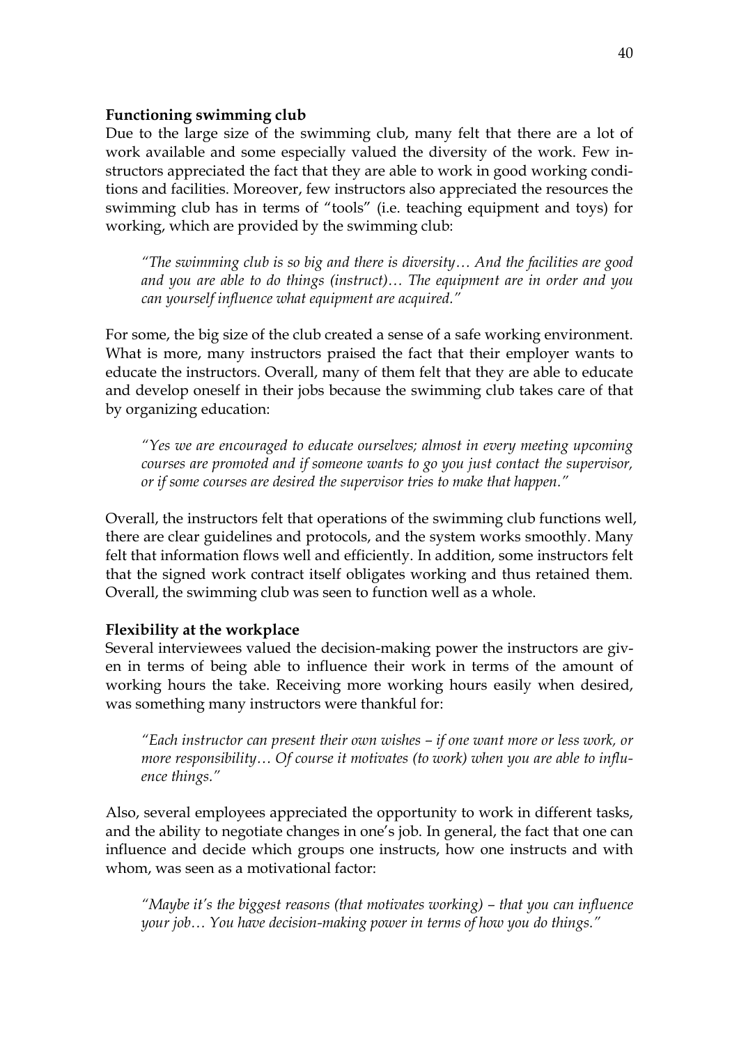**Functioning swimming club**

Due to the large size of the swimming club, many felt that there are a lot of work available and some especially valued the diversity of the work. Few instructors appreciated the fact that they are able to work in good working conditions and facilities. Moreover, few instructors also appreciated the resources the swimming club has in terms of "tools" (i.e. teaching equipment and toys) for working, which are provided by the swimming club:

> *"The swimming club is so big and there is diversity… And the facilities are good and you are able to do things (instruct)… The equipment are in order and you can yourself influence what equipment are acquired."*

For some, the big size of the club created a sense of a safe working environment. What is more, many instructors praised the fact that their employer wants to educate the instructors. Overall, many of them felt that they are able to educate and develop oneself in their jobs because the swimming club takes care of that by organizing education:

> *"Yes we are encouraged to educate ourselves; almost in every meeting upcoming courses are promoted and if someone wants to go you just contact the supervisor, or if some courses are desired the supervisor tries to make that happen."*

Overall, the instructors felt that operations of the swimming club functions well, there are clear guidelines and protocols, and the system works smoothly. Many felt that information flows well and efficiently. In addition, some instructors felt that the signed work contract itself obligates working and thus retained them. Overall, the swimming club was seen to function well as a whole.

**Flexibility at the workplace**

Several interviewees valued the decision-making power the instructors are given in terms of being able to influence their work in terms of the amount of working hours the take. Receiving more working hours easily when desired, was something many instructors were thankful for:

> *"Each instructor can present their own wishes – if one want more or less work, or more responsibility… Of course it motivates (to work) when you are able to influence things."*

Also, several employees appreciated the opportunity to work in different tasks, and the ability to negotiate changes in one's job. In general, the fact that one can influence and decide which groups one instructs, how one instructs and with whom, was seen as a motivational factor:

> *"Maybe it's the biggest reasons (that motivates working) – that you can influence your job… You have decision-making power in terms of how you do things."*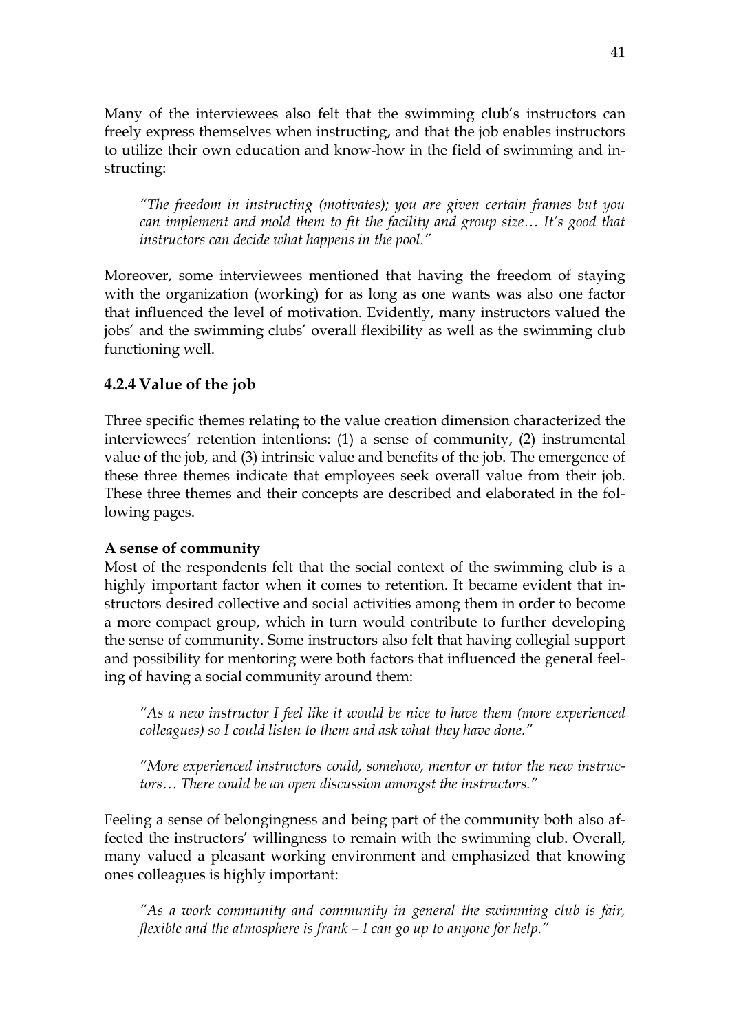Many of the interviewees also felt that the swimming club's instructors can freely express themselves when instructing, and that the job enables instructors to utilize their own education and know-how in the field of swimming and instructing:

> *"The freedom in instructing (motivates); you are given certain frames but you can implement and mold them to fit the facility and group size… It's good that instructors can decide what happens in the pool."*

Moreover, some interviewees mentioned that having the freedom of staying with the organization (working) for as long as one wants was also one factor that influenced the level of motivation. Evidently, many instructors valued the jobs' and the swimming clubs' overall flexibility as well as the swimming club functioning well.

### 4.2.4 Value of the job

Three specific themes relating to the value creation dimension characterized the interviewees' retention intentions: (1) a sense of community, (2) instrumental value of the job, and (3) intrinsic value and benefits of the job. The emergence of these three themes indicate that employees seek overall value from their job. These three themes and their concepts are described and elaborated in the following pages.

**A sense of community**

Most of the respondents felt that the social context of the swimming club is a highly important factor when it comes to retention. It became evident that instructors desired collective and social activities among them in order to become a more compact group, which in turn would contribute to further developing the sense of community. Some instructors also felt that having collegial support and possibility for mentoring were both factors that influenced the general feeling of having a social community around them:

> *"As a new instructor I feel like it would be nice to have them (more experienced colleagues) so I could listen to them and ask what they have done."*

> *"More experienced instructors could, somehow, mentor or tutor the new instructors… There could be an open discussion amongst the instructors."*

Feeling a sense of belongingness and being part of the community both also affected the instructors' willingness to remain with the swimming club. Overall, many valued a pleasant working environment and emphasized that knowing ones colleagues is highly important:

> *"As a work community and community in general the swimming club is fair, flexible and the atmosphere is frank – I can go up to anyone for help."*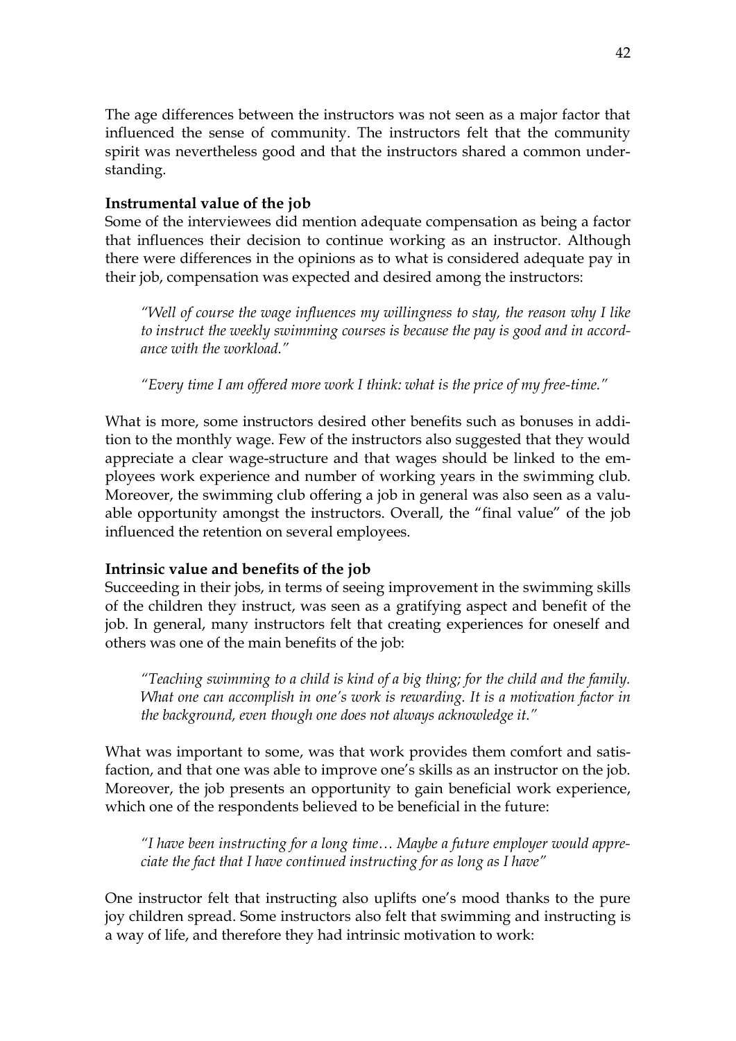The age differences between the instructors was not seen as a major factor that influenced the sense of community. The instructors felt that the community spirit was nevertheless good and that the instructors shared a common understanding.

**Instrumental value of the job**

Some of the interviewees did mention adequate compensation as being a factor that influences their decision to continue working as an instructor. Although there were differences in the opinions as to what is considered adequate pay in their job, compensation was expected and desired among the instructors:

> *"Well of course the wage influences my willingness to stay, the reason why I like to instruct the weekly swimming courses is because the pay is good and in accordance with the workload."*

> *"Every time I am offered more work I think: what is the price of my free-time."*

What is more, some instructors desired other benefits such as bonuses in addition to the monthly wage. Few of the instructors also suggested that they would appreciate a clear wage-structure and that wages should be linked to the employees work experience and number of working years in the swimming club. Moreover, the swimming club offering a job in general was also seen as a valuable opportunity amongst the instructors. Overall, the "final value" of the job influenced the retention on several employees.

**Intrinsic value and benefits of the job**

Succeeding in their jobs, in terms of seeing improvement in the swimming skills of the children they instruct, was seen as a gratifying aspect and benefit of the job. In general, many instructors felt that creating experiences for oneself and others was one of the main benefits of the job:

> *"Teaching swimming to a child is kind of a big thing; for the child and the family. What one can accomplish in one's work is rewarding. It is a motivation factor in the background, even though one does not always acknowledge it."*

What was important to some, was that work provides them comfort and satisfaction, and that one was able to improve one's skills as an instructor on the job. Moreover, the job presents an opportunity to gain beneficial work experience, which one of the respondents believed to be beneficial in the future:

> *"I have been instructing for a long time… Maybe a future employer would appreciate the fact that I have continued instructing for as long as I have"*

One instructor felt that instructing also uplifts one's mood thanks to the pure joy children spread. Some instructors also felt that swimming and instructing is a way of life, and therefore they had intrinsic motivation to work: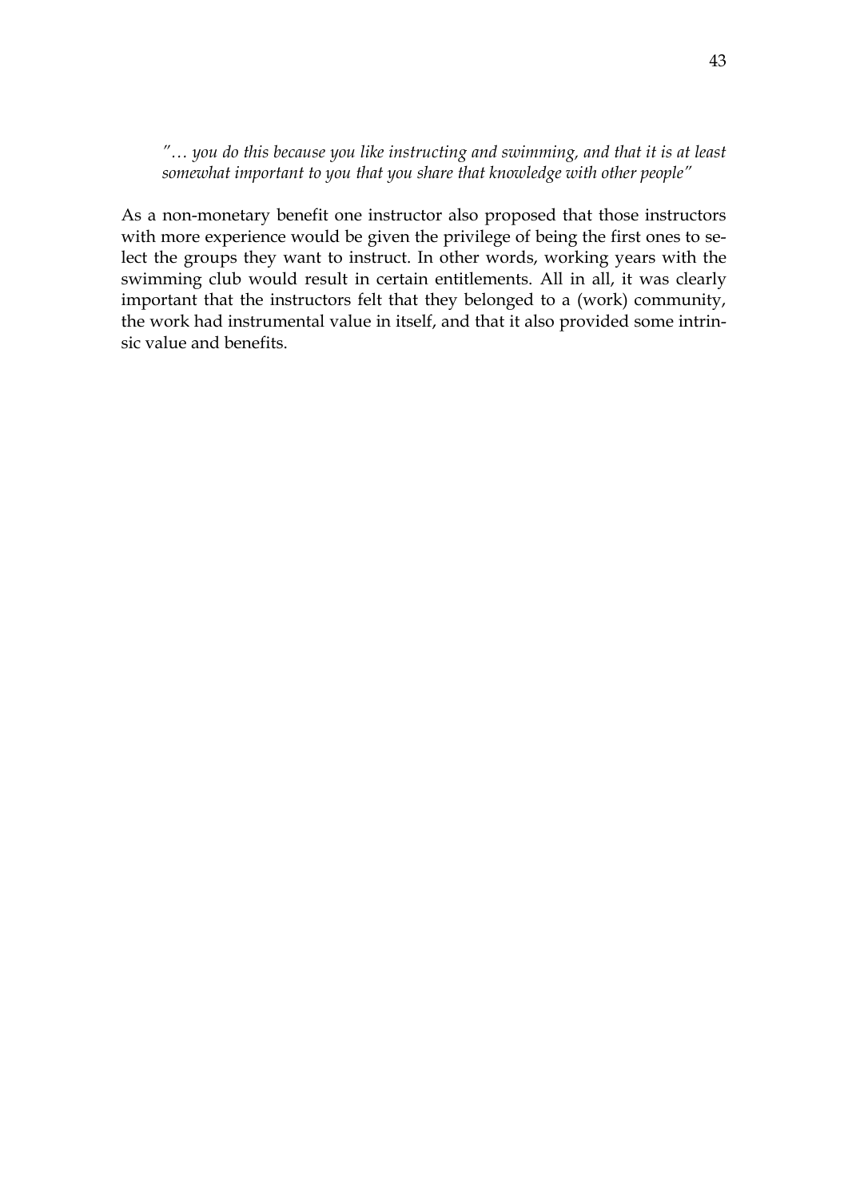*"… you do this because you like instructing and swimming, and that it is at least somewhat important to you that you share that knowledge with other people"*

As a non-monetary benefit one instructor also proposed that those instructors with more experience would be given the privilege of being the first ones to select the groups they want to instruct. In other words, working years with the swimming club would result in certain entitlements. All in all, it was clearly important that the instructors felt that they belonged to a (work) community, the work had instrumental value in itself, and that it also provided some intrinsic value and benefits.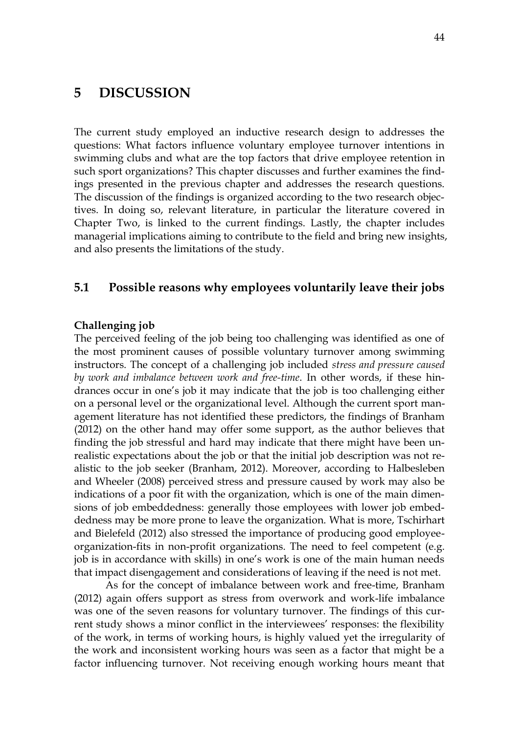# 5 DISCUSSION

The current study employed an inductive research design to addresses the questions: What factors influence voluntary employee turnover intentions in swimming clubs and what are the top factors that drive employee retention in such sport organizations? This chapter discusses and further examines the findings presented in the previous chapter and addresses the research questions. The discussion of the findings is organized according to the two research objectives. In doing so, relevant literature, in particular the literature covered in Chapter Two, is linked to the current findings. Lastly, the chapter includes managerial implications aiming to contribute to the field and bring new insights, and also presents the limitations of the study.

## 5.1 Possible reasons why employees voluntarily leave their jobs

**Challenging job**

The perceived feeling of the job being too challenging was identified as one of the most prominent causes of possible voluntary turnover among swimming instructors. The concept of a challenging job included *stress and pressure caused by work and imbalance between work and free-time*. In other words, if these hindrances occur in one's job it may indicate that the job is too challenging either on a personal level or the organizational level. Although the current sport management literature has not identified these predictors, the findings of Branham (2012) on the other hand may offer some support, as the author believes that finding the job stressful and hard may indicate that there might have been unrealistic expectations about the job or that the initial job description was not realistic to the job seeker (Branham, 2012). Moreover, according to Halbesleben and Wheeler (2008) perceived stress and pressure caused by work may also be indications of a poor fit with the organization, which is one of the main dimensions of job embeddedness: generally those employees with lower job embeddedness may be more prone to leave the organization. What is more, Tschirhart and Bielefeld (2012) also stressed the importance of producing good employee-organization-fits in non-profit organizations. The need to feel competent (e.g. job is in accordance with skills) in one's work is one of the main human needs that impact disengagement and considerations of leaving if the need is not met.

As for the concept of imbalance between work and free-time, Branham (2012) again offers support as stress from overwork and work-life imbalance was one of the seven reasons for voluntary turnover. The findings of this current study shows a minor conflict in the interviewees' responses: the flexibility of the work, in terms of working hours, is highly valued yet the irregularity of the work and inconsistent working hours was seen as a factor that might be a factor influencing turnover. Not receiving enough working hours meant that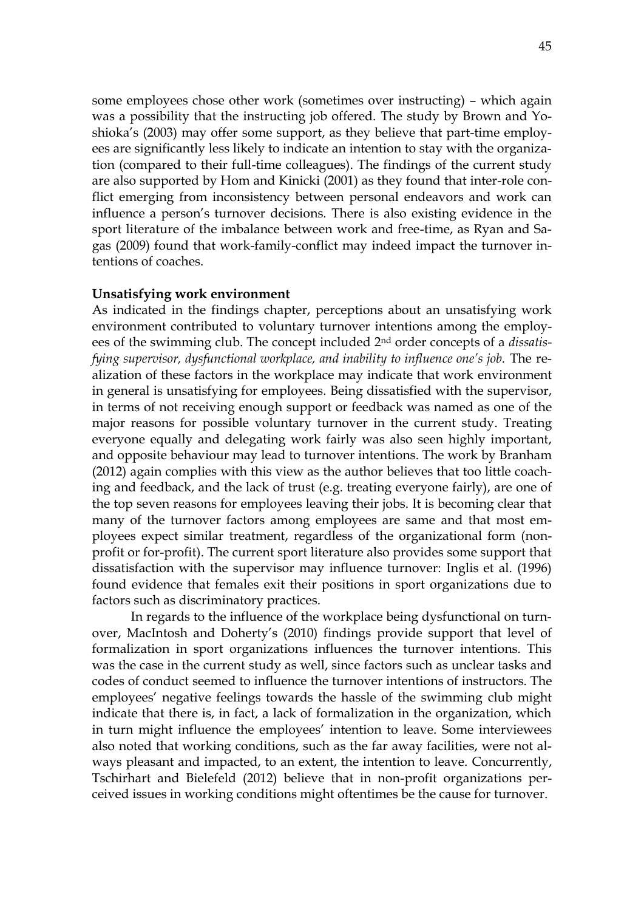some employees chose other work (sometimes over instructing) – which again was a possibility that the instructing job offered. The study by Brown and Yoshioka's (2003) may offer some support, as they believe that part-time employees are significantly less likely to indicate an intention to stay with the organization (compared to their full-time colleagues). The findings of the current study are also supported by Hom and Kinicki (2001) as they found that inter-role conflict emerging from inconsistency between personal endeavors and work can influence a person's turnover decisions. There is also existing evidence in the sport literature of the imbalance between work and free-time, as Ryan and Sagas (2009) found that work-family-conflict may indeed impact the turnover intentions of coaches.

**Unsatisfying work environment**

As indicated in the findings chapter, perceptions about an unsatisfying work environment contributed to voluntary turnover intentions among the employees of the swimming club. The concept included 2nd order concepts of a *dissatisfying supervisor, dysfunctional workplace, and inability to influence one's job.* The realization of these factors in the workplace may indicate that work environment in general is unsatisfying for employees. Being dissatisfied with the supervisor, in terms of not receiving enough support or feedback was named as one of the major reasons for possible voluntary turnover in the current study. Treating everyone equally and delegating work fairly was also seen highly important, and opposite behaviour may lead to turnover intentions. The work by Branham (2012) again complies with this view as the author believes that too little coaching and feedback, and the lack of trust (e.g. treating everyone fairly), are one of the top seven reasons for employees leaving their jobs. It is becoming clear that many of the turnover factors among employees are same and that most employees expect similar treatment, regardless of the organizational form (non-profit or for-profit). The current sport literature also provides some support that dissatisfaction with the supervisor may influence turnover: Inglis et al. (1996) found evidence that females exit their positions in sport organizations due to factors such as discriminatory practices.

In regards to the influence of the workplace being dysfunctional on turnover, MacIntosh and Doherty's (2010) findings provide support that level of formalization in sport organizations influences the turnover intentions. This was the case in the current study as well, since factors such as unclear tasks and codes of conduct seemed to influence the turnover intentions of instructors. The employees' negative feelings towards the hassle of the swimming club might indicate that there is, in fact, a lack of formalization in the organization, which in turn might influence the employees' intention to leave. Some interviewees also noted that working conditions, such as the far away facilities, were not always pleasant and impacted, to an extent, the intention to leave. Concurrently, Tschirhart and Bielefeld (2012) believe that in non-profit organizations perceived issues in working conditions might oftentimes be the cause for turnover.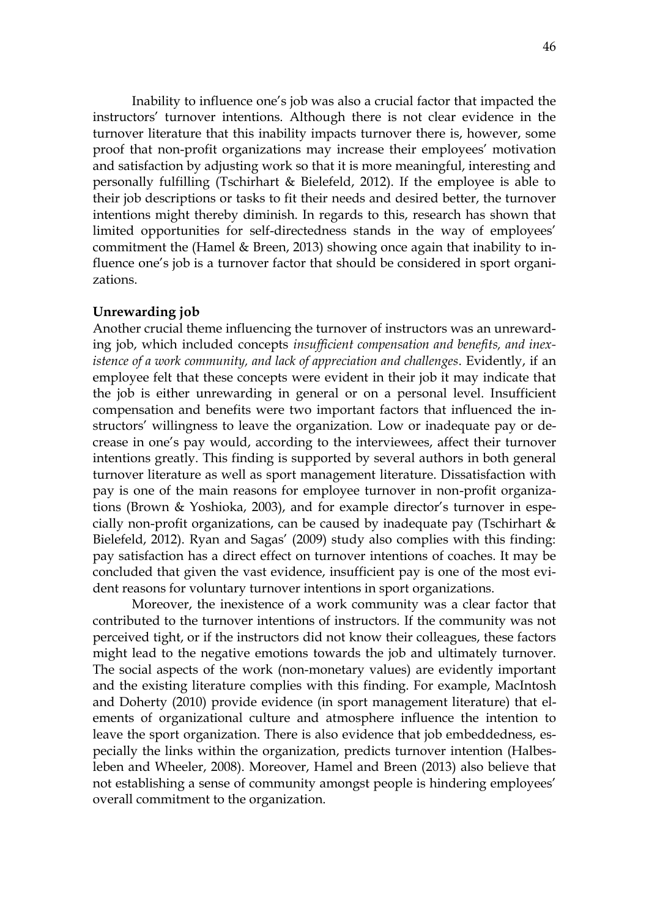Inability to influence one's job was also a crucial factor that impacted the instructors' turnover intentions. Although there is not clear evidence in the turnover literature that this inability impacts turnover there is, however, some proof that non-profit organizations may increase their employees' motivation and satisfaction by adjusting work so that it is more meaningful, interesting and personally fulfilling (Tschirhart & Bielefeld, 2012). If the employee is able to their job descriptions or tasks to fit their needs and desired better, the turnover intentions might thereby diminish. In regards to this, research has shown that limited opportunities for self-directedness stands in the way of employees' commitment the (Hamel & Breen, 2013) showing once again that inability to influence one's job is a turnover factor that should be considered in sport organizations.

**Unrewarding job**

Another crucial theme influencing the turnover of instructors was an unrewarding job, which included concepts *insufficient compensation and benefits, and inexistence of a work community, and lack of appreciation and challenges*. Evidently, if an employee felt that these concepts were evident in their job it may indicate that the job is either unrewarding in general or on a personal level. Insufficient compensation and benefits were two important factors that influenced the instructors' willingness to leave the organization. Low or inadequate pay or decrease in one's pay would, according to the interviewees, affect their turnover intentions greatly. This finding is supported by several authors in both general turnover literature as well as sport management literature. Dissatisfaction with pay is one of the main reasons for employee turnover in non-profit organizations (Brown & Yoshioka, 2003), and for example director's turnover in especially non-profit organizations, can be caused by inadequate pay (Tschirhart & Bielefeld, 2012). Ryan and Sagas' (2009) study also complies with this finding: pay satisfaction has a direct effect on turnover intentions of coaches. It may be concluded that given the vast evidence, insufficient pay is one of the most evident reasons for voluntary turnover intentions in sport organizations.

Moreover, the inexistence of a work community was a clear factor that contributed to the turnover intentions of instructors. If the community was not perceived tight, or if the instructors did not know their colleagues, these factors might lead to the negative emotions towards the job and ultimately turnover. The social aspects of the work (non-monetary values) are evidently important and the existing literature complies with this finding. For example, MacIntosh and Doherty (2010) provide evidence (in sport management literature) that elements of organizational culture and atmosphere influence the intention to leave the sport organization. There is also evidence that job embeddedness, especially the links within the organization, predicts turnover intention (Halbesleben and Wheeler, 2008). Moreover, Hamel and Breen (2013) also believe that not establishing a sense of community amongst people is hindering employees' overall commitment to the organization.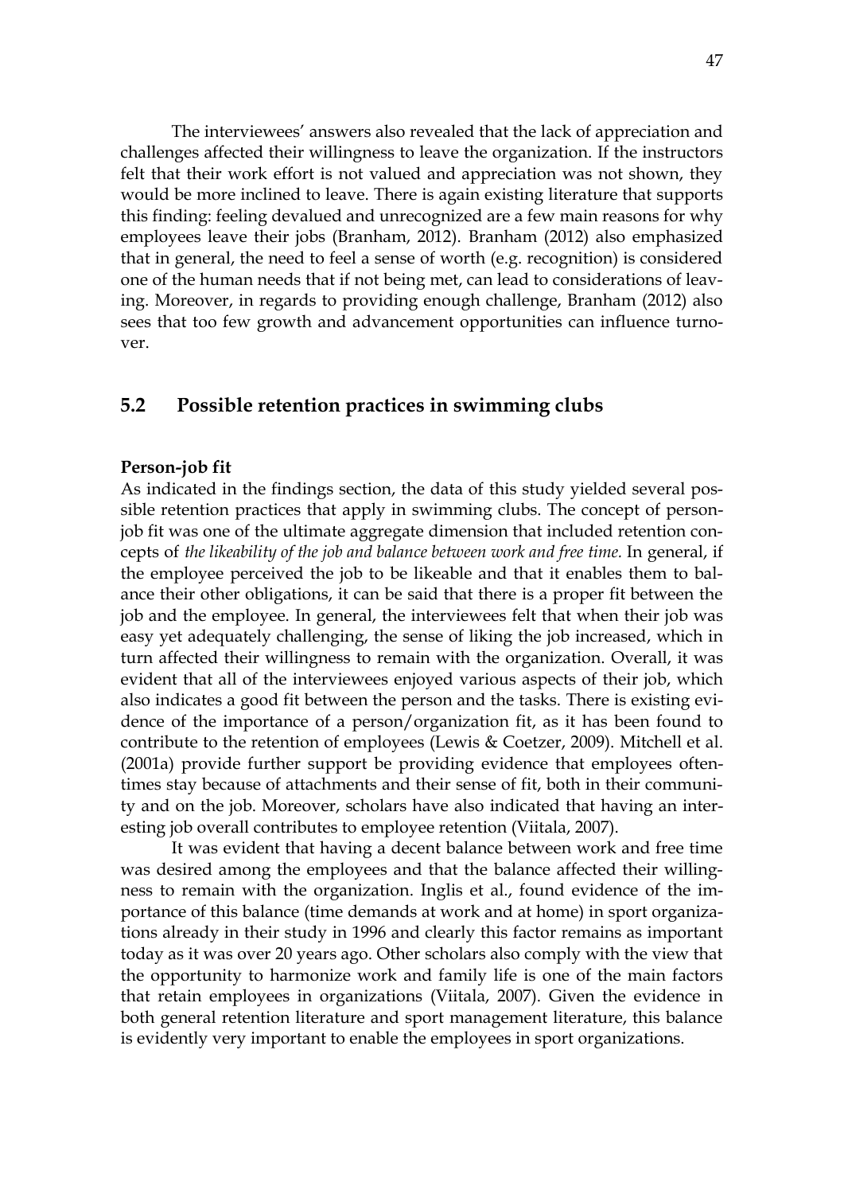The interviewees' answers also revealed that the lack of appreciation and challenges affected their willingness to leave the organization. If the instructors felt that their work effort is not valued and appreciation was not shown, they would be more inclined to leave. There is again existing literature that supports this finding: feeling devalued and unrecognized are a few main reasons for why employees leave their jobs (Branham, 2012). Branham (2012) also emphasized that in general, the need to feel a sense of worth (e.g. recognition) is considered one of the human needs that if not being met, can lead to considerations of leaving. Moreover, in regards to providing enough challenge, Branham (2012) also sees that too few growth and advancement opportunities can influence turnover.

## 5.2 Possible retention practices in swimming clubs

**Person-job fit**

As indicated in the findings section, the data of this study yielded several possible retention practices that apply in swimming clubs. The concept of person-job fit was one of the ultimate aggregate dimension that included retention concepts of *the likeability of the job and balance between work and free time.* In general, if the employee perceived the job to be likeable and that it enables them to balance their other obligations, it can be said that there is a proper fit between the job and the employee. In general, the interviewees felt that when their job was easy yet adequately challenging, the sense of liking the job increased, which in turn affected their willingness to remain with the organization. Overall, it was evident that all of the interviewees enjoyed various aspects of their job, which also indicates a good fit between the person and the tasks. There is existing evidence of the importance of a person/organization fit, as it has been found to contribute to the retention of employees (Lewis & Coetzer, 2009). Mitchell et al. (2001a) provide further support be providing evidence that employees oftentimes stay because of attachments and their sense of fit, both in their community and on the job. Moreover, scholars have also indicated that having an interesting job overall contributes to employee retention (Viitala, 2007).

It was evident that having a decent balance between work and free time was desired among the employees and that the balance affected their willingness to remain with the organization. Inglis et al., found evidence of the importance of this balance (time demands at work and at home) in sport organizations already in their study in 1996 and clearly this factor remains as important today as it was over 20 years ago. Other scholars also comply with the view that the opportunity to harmonize work and family life is one of the main factors that retain employees in organizations (Viitala, 2007). Given the evidence in both general retention literature and sport management literature, this balance is evidently very important to enable the employees in sport organizations.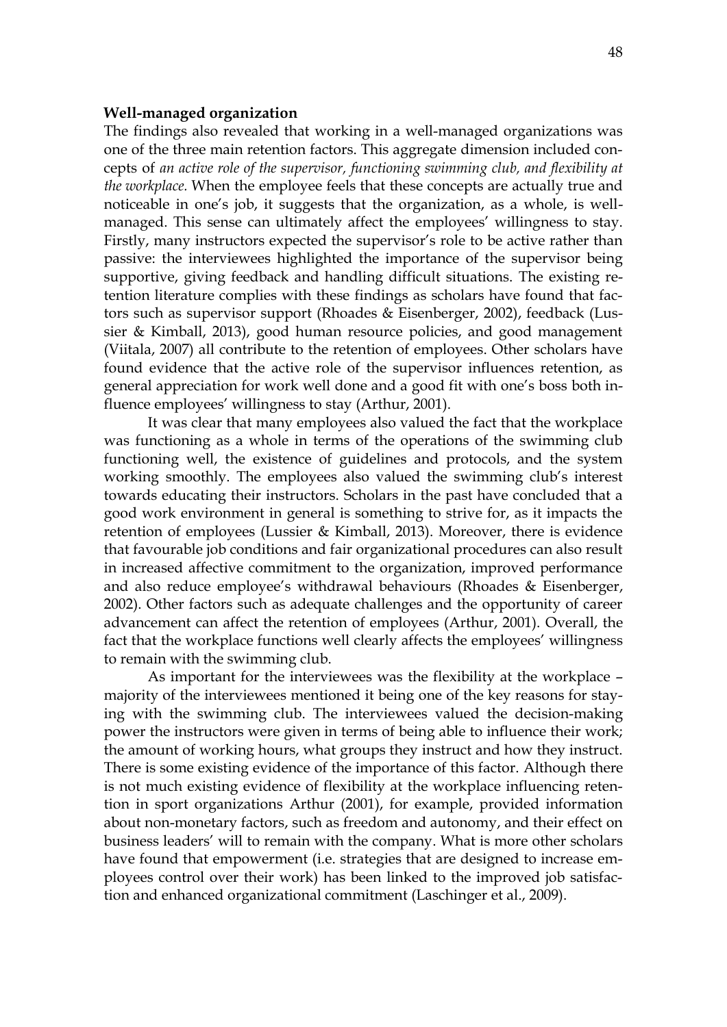**Well-managed organization**

The findings also revealed that working in a well-managed organizations was one of the three main retention factors. This aggregate dimension included concepts of *an active role of the supervisor, functioning swimming club, and flexibility at the workplace.* When the employee feels that these concepts are actually true and noticeable in one's job, it suggests that the organization, as a whole, is well-managed. This sense can ultimately affect the employees' willingness to stay. Firstly, many instructors expected the supervisor's role to be active rather than passive: the interviewees highlighted the importance of the supervisor being supportive, giving feedback and handling difficult situations. The existing retention literature complies with these findings as scholars have found that factors such as supervisor support (Rhoades & Eisenberger, 2002), feedback (Lussier & Kimball, 2013), good human resource policies, and good management (Viitala, 2007) all contribute to the retention of employees. Other scholars have found evidence that the active role of the supervisor influences retention, as general appreciation for work well done and a good fit with one's boss both influence employees' willingness to stay (Arthur, 2001).

It was clear that many employees also valued the fact that the workplace was functioning as a whole in terms of the operations of the swimming club functioning well, the existence of guidelines and protocols, and the system working smoothly. The employees also valued the swimming club's interest towards educating their instructors. Scholars in the past have concluded that a good work environment in general is something to strive for, as it impacts the retention of employees (Lussier & Kimball, 2013). Moreover, there is evidence that favourable job conditions and fair organizational procedures can also result in increased affective commitment to the organization, improved performance and also reduce employee's withdrawal behaviours (Rhoades & Eisenberger, 2002). Other factors such as adequate challenges and the opportunity of career advancement can affect the retention of employees (Arthur, 2001). Overall, the fact that the workplace functions well clearly affects the employees' willingness to remain with the swimming club.

As important for the interviewees was the flexibility at the workplace – majority of the interviewees mentioned it being one of the key reasons for staying with the swimming club. The interviewees valued the decision-making power the instructors were given in terms of being able to influence their work; the amount of working hours, what groups they instruct and how they instruct. There is some existing evidence of the importance of this factor. Although there is not much existing evidence of flexibility at the workplace influencing retention in sport organizations Arthur (2001), for example, provided information about non-monetary factors, such as freedom and autonomy, and their effect on business leaders' will to remain with the company. What is more other scholars have found that empowerment (i.e. strategies that are designed to increase employees control over their work) has been linked to the improved job satisfaction and enhanced organizational commitment (Laschinger et al., 2009).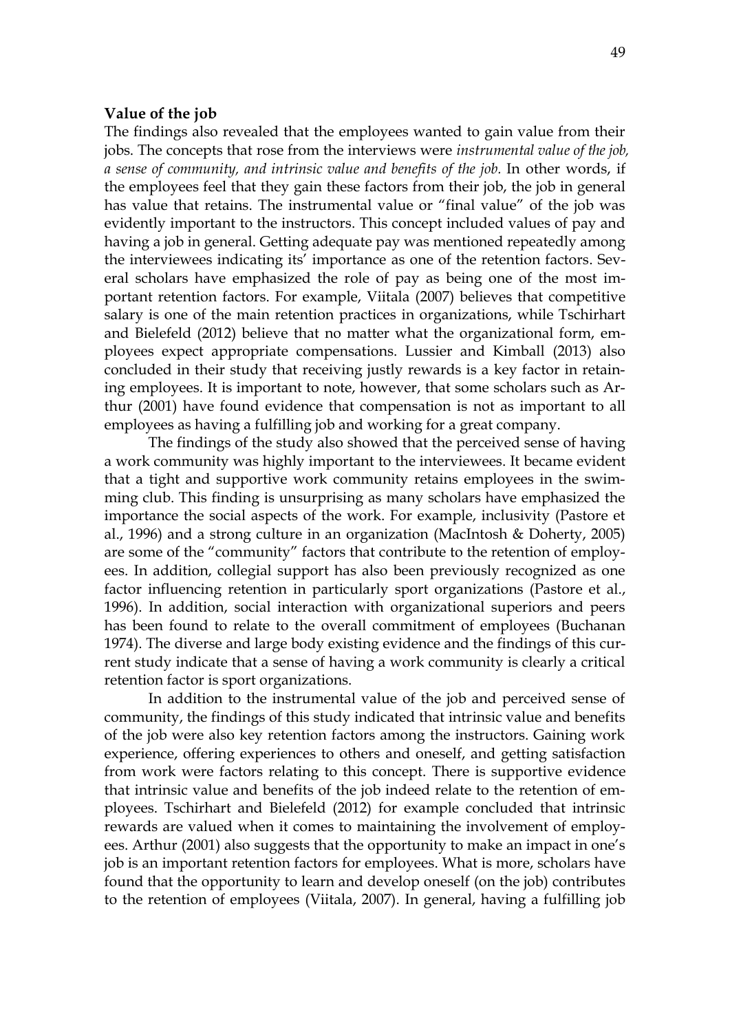**Value of the job**

The findings also revealed that the employees wanted to gain value from their jobs. The concepts that rose from the interviews were *instrumental value of the job, a sense of community, and intrinsic value and benefits of the job*. In other words, if the employees feel that they gain these factors from their job, the job in general has value that retains. The instrumental value or "final value" of the job was evidently important to the instructors. This concept included values of pay and having a job in general. Getting adequate pay was mentioned repeatedly among the interviewees indicating its' importance as one of the retention factors. Several scholars have emphasized the role of pay as being one of the most important retention factors. For example, Viitala (2007) believes that competitive salary is one of the main retention practices in organizations, while Tschirhart and Bielefeld (2012) believe that no matter what the organizational form, employees expect appropriate compensations. Lussier and Kimball (2013) also concluded in their study that receiving justly rewards is a key factor in retaining employees. It is important to note, however, that some scholars such as Arthur (2001) have found evidence that compensation is not as important to all employees as having a fulfilling job and working for a great company.

The findings of the study also showed that the perceived sense of having a work community was highly important to the interviewees. It became evident that a tight and supportive work community retains employees in the swimming club. This finding is unsurprising as many scholars have emphasized the importance the social aspects of the work. For example, inclusivity (Pastore et al., 1996) and a strong culture in an organization (MacIntosh & Doherty, 2005) are some of the "community" factors that contribute to the retention of employees. In addition, collegial support has also been previously recognized as one factor influencing retention in particularly sport organizations (Pastore et al., 1996). In addition, social interaction with organizational superiors and peers has been found to relate to the overall commitment of employees (Buchanan 1974). The diverse and large body existing evidence and the findings of this current study indicate that a sense of having a work community is clearly a critical retention factor is sport organizations.

In addition to the instrumental value of the job and perceived sense of community, the findings of this study indicated that intrinsic value and benefits of the job were also key retention factors among the instructors. Gaining work experience, offering experiences to others and oneself, and getting satisfaction from work were factors relating to this concept. There is supportive evidence that intrinsic value and benefits of the job indeed relate to the retention of employees. Tschirhart and Bielefeld (2012) for example concluded that intrinsic rewards are valued when it comes to maintaining the involvement of employees. Arthur (2001) also suggests that the opportunity to make an impact in one's job is an important retention factors for employees. What is more, scholars have found that the opportunity to learn and develop oneself (on the job) contributes to the retention of employees (Viitala, 2007). In general, having a fulfilling job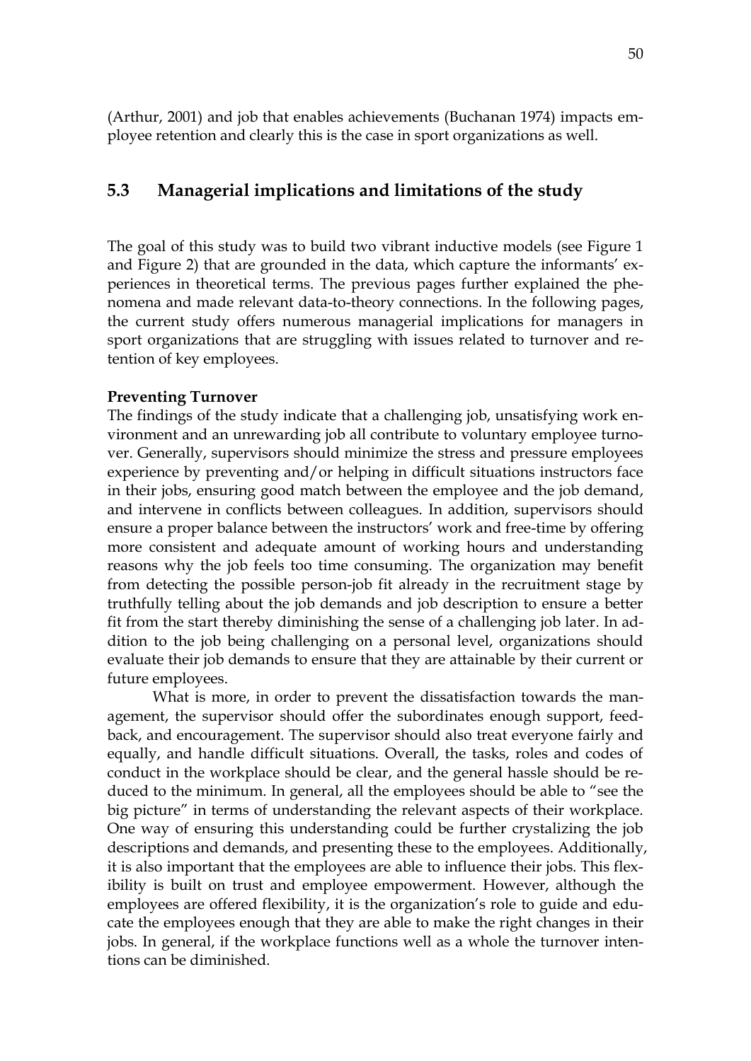(Arthur, 2001) and job that enables achievements (Buchanan 1974) impacts employee retention and clearly this is the case in sport organizations as well.

## 5.3 Managerial implications and limitations of the study

The goal of this study was to build two vibrant inductive models (see Figure 1 and Figure 2) that are grounded in the data, which capture the informants' experiences in theoretical terms. The previous pages further explained the phenomena and made relevant data-to-theory connections. In the following pages, the current study offers numerous managerial implications for managers in sport organizations that are struggling with issues related to turnover and retention of key employees.

**Preventing Turnover**

The findings of the study indicate that a challenging job, unsatisfying work environment and an unrewarding job all contribute to voluntary employee turnover. Generally, supervisors should minimize the stress and pressure employees experience by preventing and/or helping in difficult situations instructors face in their jobs, ensuring good match between the employee and the job demand, and intervene in conflicts between colleagues. In addition, supervisors should ensure a proper balance between the instructors' work and free-time by offering more consistent and adequate amount of working hours and understanding reasons why the job feels too time consuming. The organization may benefit from detecting the possible person-job fit already in the recruitment stage by truthfully telling about the job demands and job description to ensure a better fit from the start thereby diminishing the sense of a challenging job later. In addition to the job being challenging on a personal level, organizations should evaluate their job demands to ensure that they are attainable by their current or future employees.

What is more, in order to prevent the dissatisfaction towards the management, the supervisor should offer the subordinates enough support, feedback, and encouragement. The supervisor should also treat everyone fairly and equally, and handle difficult situations. Overall, the tasks, roles and codes of conduct in the workplace should be clear, and the general hassle should be reduced to the minimum. In general, all the employees should be able to "see the big picture" in terms of understanding the relevant aspects of their workplace. One way of ensuring this understanding could be further crystalizing the job descriptions and demands, and presenting these to the employees. Additionally, it is also important that the employees are able to influence their jobs. This flexibility is built on trust and employee empowerment. However, although the employees are offered flexibility, it is the organization's role to guide and educate the employees enough that they are able to make the right changes in their jobs. In general, if the workplace functions well as a whole the turnover intentions can be diminished.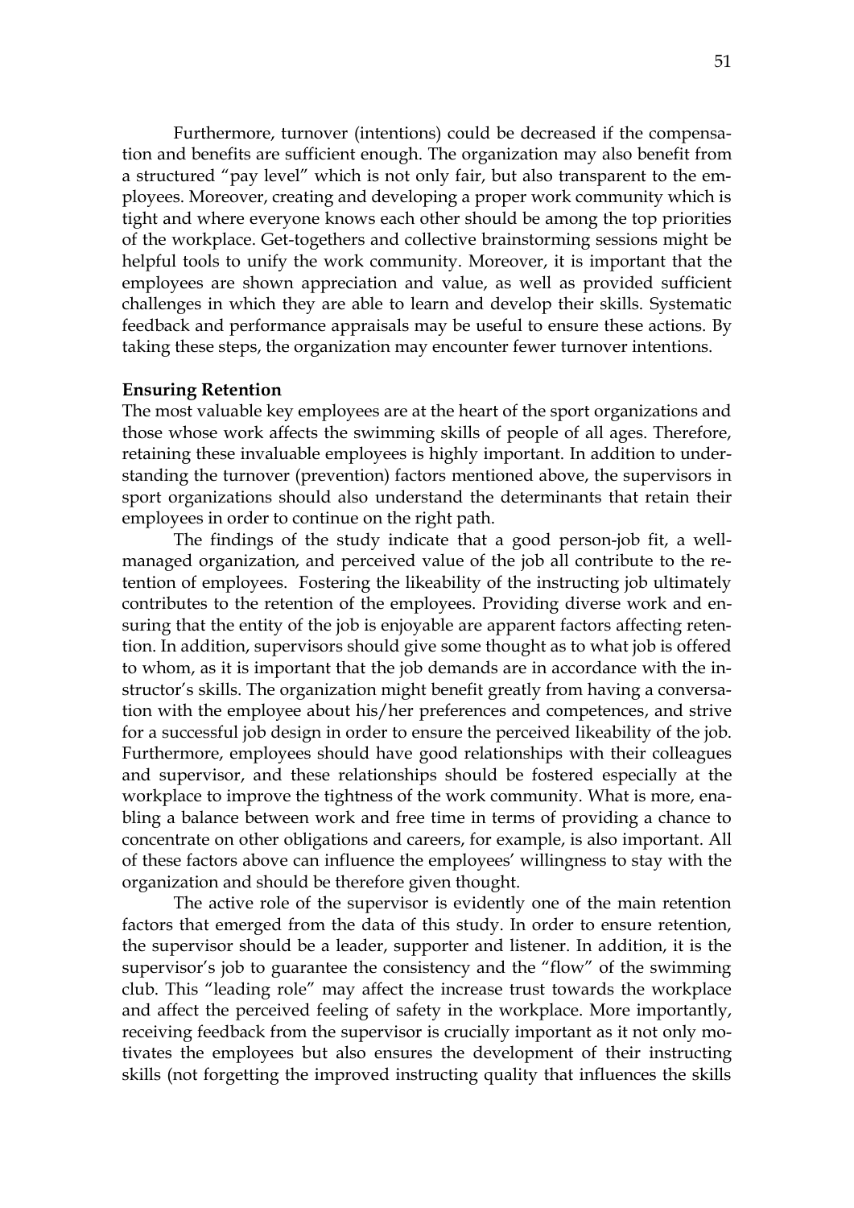Furthermore, turnover (intentions) could be decreased if the compensation and benefits are sufficient enough. The organization may also benefit from a structured "pay level" which is not only fair, but also transparent to the employees. Moreover, creating and developing a proper work community which is tight and where everyone knows each other should be among the top priorities of the workplace. Get-togethers and collective brainstorming sessions might be helpful tools to unify the work community. Moreover, it is important that the employees are shown appreciation and value, as well as provided sufficient challenges in which they are able to learn and develop their skills. Systematic feedback and performance appraisals may be useful to ensure these actions. By taking these steps, the organization may encounter fewer turnover intentions.

**Ensuring Retention**

The most valuable key employees are at the heart of the sport organizations and those whose work affects the swimming skills of people of all ages. Therefore, retaining these invaluable employees is highly important. In addition to understanding the turnover (prevention) factors mentioned above, the supervisors in sport organizations should also understand the determinants that retain their employees in order to continue on the right path.

The findings of the study indicate that a good person-job fit, a well-managed organization, and perceived value of the job all contribute to the retention of employees. Fostering the likeability of the instructing job ultimately contributes to the retention of the employees. Providing diverse work and ensuring that the entity of the job is enjoyable are apparent factors affecting retention. In addition, supervisors should give some thought as to what job is offered to whom, as it is important that the job demands are in accordance with the instructor's skills. The organization might benefit greatly from having a conversation with the employee about his/her preferences and competences, and strive for a successful job design in order to ensure the perceived likeability of the job. Furthermore, employees should have good relationships with their colleagues and supervisor, and these relationships should be fostered especially at the workplace to improve the tightness of the work community. What is more, enabling a balance between work and free time in terms of providing a chance to concentrate on other obligations and careers, for example, is also important. All of these factors above can influence the employees' willingness to stay with the organization and should be therefore given thought.

The active role of the supervisor is evidently one of the main retention factors that emerged from the data of this study. In order to ensure retention, the supervisor should be a leader, supporter and listener. In addition, it is the supervisor's job to guarantee the consistency and the "flow" of the swimming club. This "leading role" may affect the increase trust towards the workplace and affect the perceived feeling of safety in the workplace. More importantly, receiving feedback from the supervisor is crucially important as it not only motivates the employees but also ensures the development of their instructing skills (not forgetting the improved instructing quality that influences the skills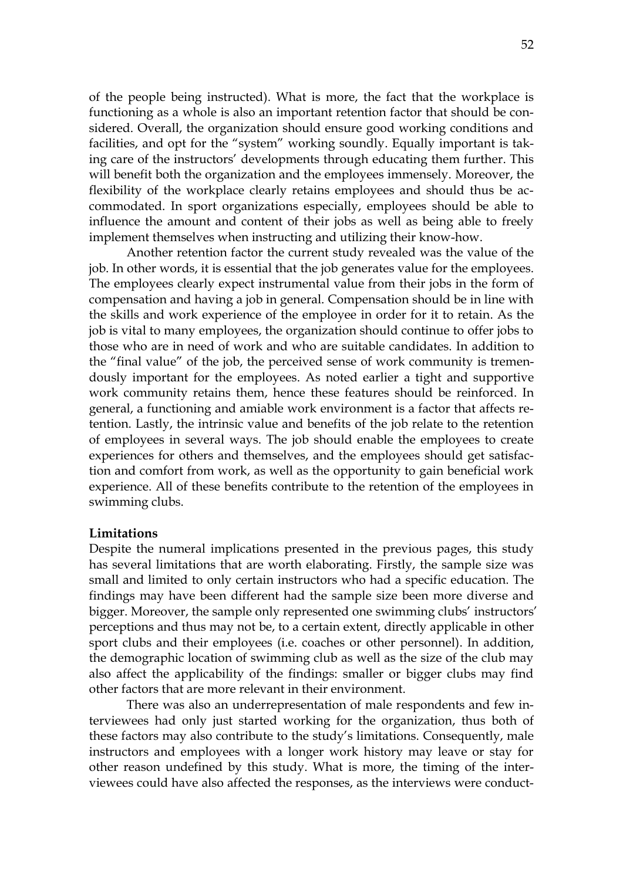of the people being instructed). What is more, the fact that the workplace is functioning as a whole is also an important retention factor that should be considered. Overall, the organization should ensure good working conditions and facilities, and opt for the "system" working soundly. Equally important is taking care of the instructors' developments through educating them further. This will benefit both the organization and the employees immensely. Moreover, the flexibility of the workplace clearly retains employees and should thus be accommodated. In sport organizations especially, employees should be able to influence the amount and content of their jobs as well as being able to freely implement themselves when instructing and utilizing their know-how.

Another retention factor the current study revealed was the value of the job. In other words, it is essential that the job generates value for the employees. The employees clearly expect instrumental value from their jobs in the form of compensation and having a job in general. Compensation should be in line with the skills and work experience of the employee in order for it to retain. As the job is vital to many employees, the organization should continue to offer jobs to those who are in need of work and who are suitable candidates. In addition to the "final value" of the job, the perceived sense of work community is tremendously important for the employees. As noted earlier a tight and supportive work community retains them, hence these features should be reinforced. In general, a functioning and amiable work environment is a factor that affects retention. Lastly, the intrinsic value and benefits of the job relate to the retention of employees in several ways. The job should enable the employees to create experiences for others and themselves, and the employees should get satisfaction and comfort from work, as well as the opportunity to gain beneficial work experience. All of these benefits contribute to the retention of the employees in swimming clubs.

**Limitations**

Despite the numeral implications presented in the previous pages, this study has several limitations that are worth elaborating. Firstly, the sample size was small and limited to only certain instructors who had a specific education. The findings may have been different had the sample size been more diverse and bigger. Moreover, the sample only represented one swimming clubs' instructors' perceptions and thus may not be, to a certain extent, directly applicable in other sport clubs and their employees (i.e. coaches or other personnel). In addition, the demographic location of swimming club as well as the size of the club may also affect the applicability of the findings: smaller or bigger clubs may find other factors that are more relevant in their environment.

There was also an underrepresentation of male respondents and few interviewees had only just started working for the organization, thus both of these factors may also contribute to the study's limitations. Consequently, male instructors and employees with a longer work history may leave or stay for other reason undefined by this study. What is more, the timing of the interviewees could have also affected the responses, as the interviews were conduct-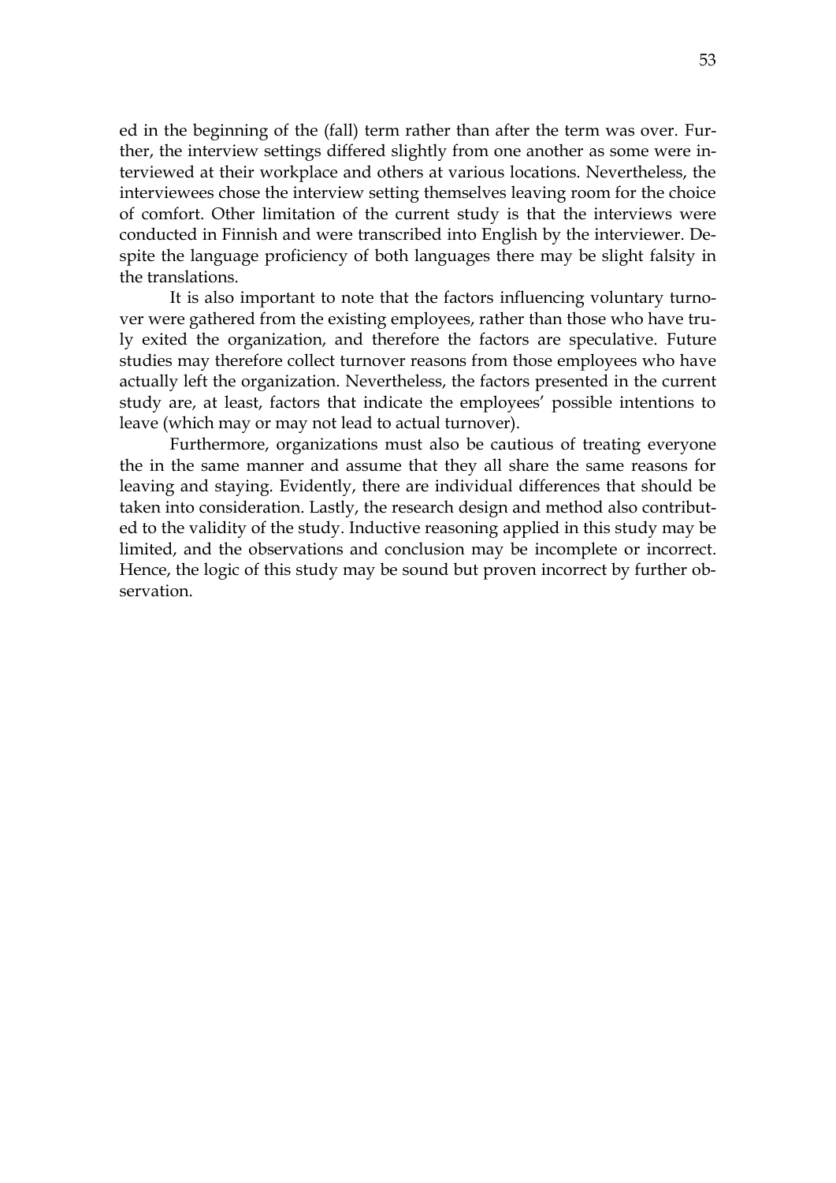ed in the beginning of the (fall) term rather than after the term was over. Further, the interview settings differed slightly from one another as some were interviewed at their workplace and others at various locations. Nevertheless, the interviewees chose the interview setting themselves leaving room for the choice of comfort. Other limitation of the current study is that the interviews were conducted in Finnish and were transcribed into English by the interviewer. Despite the language proficiency of both languages there may be slight falsity in the translations.

It is also important to note that the factors influencing voluntary turnover were gathered from the existing employees, rather than those who have truly exited the organization, and therefore the factors are speculative. Future studies may therefore collect turnover reasons from those employees who have actually left the organization. Nevertheless, the factors presented in the current study are, at least, factors that indicate the employees' possible intentions to leave (which may or may not lead to actual turnover).

Furthermore, organizations must also be cautious of treating everyone the in the same manner and assume that they all share the same reasons for leaving and staying. Evidently, there are individual differences that should be taken into consideration. Lastly, the research design and method also contributed to the validity of the study. Inductive reasoning applied in this study may be limited, and the observations and conclusion may be incomplete or incorrect. Hence, the logic of this study may be sound but proven incorrect by further observation.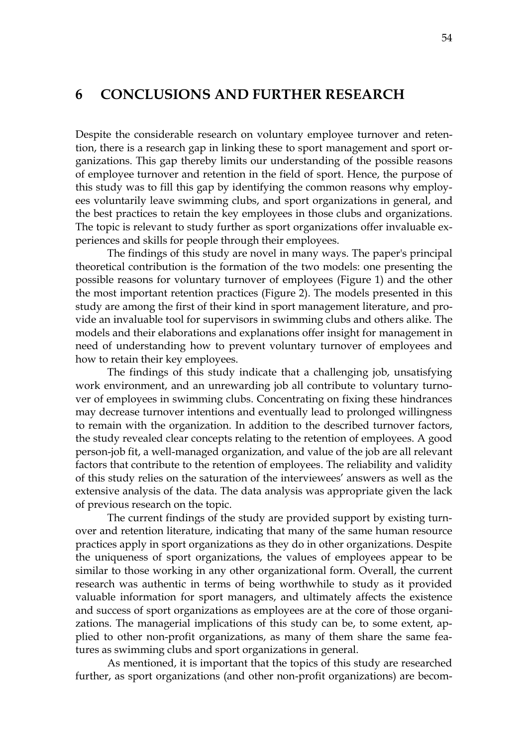# 6 CONCLUSIONS AND FURTHER RESEARCH

Despite the considerable research on voluntary employee turnover and retention, there is a research gap in linking these to sport management and sport organizations. This gap thereby limits our understanding of the possible reasons of employee turnover and retention in the field of sport. Hence, the purpose of this study was to fill this gap by identifying the common reasons why employees voluntarily leave swimming clubs, and sport organizations in general, and the best practices to retain the key employees in those clubs and organizations. The topic is relevant to study further as sport organizations offer invaluable experiences and skills for people through their employees.

The findings of this study are novel in many ways. The paper's principal theoretical contribution is the formation of the two models: one presenting the possible reasons for voluntary turnover of employees (Figure 1) and the other the most important retention practices (Figure 2). The models presented in this study are among the first of their kind in sport management literature, and provide an invaluable tool for supervisors in swimming clubs and others alike. The models and their elaborations and explanations offer insight for management in need of understanding how to prevent voluntary turnover of employees and how to retain their key employees.

The findings of this study indicate that a challenging job, unsatisfying work environment, and an unrewarding job all contribute to voluntary turnover of employees in swimming clubs. Concentrating on fixing these hindrances may decrease turnover intentions and eventually lead to prolonged willingness to remain with the organization. In addition to the described turnover factors, the study revealed clear concepts relating to the retention of employees. A good person-job fit, a well-managed organization, and value of the job are all relevant factors that contribute to the retention of employees. The reliability and validity of this study relies on the saturation of the interviewees' answers as well as the extensive analysis of the data. The data analysis was appropriate given the lack of previous research on the topic.

The current findings of the study are provided support by existing turnover and retention literature, indicating that many of the same human resource practices apply in sport organizations as they do in other organizations. Despite the uniqueness of sport organizations, the values of employees appear to be similar to those working in any other organizational form. Overall, the current research was authentic in terms of being worthwhile to study as it provided valuable information for sport managers, and ultimately affects the existence and success of sport organizations as employees are at the core of those organizations. The managerial implications of this study can be, to some extent, applied to other non-profit organizations, as many of them share the same features as swimming clubs and sport organizations in general.

As mentioned, it is important that the topics of this study are researched further, as sport organizations (and other non-profit organizations) are becom-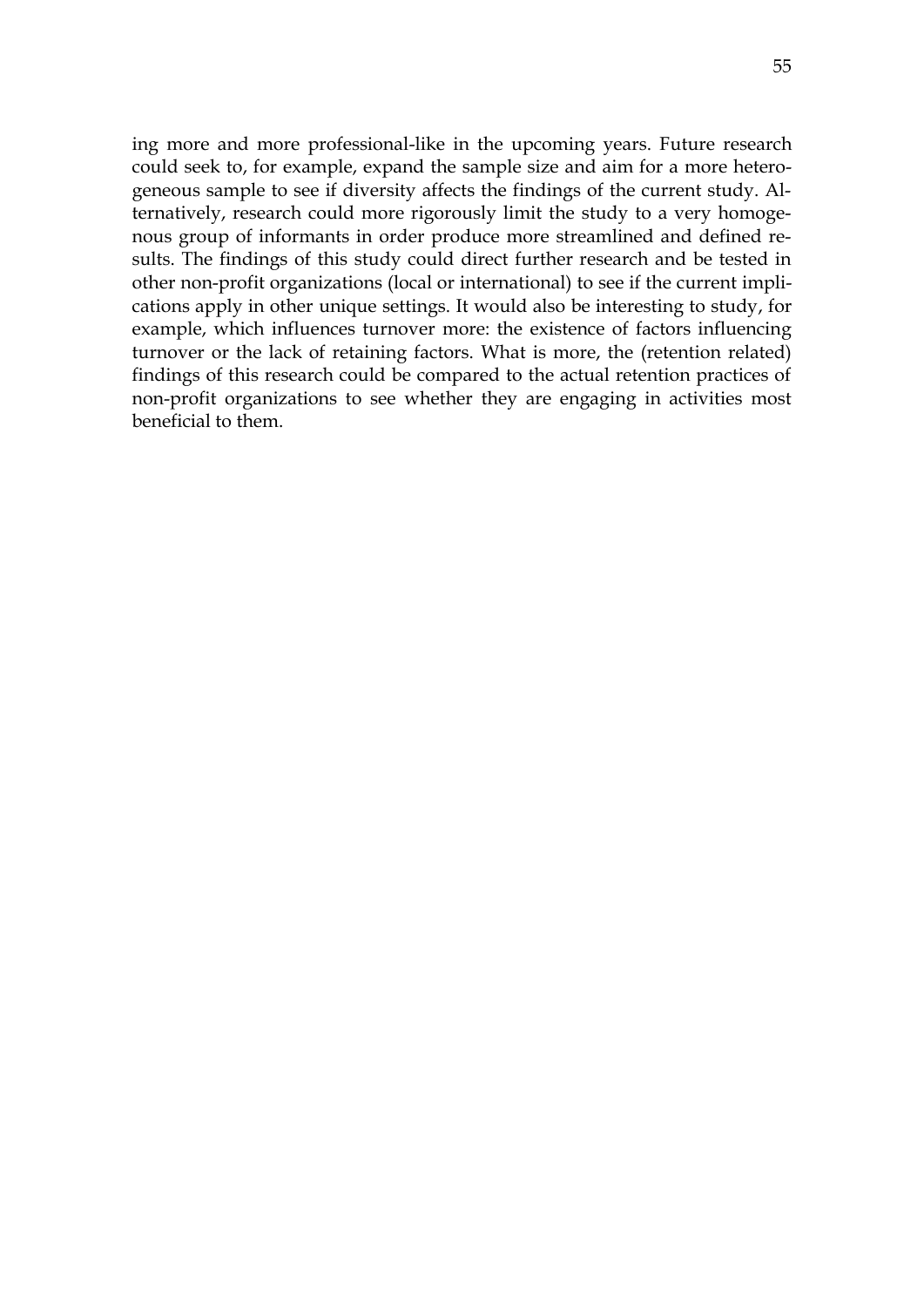ing more and more professional-like in the upcoming years. Future research could seek to, for example, expand the sample size and aim for a more heterogeneous sample to see if diversity affects the findings of the current study. Alternatively, research could more rigorously limit the study to a very homogenous group of informants in order produce more streamlined and defined results. The findings of this study could direct further research and be tested in other non-profit organizations (local or international) to see if the current implications apply in other unique settings. It would also be interesting to study, for example, which influences turnover more: the existence of factors influencing turnover or the lack of retaining factors. What is more, the (retention related) findings of this research could be compared to the actual retention practices of non-profit organizations to see whether they are engaging in activities most beneficial to them.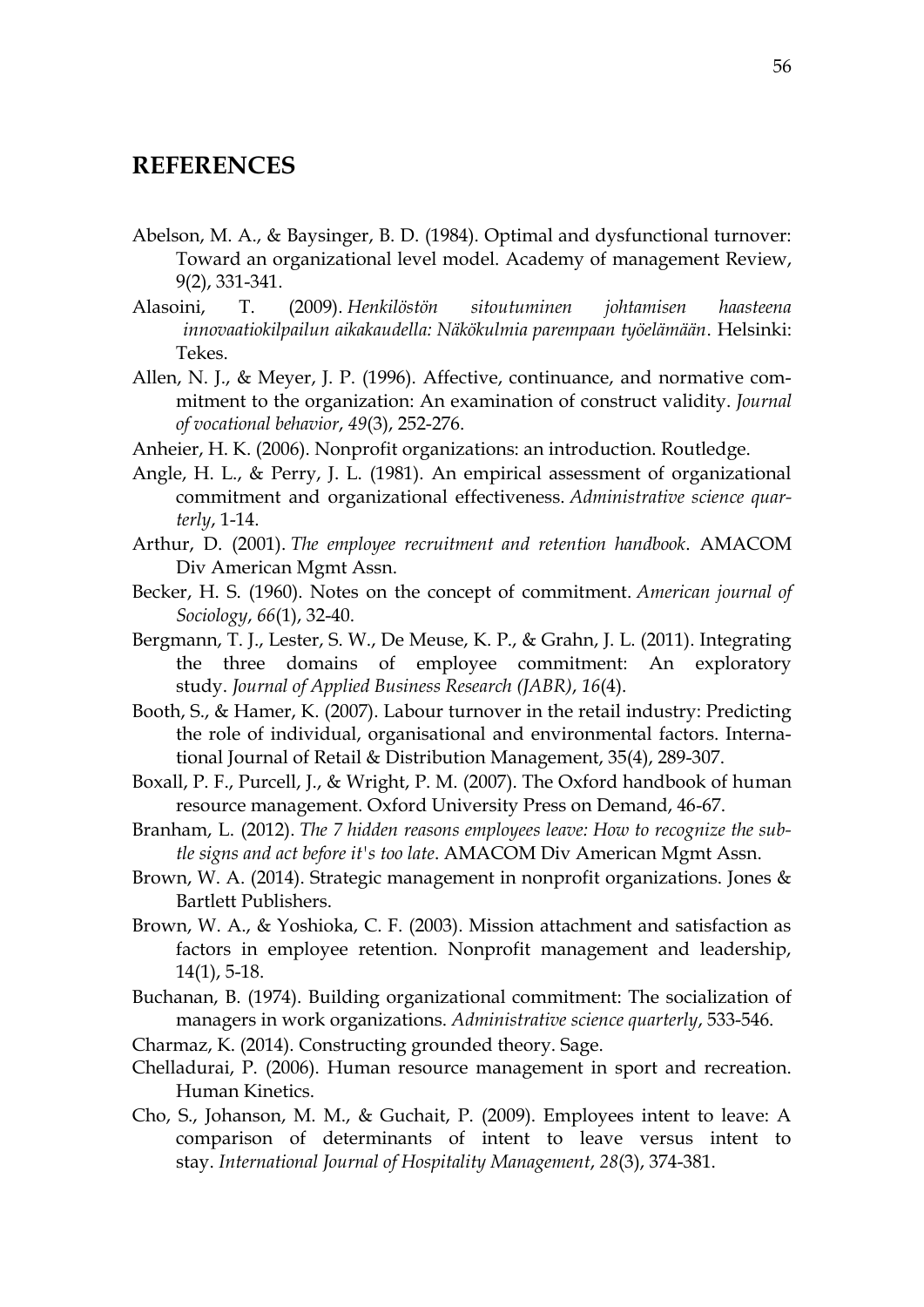# REFERENCES

Abelson, M. A., & Baysinger, B. D. (1984). Optimal and dysfunctional turnover: Toward an organizational level model. Academy of management Review, 9(2), 331-341.

Alasoini, T. (2009). *Henkilöstön sitoutuminen johtamisen haasteena innovaatiokilpailun aikakaudella: Näkökulmia parempaan työelämään*. Helsinki: Tekes.

Allen, N. J., & Meyer, J. P. (1996). Affective, continuance, and normative commitment to the organization: An examination of construct validity. *Journal of vocational behavior*, *49*(3), 252-276.

Anheier, H. K. (2006). Nonprofit organizations: an introduction. Routledge.

Angle, H. L., & Perry, J. L. (1981). An empirical assessment of organizational commitment and organizational effectiveness. *Administrative science quarterly*, 1-14.

Arthur, D. (2001). *The employee recruitment and retention handbook*. AMACOM Div American Mgmt Assn.

Becker, H. S. (1960). Notes on the concept of commitment. *American journal of Sociology*, *66*(1), 32-40.

Bergmann, T. J., Lester, S. W., De Meuse, K. P., & Grahn, J. L. (2011). Integrating the three domains of employee commitment: An exploratory study. *Journal of Applied Business Research (JABR)*, *16*(4).

Booth, S., & Hamer, K. (2007). Labour turnover in the retail industry: Predicting the role of individual, organisational and environmental factors. International Journal of Retail & Distribution Management, 35(4), 289-307.

Boxall, P. F., Purcell, J., & Wright, P. M. (2007). The Oxford handbook of human resource management. Oxford University Press on Demand, 46-67.

Branham, L. (2012). *The 7 hidden reasons employees leave: How to recognize the subtle signs and act before it's too late*. AMACOM Div American Mgmt Assn.

Brown, W. A. (2014). Strategic management in nonprofit organizations. Jones & Bartlett Publishers.

Brown, W. A., & Yoshioka, C. F. (2003). Mission attachment and satisfaction as factors in employee retention. Nonprofit management and leadership, 14(1), 5-18.

Buchanan, B. (1974). Building organizational commitment: The socialization of managers in work organizations. *Administrative science quarterly*, 533-546.

Charmaz, K. (2014). Constructing grounded theory. Sage.

Chelladurai, P. (2006). Human resource management in sport and recreation. Human Kinetics.

Cho, S., Johanson, M. M., & Guchait, P. (2009). Employees intent to leave: A comparison of determinants of intent to leave versus intent to stay. *International Journal of Hospitality Management*, *28*(3), 374-381.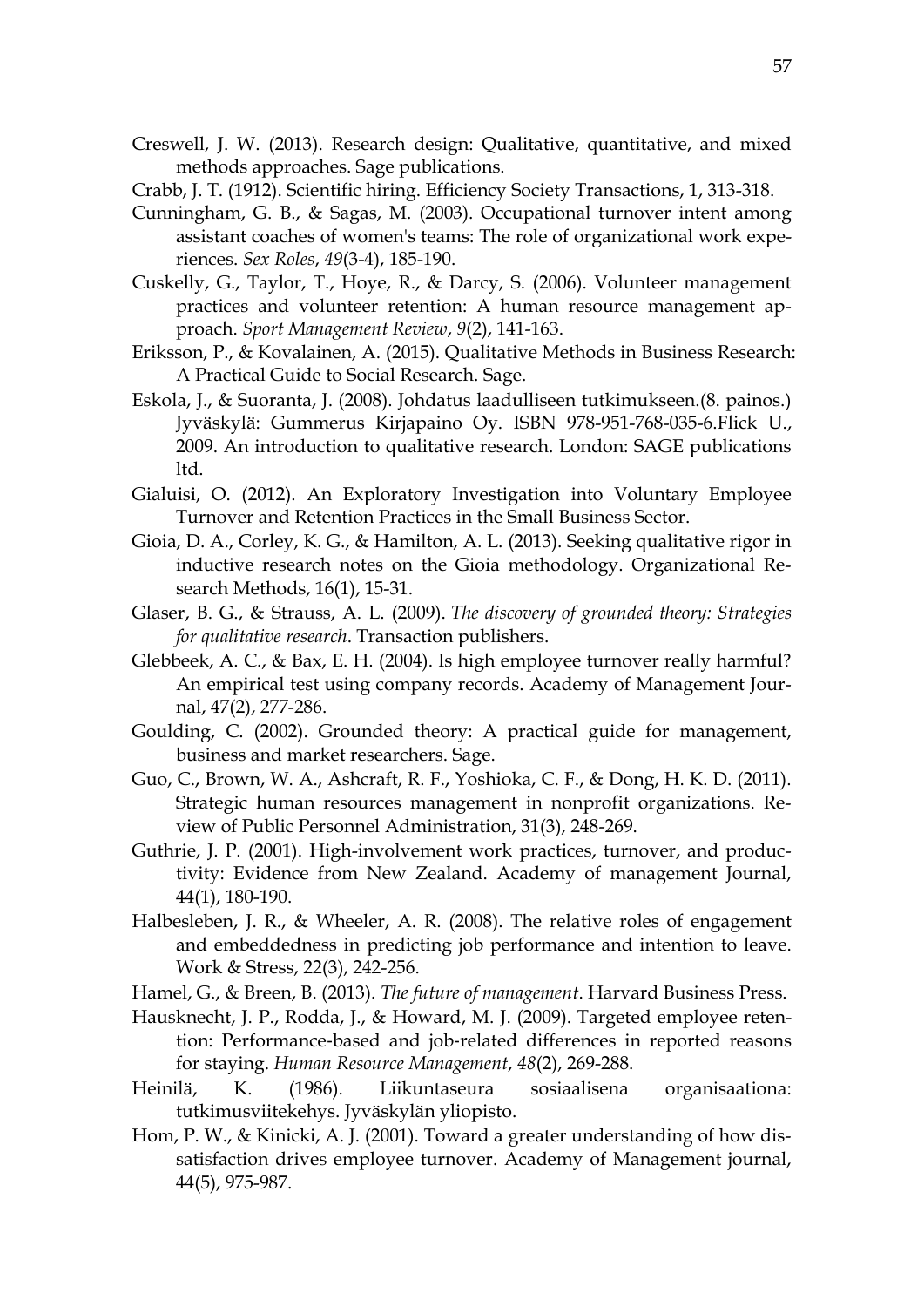Creswell, J. W. (2013). Research design: Qualitative, quantitative, and mixed methods approaches. Sage publications.

Crabb, J. T. (1912). Scientific hiring. Efficiency Society Transactions, 1, 313-318.

Cunningham, G. B., & Sagas, M. (2003). Occupational turnover intent among assistant coaches of women's teams: The role of organizational work experiences. *Sex Roles*, *49*(3-4), 185-190.

Cuskelly, G., Taylor, T., Hoye, R., & Darcy, S. (2006). Volunteer management practices and volunteer retention: A human resource management approach. *Sport Management Review*, *9*(2), 141-163.

Eriksson, P., & Kovalainen, A. (2015). Qualitative Methods in Business Research: A Practical Guide to Social Research. Sage.

Eskola, J., & Suoranta, J. (2008). Johdatus laadulliseen tutkimukseen.(8. painos.) Jyväskylä: Gummerus Kirjapaino Oy. ISBN 978-951-768-035-6.Flick U., 2009. An introduction to qualitative research. London: SAGE publications ltd.

Gialuisi, O. (2012). An Exploratory Investigation into Voluntary Employee Turnover and Retention Practices in the Small Business Sector.

Gioia, D. A., Corley, K. G., & Hamilton, A. L. (2013). Seeking qualitative rigor in inductive research notes on the Gioia methodology. Organizational Research Methods, 16(1), 15-31.

Glaser, B. G., & Strauss, A. L. (2009). *The discovery of grounded theory: Strategies for qualitative research*. Transaction publishers.

Glebbeek, A. C., & Bax, E. H. (2004). Is high employee turnover really harmful? An empirical test using company records. Academy of Management Journal, 47(2), 277-286.

Goulding, C. (2002). Grounded theory: A practical guide for management, business and market researchers. Sage.

Guo, C., Brown, W. A., Ashcraft, R. F., Yoshioka, C. F., & Dong, H. K. D. (2011). Strategic human resources management in nonprofit organizations. Review of Public Personnel Administration, 31(3), 248-269.

Guthrie, J. P. (2001). High-involvement work practices, turnover, and productivity: Evidence from New Zealand. Academy of management Journal, 44(1), 180-190.

Halbesleben, J. R., & Wheeler, A. R. (2008). The relative roles of engagement and embeddedness in predicting job performance and intention to leave. Work & Stress, 22(3), 242-256.

Hamel, G., & Breen, B. (2013). *The future of management*. Harvard Business Press.

Hausknecht, J. P., Rodda, J., & Howard, M. J. (2009). Targeted employee retention: Performance-based and job-related differences in reported reasons for staying. *Human Resource Management*, *48*(2), 269-288.

Heinilä, K. (1986). Liikuntaseura sosiaalisena organisaationa: tutkimusviitekehys. Jyväskylän yliopisto.

Hom, P. W., & Kinicki, A. J. (2001). Toward a greater understanding of how dissatisfaction drives employee turnover. Academy of Management journal, 44(5), 975-987.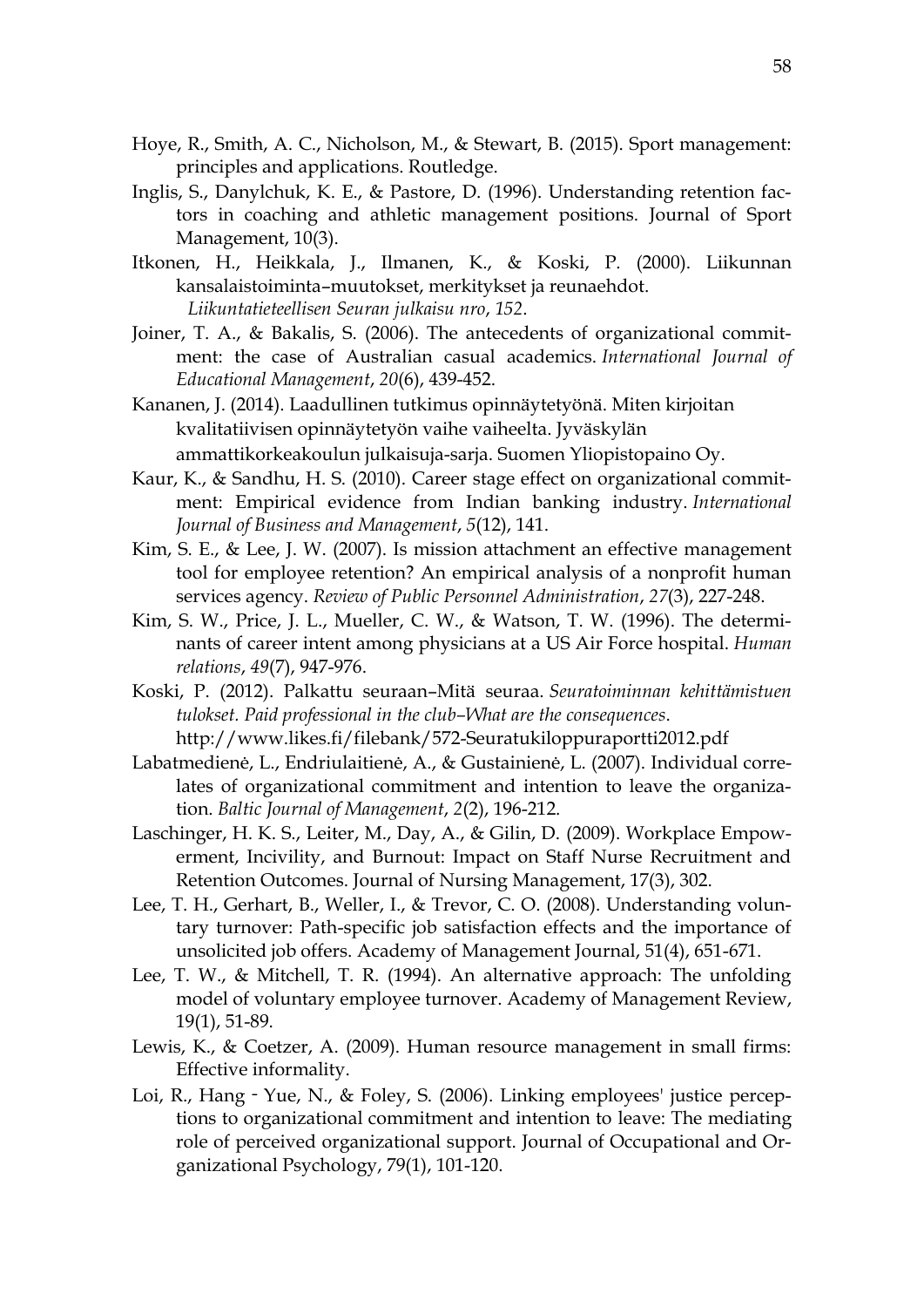Hoye, R., Smith, A. C., Nicholson, M., & Stewart, B. (2015). Sport management: principles and applications. Routledge.

Inglis, S., Danylchuk, K. E., & Pastore, D. (1996). Understanding retention factors in coaching and athletic management positions. Journal of Sport Management, 10(3).

Itkonen, H., Heikkala, J., Ilmanen, K., & Koski, P. (2000). Liikunnan kansalaistoiminta–muutokset, merkitykset ja reunaehdot. *Liikuntatieteellisen Seuran julkaisu nro*, *152*.

Joiner, T. A., & Bakalis, S. (2006). The antecedents of organizational commitment: the case of Australian casual academics. *International Journal of Educational Management*, *20*(6), 439-452.

Kananen, J. (2014). Laadullinen tutkimus opinnäytetyönä. Miten kirjoitan kvalitatiivisen opinnäytetyön vaihe vaiheelta. Jyväskylän ammattikorkeakoulun julkaisuja-sarja. Suomen Yliopistopaino Oy.

Kaur, K., & Sandhu, H. S. (2010). Career stage effect on organizational commitment: Empirical evidence from Indian banking industry. *International Journal of Business and Management*, *5*(12), 141.

Kim, S. E., & Lee, J. W. (2007). Is mission attachment an effective management tool for employee retention? An empirical analysis of a nonprofit human services agency. *Review of Public Personnel Administration*, *27*(3), 227-248.

Kim, S. W., Price, J. L., Mueller, C. W., & Watson, T. W. (1996). The determinants of career intent among physicians at a US Air Force hospital. *Human relations*, *49*(7), 947-976.

Koski, P. (2012). Palkattu seuraan–Mitä seuraa. *Seuratoiminnan kehittämistuen tulokset. Paid professional in the club–What are the consequences*. http://www.likes.fi/filebank/572-Seuratukiloppuraportti2012.pdf

Labatmedienė, L., Endriulaitienė, A., & Gustainienė, L. (2007). Individual correlates of organizational commitment and intention to leave the organization. *Baltic Journal of Management*, *2*(2), 196-212.

Laschinger, H. K. S., Leiter, M., Day, A., & Gilin, D. (2009). Workplace Empowerment, Incivility, and Burnout: Impact on Staff Nurse Recruitment and Retention Outcomes. Journal of Nursing Management, 17(3), 302.

Lee, T. H., Gerhart, B., Weller, I., & Trevor, C. O. (2008). Understanding voluntary turnover: Path-specific job satisfaction effects and the importance of unsolicited job offers. Academy of Management Journal, 51(4), 651-671.

Lee, T. W., & Mitchell, T. R. (1994). An alternative approach: The unfolding model of voluntary employee turnover. Academy of Management Review, 19(1), 51-89.

Lewis, K., & Coetzer, A. (2009). Human resource management in small firms: Effective informality.

Loi, R., Hang‐Yue, N., & Foley, S. (2006). Linking employees' justice perceptions to organizational commitment and intention to leave: The mediating role of perceived organizational support. Journal of Occupational and Organizational Psychology, 79(1), 101-120.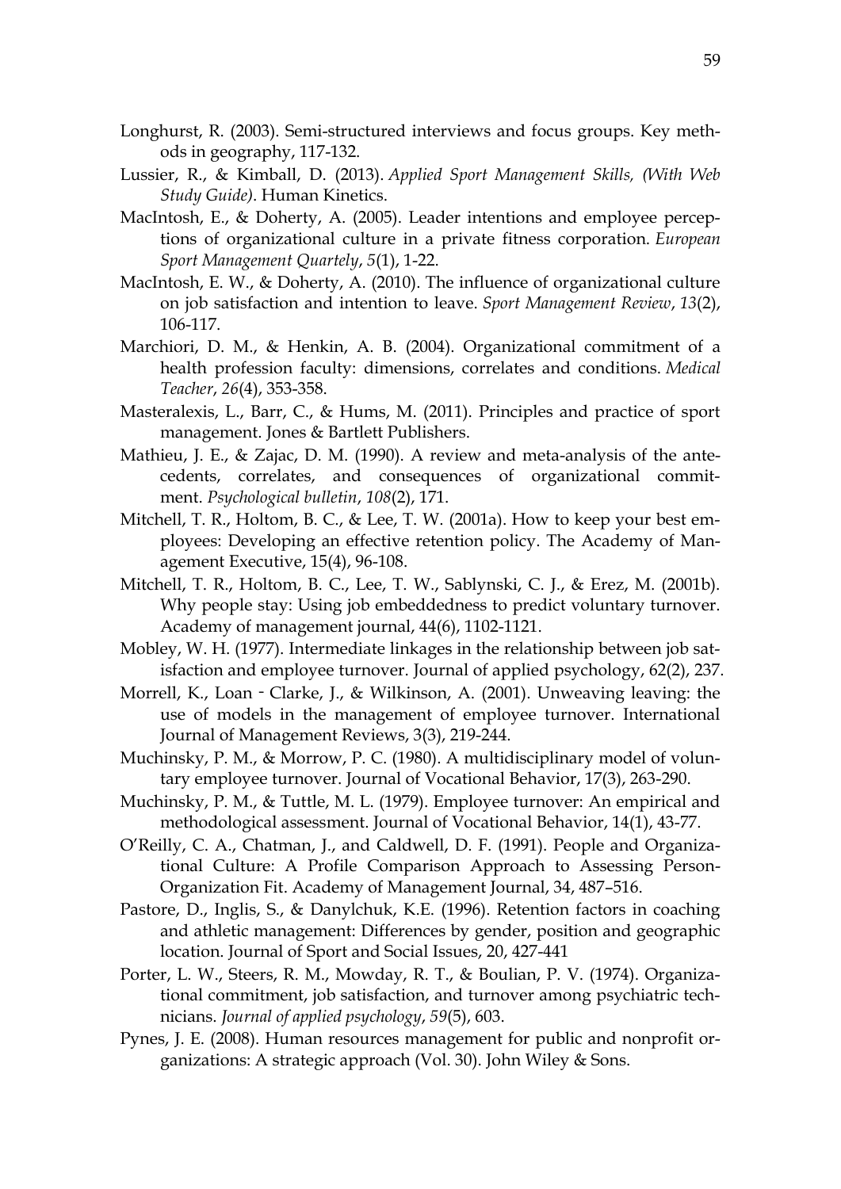Longhurst, R. (2003). Semi-structured interviews and focus groups. Key methods in geography, 117-132.

Lussier, R., & Kimball, D. (2013). *Applied Sport Management Skills, (With Web Study Guide)*. Human Kinetics.

MacIntosh, E., & Doherty, A. (2005). Leader intentions and employee perceptions of organizational culture in a private fitness corporation. *European Sport Management Quartely*, *5*(1), 1-22.

MacIntosh, E. W., & Doherty, A. (2010). The influence of organizational culture on job satisfaction and intention to leave. *Sport Management Review*, *13*(2), 106-117.

Marchiori, D. M., & Henkin, A. B. (2004). Organizational commitment of a health profession faculty: dimensions, correlates and conditions. *Medical Teacher*, *26*(4), 353-358.

Masteralexis, L., Barr, C., & Hums, M. (2011). Principles and practice of sport management. Jones & Bartlett Publishers.

Mathieu, J. E., & Zajac, D. M. (1990). A review and meta-analysis of the antecedents, correlates, and consequences of organizational commitment. *Psychological bulletin*, *108*(2), 171.

Mitchell, T. R., Holtom, B. C., & Lee, T. W. (2001a). How to keep your best employees: Developing an effective retention policy. The Academy of Management Executive, 15(4), 96-108.

Mitchell, T. R., Holtom, B. C., Lee, T. W., Sablynski, C. J., & Erez, M. (2001b). Why people stay: Using job embeddedness to predict voluntary turnover. Academy of management journal, 44(6), 1102-1121.

Mobley, W. H. (1977). Intermediate linkages in the relationship between job satisfaction and employee turnover. Journal of applied psychology, 62(2), 237.

Morrell, K., Loan‐Clarke, J., & Wilkinson, A. (2001). Unweaving leaving: the use of models in the management of employee turnover. International Journal of Management Reviews, 3(3), 219-244.

Muchinsky, P. M., & Morrow, P. C. (1980). A multidisciplinary model of voluntary employee turnover. Journal of Vocational Behavior, 17(3), 263-290.

Muchinsky, P. M., & Tuttle, M. L. (1979). Employee turnover: An empirical and methodological assessment. Journal of Vocational Behavior, 14(1), 43-77.

O'Reilly, C. A., Chatman, J., and Caldwell, D. F. (1991). People and Organizational Culture: A Profile Comparison Approach to Assessing Person-Organization Fit. Academy of Management Journal, 34, 487–516.

Pastore, D., Inglis, S., & Danylchuk, K.E. (1996). Retention factors in coaching and athletic management: Differences by gender, position and geographic location. Journal of Sport and Social Issues, 20, 427-441

Porter, L. W., Steers, R. M., Mowday, R. T., & Boulian, P. V. (1974). Organizational commitment, job satisfaction, and turnover among psychiatric technicians. *Journal of applied psychology*, *59*(5), 603.

Pynes, J. E. (2008). Human resources management for public and nonprofit organizations: A strategic approach (Vol. 30). John Wiley & Sons.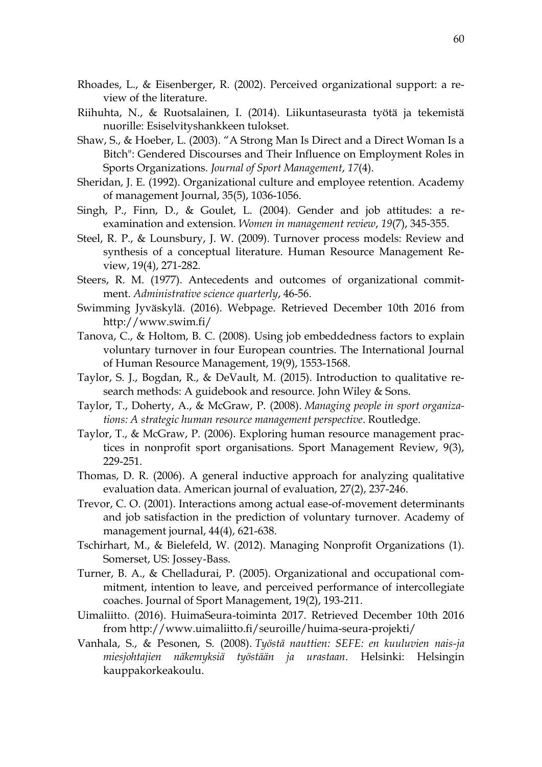Rhoades, L., & Eisenberger, R. (2002). Perceived organizational support: a review of the literature.

Riihuhta, N., & Ruotsalainen, I. (2014). Liikuntaseurasta työtä ja tekemistä nuorille: Esiselvityshankkeen tulokset.

Shaw, S., & Hoeber, L. (2003). "A Strong Man Is Direct and a Direct Woman Is a Bitch": Gendered Discourses and Their Influence on Employment Roles in Sports Organizations. *Journal of Sport Management*, *17*(4).

Sheridan, J. E. (1992). Organizational culture and employee retention. Academy of management Journal, 35(5), 1036-1056.

Singh, P., Finn, D., & Goulet, L. (2004). Gender and job attitudes: a re-examination and extension. *Women in management review*, *19*(7), 345-355.

Steel, R. P., & Lounsbury, J. W. (2009). Turnover process models: Review and synthesis of a conceptual literature. Human Resource Management Review, 19(4), 271-282.

Steers, R. M. (1977). Antecedents and outcomes of organizational commitment. *Administrative science quarterly*, 46-56.

Swimming Jyväskylä. (2016). Webpage. Retrieved December 10th 2016 from http://www.swim.fi/

Tanova, C., & Holtom, B. C. (2008). Using job embeddedness factors to explain voluntary turnover in four European countries. The International Journal of Human Resource Management, 19(9), 1553-1568.

Taylor, S. J., Bogdan, R., & DeVault, M. (2015). Introduction to qualitative research methods: A guidebook and resource. John Wiley & Sons.

Taylor, T., Doherty, A., & McGraw, P. (2008). *Managing people in sport organizations: A strategic human resource management perspective*. Routledge.

Taylor, T., & McGraw, P. (2006). Exploring human resource management practices in nonprofit sport organisations. Sport Management Review, 9(3), 229-251.

Thomas, D. R. (2006). A general inductive approach for analyzing qualitative evaluation data. American journal of evaluation, 27(2), 237-246.

Trevor, C. O. (2001). Interactions among actual ease-of-movement determinants and job satisfaction in the prediction of voluntary turnover. Academy of management journal, 44(4), 621-638.

Tschirhart, M., & Bielefeld, W. (2012). Managing Nonprofit Organizations (1). Somerset, US: Jossey-Bass.

Turner, B. A., & Chelladurai, P. (2005). Organizational and occupational commitment, intention to leave, and perceived performance of intercollegiate coaches. Journal of Sport Management, 19(2), 193-211.

Uimaliitto. (2016). HuimaSeura-toiminta 2017. Retrieved December 10th 2016 from http://www.uimaliitto.fi/seuroille/huima-seura-projekti/

Vanhala, S., & Pesonen, S. (2008). *Työstä nauttien: SEFE: en kuuluvien nais-ja miesjohtajien näkemyksiä työstään ja urastaan*. Helsinki: Helsingin kauppakorkeakoulu.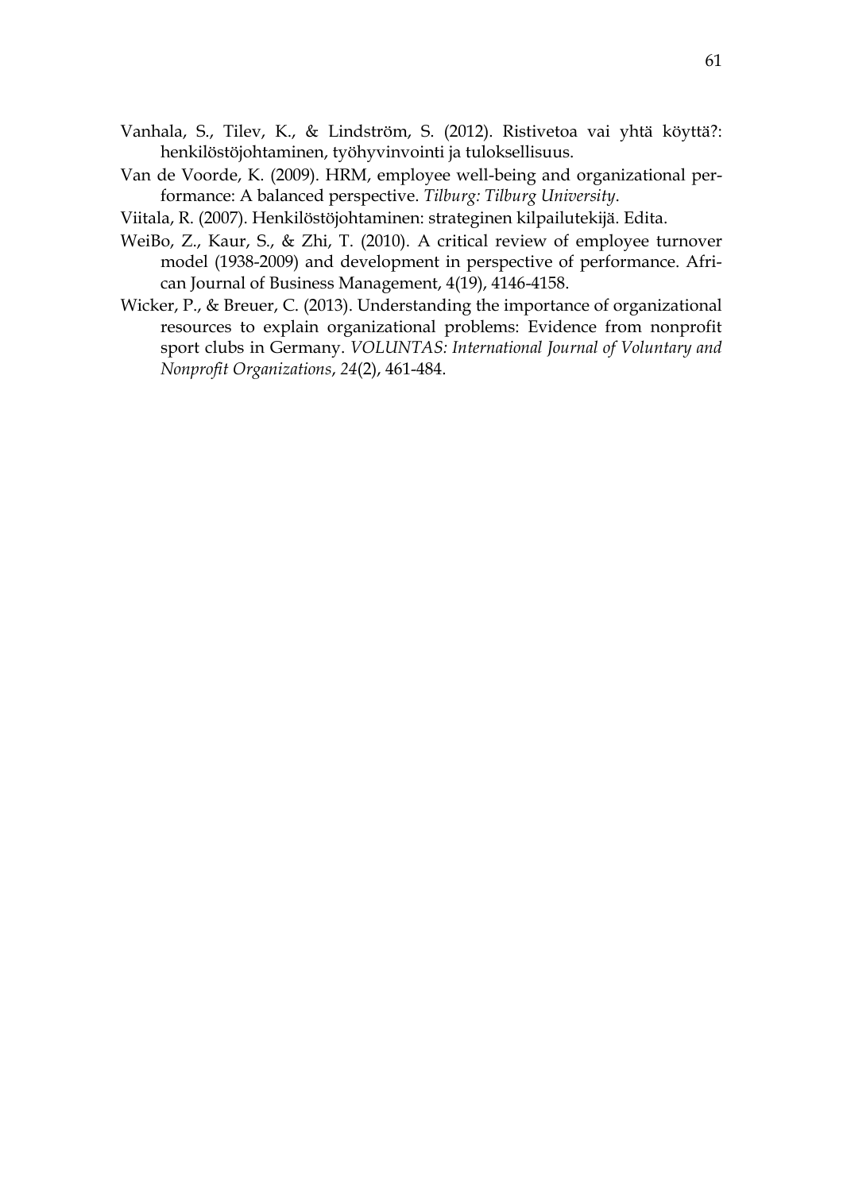Vanhala, S., Tilev, K., & Lindström, S. (2012). Ristivetoa vai yhtä köyttä?: henkilöstöjohtaminen, työhyvinvointi ja tuloksellisuus.

Van de Voorde, K. (2009). HRM, employee well-being and organizational performance: A balanced perspective. *Tilburg: Tilburg University*.

Viitala, R. (2007). Henkilöstöjohtaminen: strateginen kilpailutekijä. Edita.

WeiBo, Z., Kaur, S., & Zhi, T. (2010). A critical review of employee turnover model (1938-2009) and development in perspective of performance. African Journal of Business Management, 4(19), 4146-4158.

Wicker, P., & Breuer, C. (2013). Understanding the importance of organizational resources to explain organizational problems: Evidence from nonprofit sport clubs in Germany. *VOLUNTAS: International Journal of Voluntary and Nonprofit Organizations*, *24*(2), 461-484.